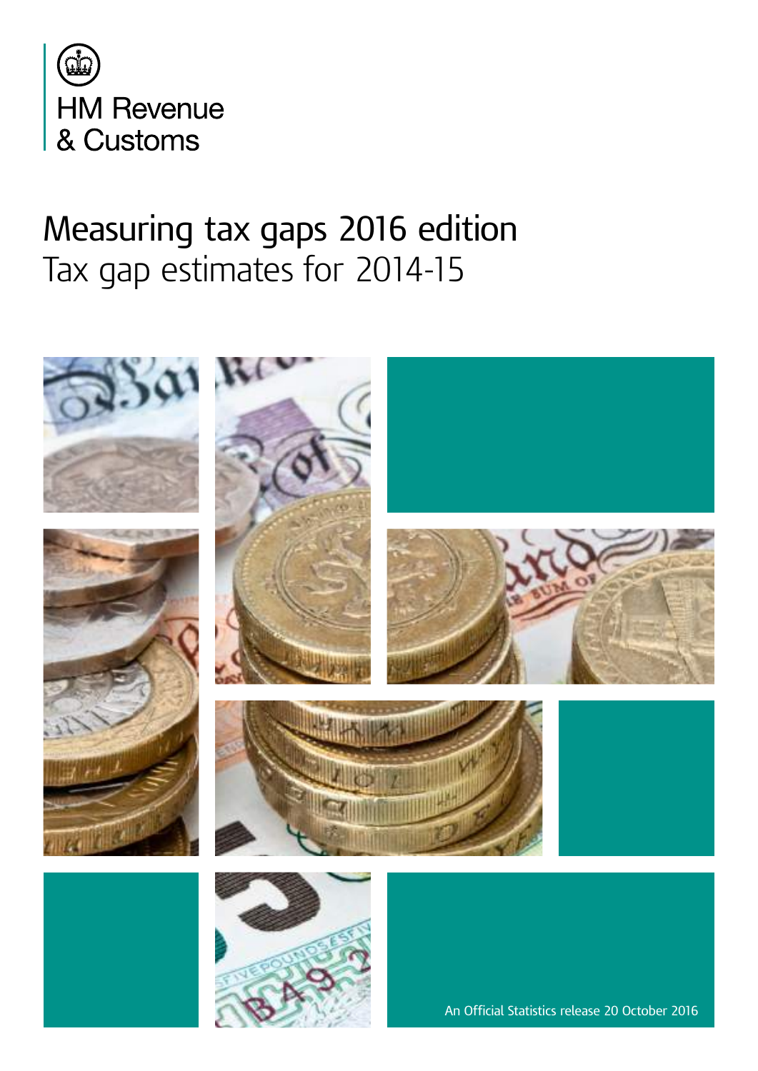HM Revenue & Customs

# Measuring tax gaps 2016 edition

## Tax gap estimates for 2014-15

An Official Statistics release 20 October 2016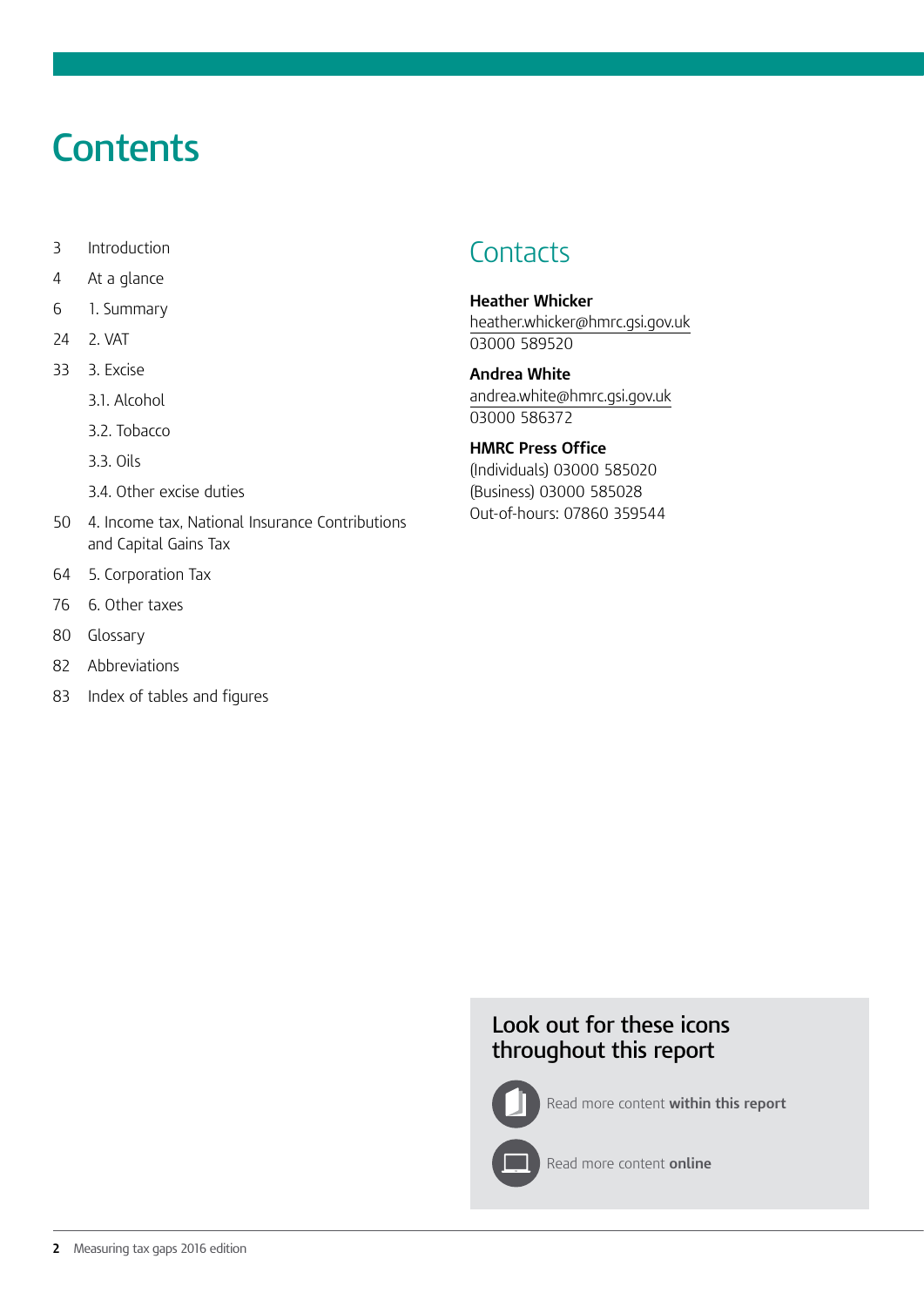# Contents

- 3 Introduction
- 4 At a glance
- 6 1. Summary
- 24 2. VAT
- 33 3. Excise
  - 3.1. Alcohol
  - 3.2. Tobacco
  - 3.3. Oils
  - 3.4. Other excise duties
- 50 4. Income tax, National Insurance Contributions and Capital Gains Tax
- 64 5. Corporation Tax
- 76 6. Other taxes
- 80 Glossary
- 82 Abbreviations
- 83 Index of tables and figures

## Contacts

**Heather Whicker**
heather.whicker@hmrc.gsi.gov.uk
03000 589520

**Andrea White**
andrea.white@hmrc.gsi.gov.uk
03000 586372

**HMRC Press Office**
(Individuals) 03000 585020
(Business) 03000 585028
Out-of-hours: 07860 359544

### Look out for these icons throughout this report

Read more content **within this report**

Read more content **online**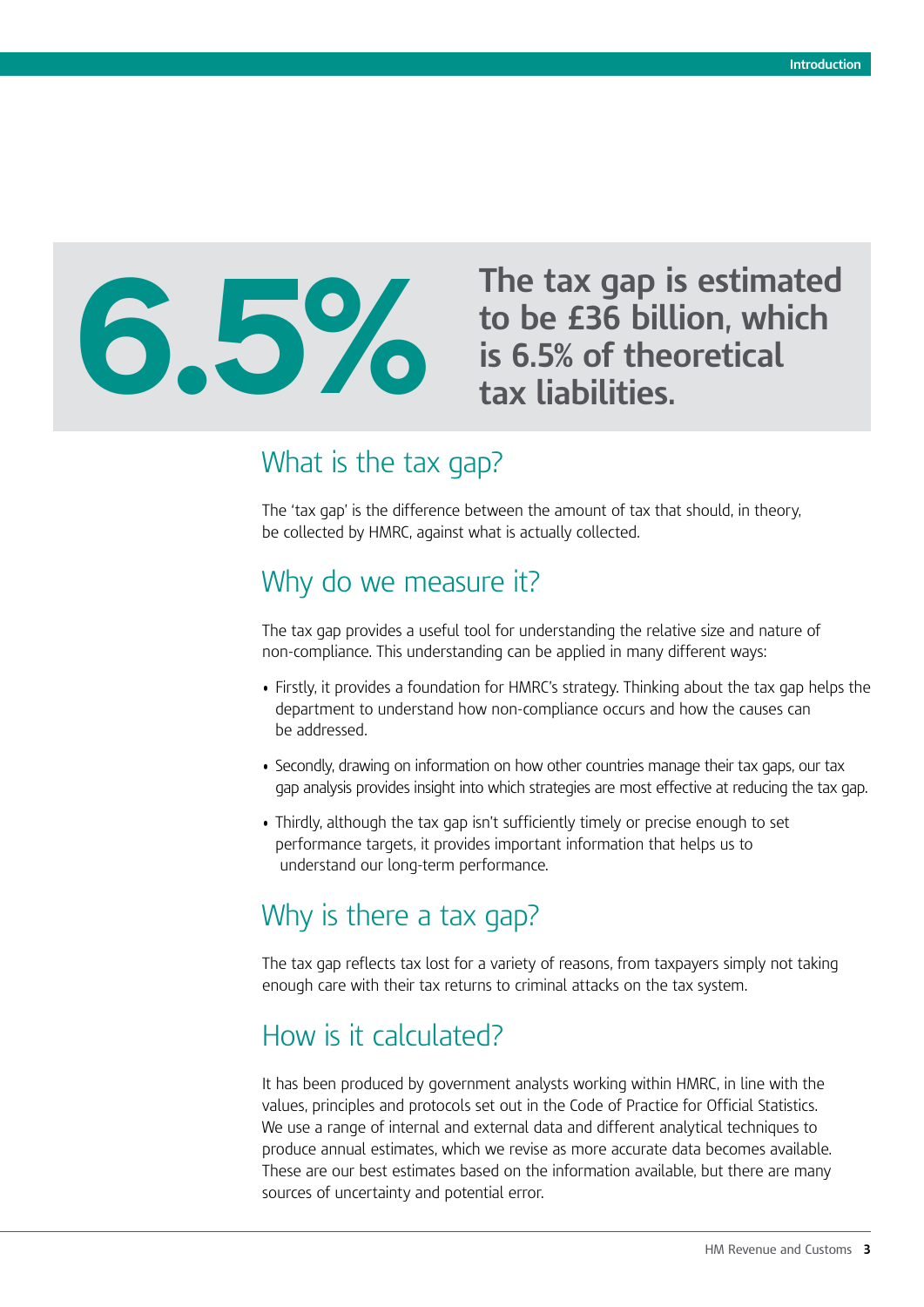**6.5%**

**The tax gap is estimated to be £36 billion, which is 6.5% of theoretical tax liabilities.**

## What is the tax gap?

The 'tax gap' is the difference between the amount of tax that should, in theory, be collected by HMRC, against what is actually collected.

## Why do we measure it?

The tax gap provides a useful tool for understanding the relative size and nature of non-compliance. This understanding can be applied in many different ways:

- Firstly, it provides a foundation for HMRC's strategy. Thinking about the tax gap helps the department to understand how non-compliance occurs and how the causes can be addressed.
- Secondly, drawing on information on how other countries manage their tax gaps, our tax gap analysis provides insight into which strategies are most effective at reducing the tax gap.
- Thirdly, although the tax gap isn't sufficiently timely or precise enough to set performance targets, it provides important information that helps us to understand our long-term performance.

## Why is there a tax gap?

The tax gap reflects tax lost for a variety of reasons, from taxpayers simply not taking enough care with their tax returns to criminal attacks on the tax system.

## How is it calculated?

It has been produced by government analysts working within HMRC, in line with the values, principles and protocols set out in the Code of Practice for Official Statistics. We use a range of internal and external data and different analytical techniques to produce annual estimates, which we revise as more accurate data becomes available. These are our best estimates based on the information available, but there are many sources of uncertainty and potential error.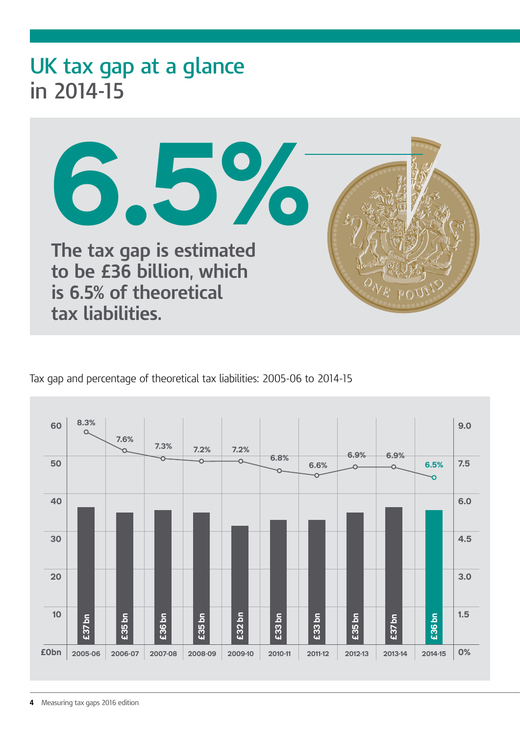# UK tax gap at a glance in 2014-15

**6.5%**

**The tax gap is estimated to be £36 billion, which is 6.5% of theoretical tax liabilities.**

Tax gap and percentage of theoretical tax liabilities: 2005-06 to 2014-15

| Year | Tax gap | Percentage of theoretical tax liabilities |
|---|---|---|
| 2005-06 | £37 bn | 8.3% |
| 2006-07 | £35 bn | 7.6% |
| 2007-08 | £36 bn | 7.3% |
| 2008-09 | £35 bn | 7.2% |
| 2009-10 | £32 bn | 7.2% |
| 2010-11 | £33 bn | 6.8% |
| 2011-12 | £33 bn | 6.6% |
| 2012-13 | £35 bn | 6.9% |
| 2013-14 | £37 bn | 6.9% |
| 2014-15 | £36 bn | 6.5% |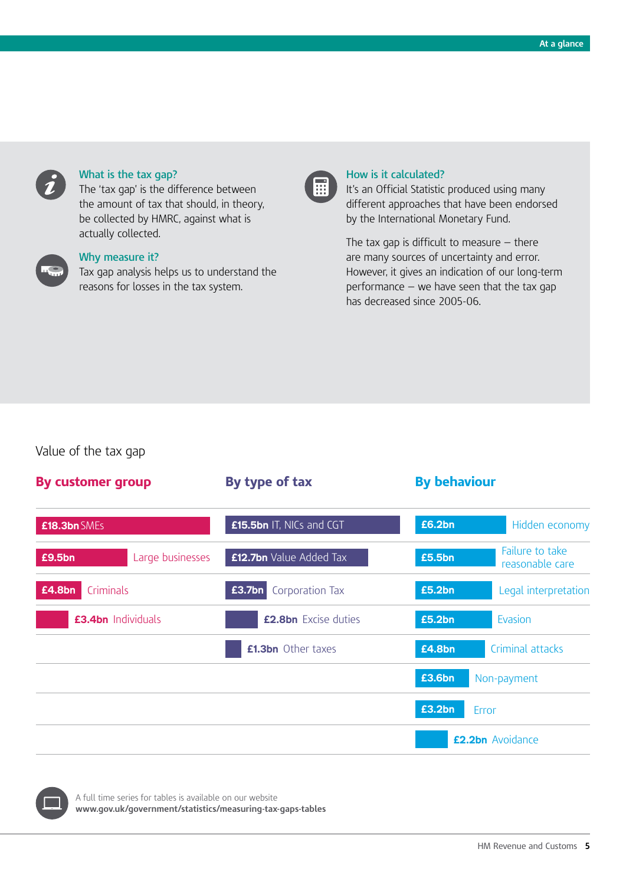## What is the tax gap?

The 'tax gap' is the difference between the amount of tax that should, in theory, be collected by HMRC, against what is actually collected.

## Why measure it?

Tax gap analysis helps us to understand the reasons for losses in the tax system.

## How is it calculated?

It's an Official Statistic produced using many different approaches that have been endorsed by the International Monetary Fund.

The tax gap is difficult to measure – there are many sources of uncertainty and error. However, it gives an indication of our long-term performance – we have seen that the tax gap has decreased since 2005-06.

## Value of the tax gap

### By customer group

| Value | Customer group |
|---|---|
| £18.3bn | SMEs |
| £9.5bn | Large businesses |
| £4.8bn | Criminals |
| £3.4bn | Individuals |

### By type of tax

| Value | Type of tax |
|---|---|
| £15.5bn | IT, NICs and CGT |
| £12.7bn | Value Added Tax |
| £3.7bn | Corporation Tax |
| £2.8bn | Excise duties |
| £1.3bn | Other taxes |

### By behaviour

| Value | Behaviour |
|---|---|
| £6.2bn | Hidden economy |
| £5.5bn | Failure to take reasonable care |
| £5.2bn | Legal interpretation |
| £5.2bn | Evasion |
| £4.8bn | Criminal attacks |
| £3.6bn | Non-payment |
| £3.2bn | Error |
| £2.2bn | Avoidance |

A full time series for tables is available on our website
**www.gov.uk/government/statistics/measuring-tax-gaps-tables**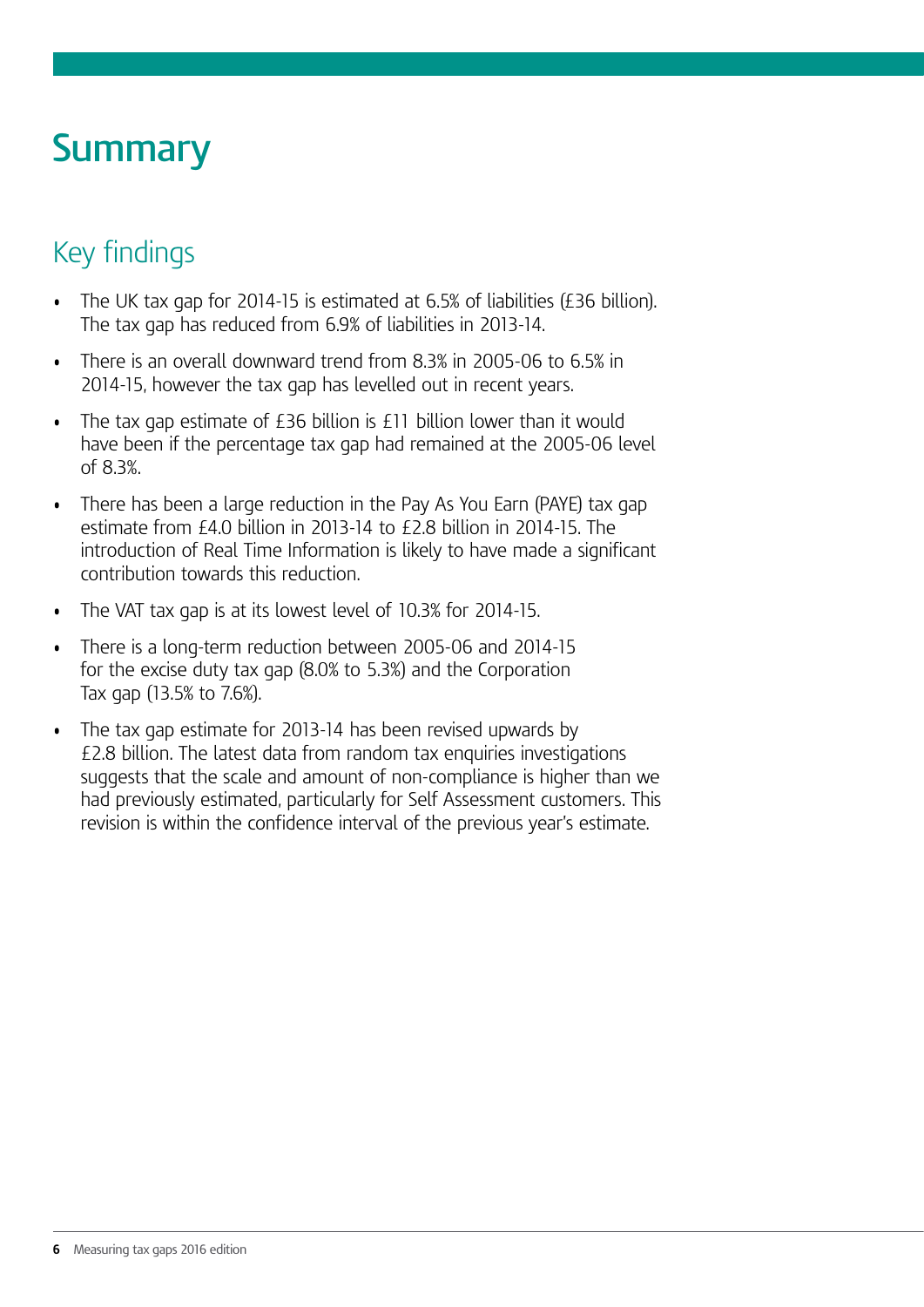# Summary

## Key findings

- The UK tax gap for 2014-15 is estimated at 6.5% of liabilities (£36 billion). The tax gap has reduced from 6.9% of liabilities in 2013-14.
- There is an overall downward trend from 8.3% in 2005-06 to 6.5% in 2014-15, however the tax gap has levelled out in recent years.
- The tax gap estimate of £36 billion is £11 billion lower than it would have been if the percentage tax gap had remained at the 2005-06 level of 8.3%.
- There has been a large reduction in the Pay As You Earn (PAYE) tax gap estimate from £4.0 billion in 2013-14 to £2.8 billion in 2014-15. The introduction of Real Time Information is likely to have made a significant contribution towards this reduction.
- The VAT tax gap is at its lowest level of 10.3% for 2014-15.
- There is a long-term reduction between 2005-06 and 2014-15 for the excise duty tax gap (8.0% to 5.3%) and the Corporation Tax gap (13.5% to 7.6%).
- The tax gap estimate for 2013-14 has been revised upwards by £2.8 billion. The latest data from random tax enquiries investigations suggests that the scale and amount of non-compliance is higher than we had previously estimated, particularly for Self Assessment customers. This revision is within the confidence interval of the previous year's estimate.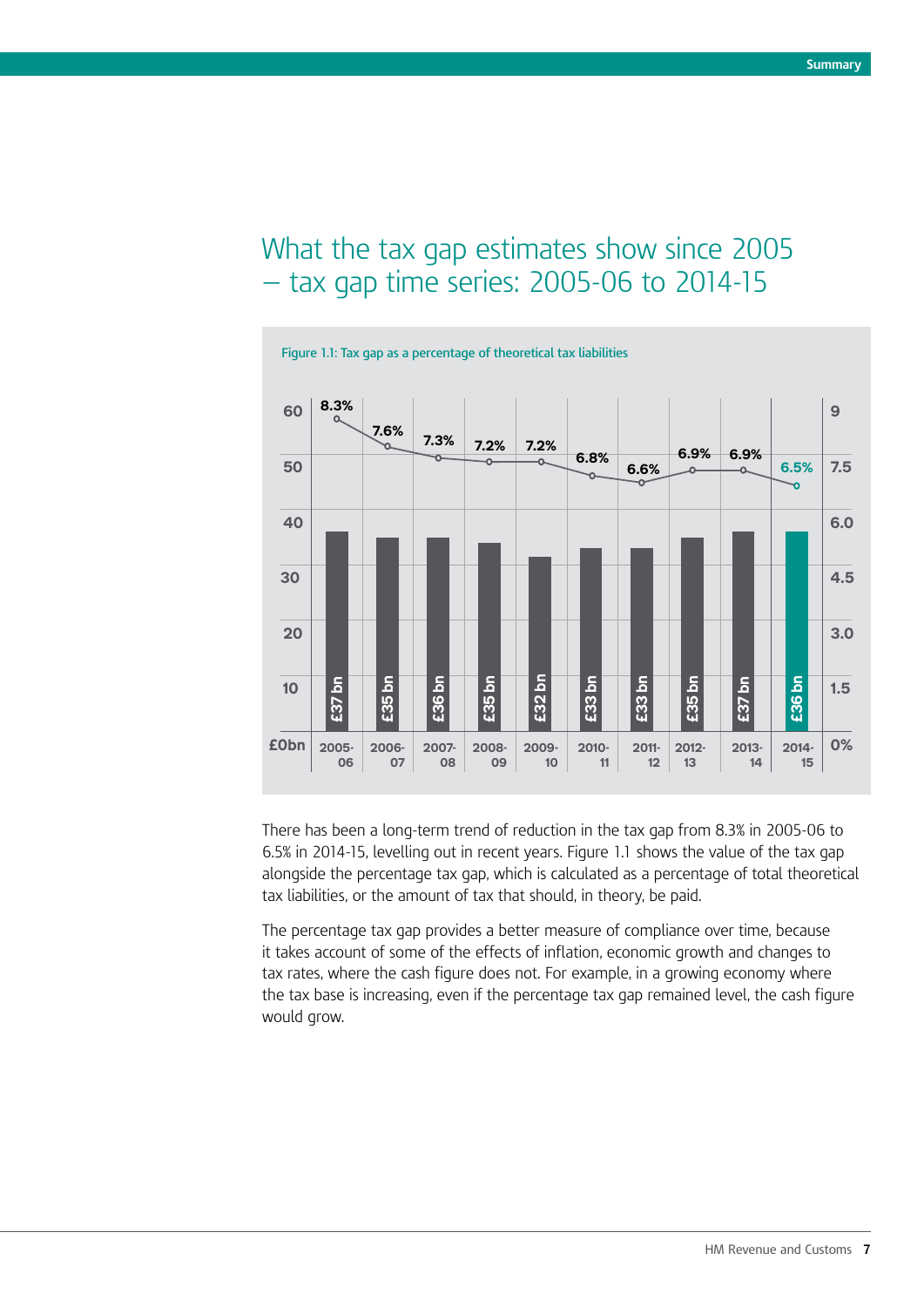# What the tax gap estimates show since 2005 – tax gap time series: 2005-06 to 2014-15

Figure 1.1: Tax gap as a percentage of theoretical tax liabilities

| Year | Tax gap (£bn) | Tax gap (%) |
|---|---|---|
| 2005-06 | £37 bn | 8.3% |
| 2006-07 | £35 bn | 7.6% |
| 2007-08 | £36 bn | 7.3% |
| 2008-09 | £35 bn | 7.2% |
| 2009-10 | £32 bn | 7.2% |
| 2010-11 | £33 bn | 6.8% |
| 2011-12 | £33 bn | 6.6% |
| 2012-13 | £35 bn | 6.9% |
| 2013-14 | £37 bn | 6.9% |
| 2014-15 | £36 bn | 6.5% |

There has been a long-term trend of reduction in the tax gap from 8.3% in 2005-06 to 6.5% in 2014-15, levelling out in recent years. Figure 1.1 shows the value of the tax gap alongside the percentage tax gap, which is calculated as a percentage of total theoretical tax liabilities, or the amount of tax that should, in theory, be paid.

The percentage tax gap provides a better measure of compliance over time, because it takes account of some of the effects of inflation, economic growth and changes to tax rates, where the cash figure does not. For example, in a growing economy where the tax base is increasing, even if the percentage tax gap remained level, the cash figure would grow.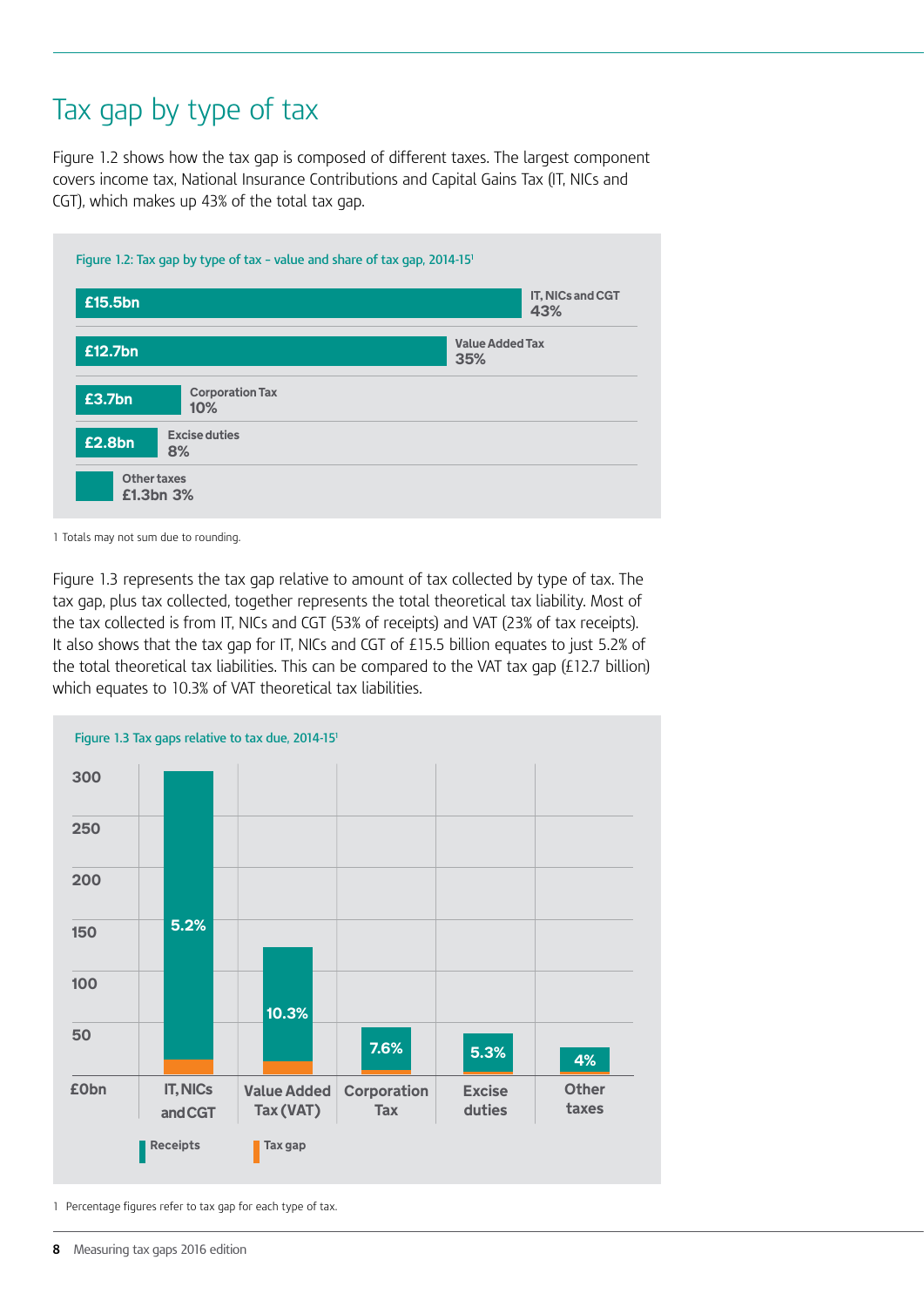# Tax gap by type of tax

Figure 1.2 shows how the tax gap is composed of different taxes. The largest component covers income tax, National Insurance Contributions and Capital Gains Tax (IT, NICs and CGT), which makes up 43% of the total tax gap.

Figure 1.2: Tax gap by type of tax – value and share of tax gap, 2014-15[1]

| Type of tax | Value | Share |
|---|---|---|
| IT, NICs and CGT | £15.5bn | 43% |
| Value Added Tax | £12.7bn | 35% |
| Corporation Tax | £3.7bn | 10% |
| Excise duties | £2.8bn | 8% |
| Other taxes | £1.3bn | 3% |

1 Totals may not sum due to rounding.

Figure 1.3 represents the tax gap relative to amount of tax collected by type of tax. The tax gap, plus tax collected, together represents the total theoretical tax liability. Most of the tax collected is from IT, NICs and CGT (53% of receipts) and VAT (23% of tax receipts). It also shows that the tax gap for IT, NICs and CGT of £15.5 billion equates to just 5.2% of the total theoretical tax liabilities. This can be compared to the VAT tax gap (£12.7 billion) which equates to 10.3% of VAT theoretical tax liabilities.

Figure 1.3 Tax gaps relative to tax due, 2014-15[1]

| Type of tax | Tax gap (%) |
|---|---|
| IT, NICs and CGT | 5.2% |
| Value Added Tax (VAT) | 10.3% |
| Corporation Tax | 7.6% |
| Excise duties | 5.3% |
| Other taxes | 4% |

Legend: Receipts; Tax gap. Axis: £0bn to 300.

1 Percentage figures refer to tax gap for each type of tax.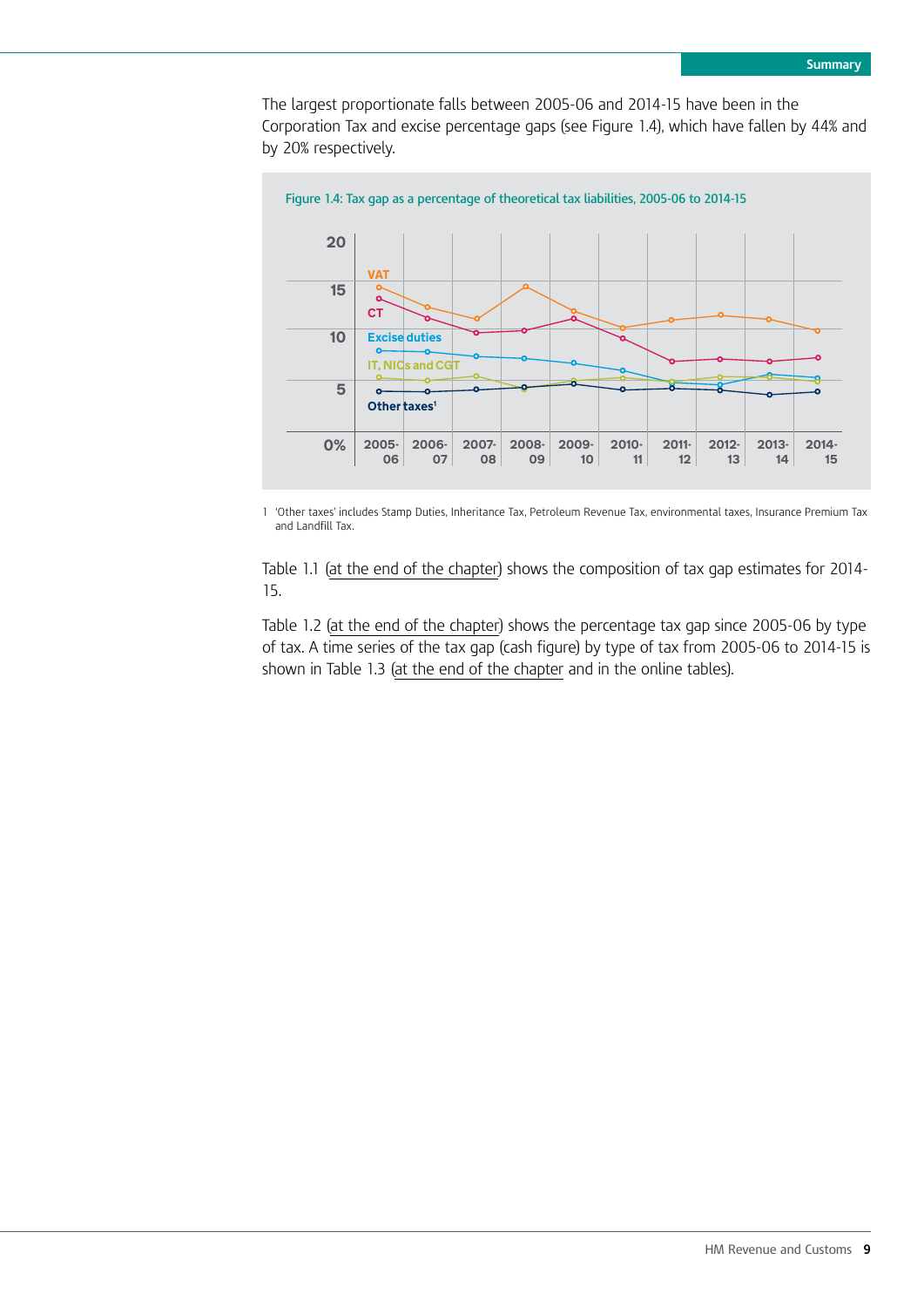The largest proportionate falls between 2005-06 and 2014-15 have been in the Corporation Tax and excise percentage gaps (see Figure 1.4), which have fallen by 44% and by 20% respectively.

Figure 1.4: Tax gap as a percentage of theoretical tax liabilities, 2005-06 to 2014-15

1 'Other taxes' includes Stamp Duties, Inheritance Tax, Petroleum Revenue Tax, environmental taxes, Insurance Premium Tax and Landfill Tax.

Table 1.1 (at the end of the chapter) shows the composition of tax gap estimates for 2014-15.

Table 1.2 (at the end of the chapter) shows the percentage tax gap since 2005-06 by type of tax. A time series of the tax gap (cash figure) by type of tax from 2005-06 to 2014-15 is shown in Table 1.3 (at the end of the chapter and in the online tables).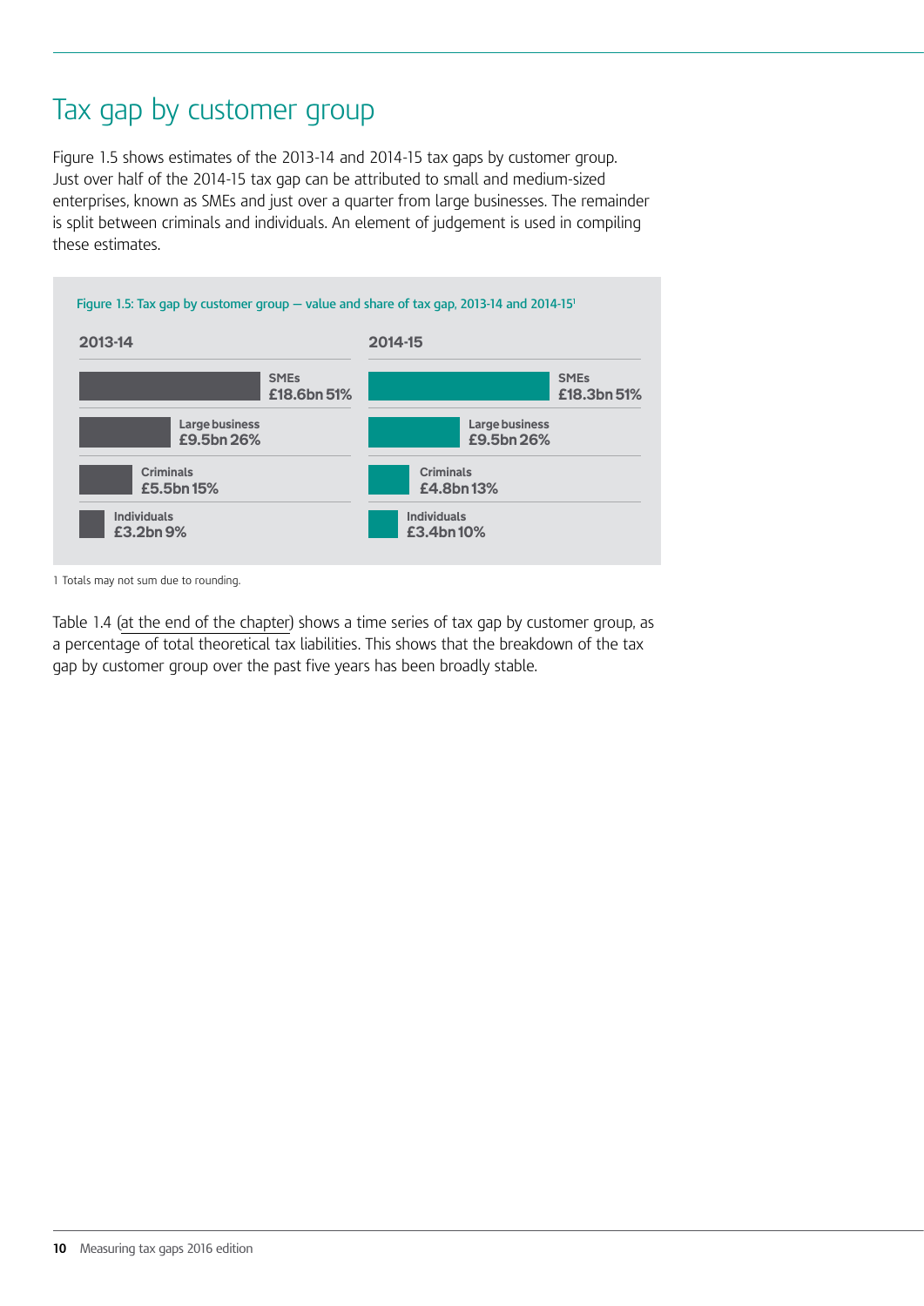# Tax gap by customer group

Figure 1.5 shows estimates of the 2013-14 and 2014-15 tax gaps by customer group. Just over half of the 2014-15 tax gap can be attributed to small and medium-sized enterprises, known as SMEs and just over a quarter from large businesses. The remainder is split between criminals and individuals. An element of judgement is used in compiling these estimates.

Figure 1.5: Tax gap by customer group – value and share of tax gap, 2013-14 and 2014-15[1]

| Customer group | 2013-14 | 2014-15 |
|---|---|---|
| SMEs | £18.6bn 51% | £18.3bn 51% |
| Large business | £9.5bn 26% | £9.5bn 26% |
| Criminals | £5.5bn 15% | £4.8bn 13% |
| Individuals | £3.2bn 9% | £3.4bn 10% |

1 Totals may not sum due to rounding.

Table 1.4 (at the end of the chapter) shows a time series of tax gap by customer group, as a percentage of total theoretical tax liabilities. This shows that the breakdown of the tax gap by customer group over the past five years has been broadly stable.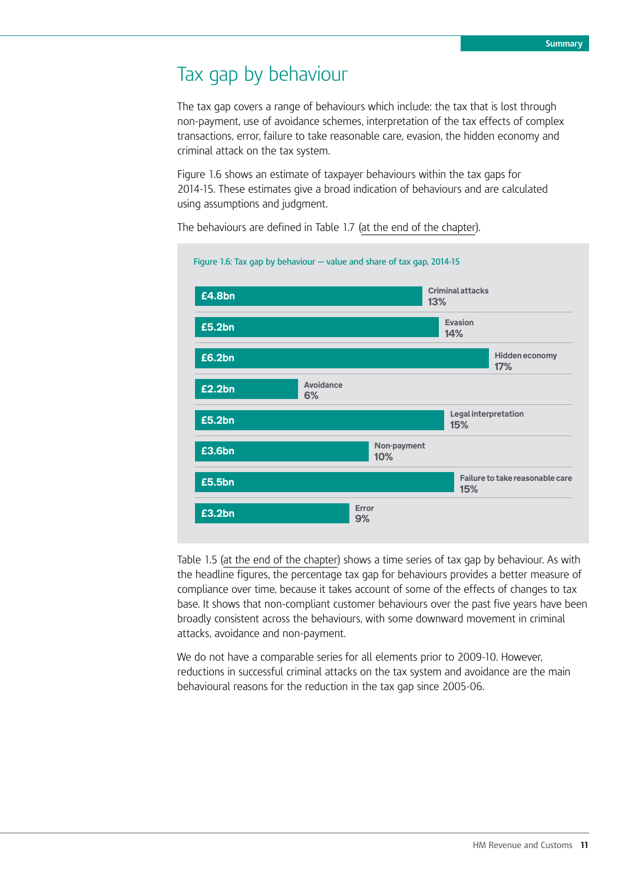# Tax gap by behaviour

The tax gap covers a range of behaviours which include: the tax that is lost through non-payment, use of avoidance schemes, interpretation of the tax effects of complex transactions, error, failure to take reasonable care, evasion, the hidden economy and criminal attack on the tax system.

Figure 1.6 shows an estimate of taxpayer behaviours within the tax gaps for 2014-15. These estimates give a broad indication of behaviours and are calculated using assumptions and judgment.

The behaviours are defined in Table 1.7 (at the end of the chapter).

Figure 1.6: Tax gap by behaviour – value and share of tax gap, 2014-15

| Behaviour | Value | Share |
|---|---|---|
| Criminal attacks | £4.8bn | 13% |
| Evasion | £5.2bn | 14% |
| Hidden economy | £6.2bn | 17% |
| Avoidance | £2.2bn | 6% |
| Legal interpretation | £5.2bn | 15% |
| Non-payment | £3.6bn | 10% |
| Failure to take reasonable care | £5.5bn | 15% |
| Error | £3.2bn | 9% |

Table 1.5 (at the end of the chapter) shows a time series of tax gap by behaviour. As with the headline figures, the percentage tax gap for behaviours provides a better measure of compliance over time, because it takes account of some of the effects of changes to tax base. It shows that non-compliant customer behaviours over the past five years have been broadly consistent across the behaviours, with some downward movement in criminal attacks, avoidance and non-payment.

We do not have a comparable series for all elements prior to 2009-10. However, reductions in successful criminal attacks on the tax system and avoidance are the main behavioural reasons for the reduction in the tax gap since 2005-06.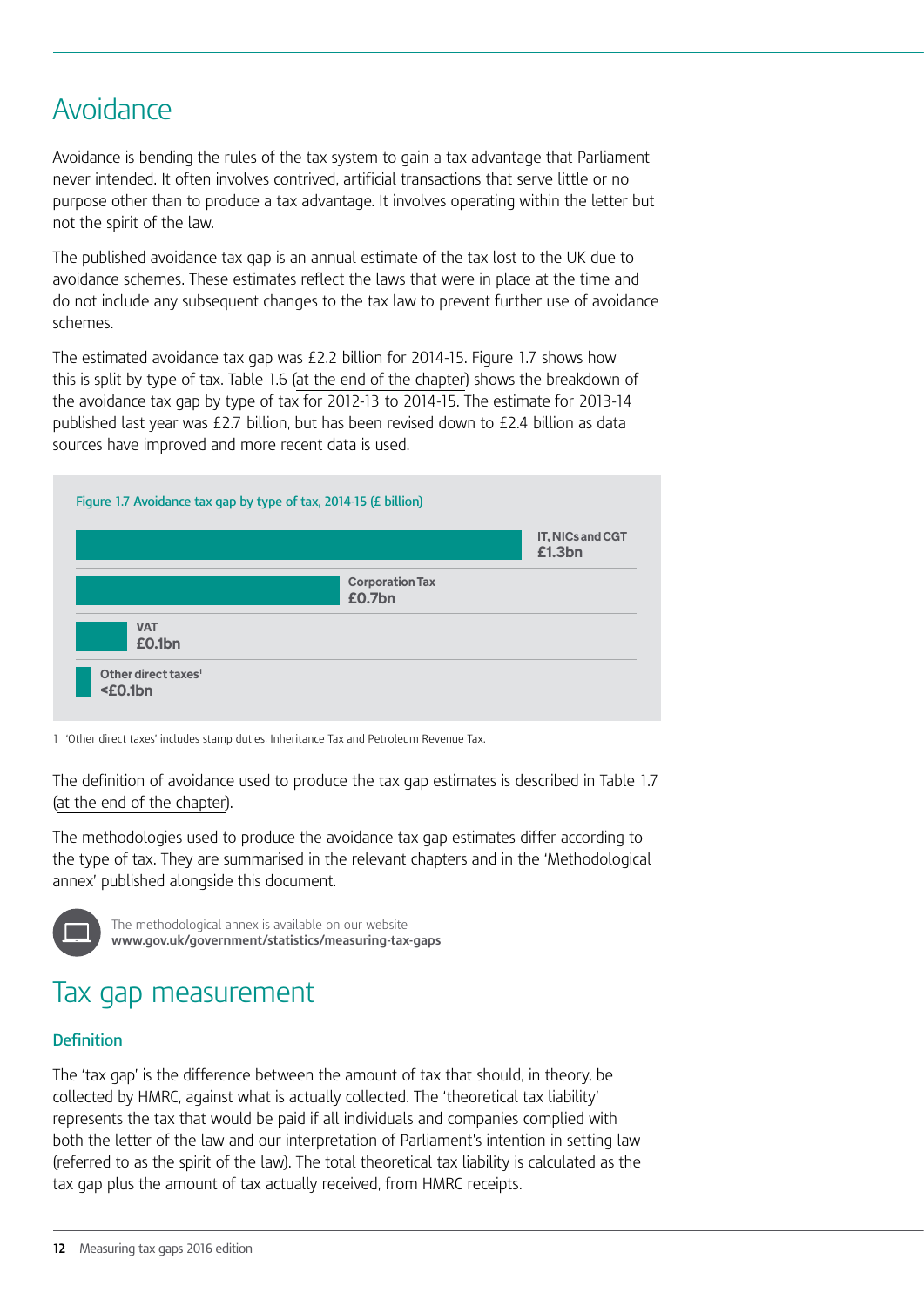# Avoidance

Avoidance is bending the rules of the tax system to gain a tax advantage that Parliament never intended. It often involves contrived, artificial transactions that serve little or no purpose other than to produce a tax advantage. It involves operating within the letter but not the spirit of the law.

The published avoidance tax gap is an annual estimate of the tax lost to the UK due to avoidance schemes. These estimates reflect the laws that were in place at the time and do not include any subsequent changes to the tax law to prevent further use of avoidance schemes.

The estimated avoidance tax gap was £2.2 billion for 2014-15. Figure 1.7 shows how this is split by type of tax. Table 1.6 (at the end of the chapter) shows the breakdown of the avoidance tax gap by type of tax for 2012-13 to 2014-15. The estimate for 2013-14 published last year was £2.7 billion, but has been revised down to £2.4 billion as data sources have improved and more recent data is used.

Figure 1.7 Avoidance tax gap by type of tax, 2014-15 (£ billion)

| Type of tax | £ billion |
|---|---|
| IT, NICs and CGT | £1.3bn |
| Corporation Tax | £0.7bn |
| VAT | £0.1bn |
| Other direct taxes[1] | <£0.1bn |

1 'Other direct taxes' includes stamp duties, Inheritance Tax and Petroleum Revenue Tax.

The definition of avoidance used to produce the tax gap estimates is described in Table 1.7 (at the end of the chapter).

The methodologies used to produce the avoidance tax gap estimates differ according to the type of tax. They are summarised in the relevant chapters and in the 'Methodological annex' published alongside this document.

The methodological annex is available on our website
**www.gov.uk/government/statistics/measuring-tax-gaps**

# Tax gap measurement

### Definition

The 'tax gap' is the difference between the amount of tax that should, in theory, be collected by HMRC, against what is actually collected. The 'theoretical tax liability' represents the tax that would be paid if all individuals and companies complied with both the letter of the law and our interpretation of Parliament's intention in setting law (referred to as the spirit of the law). The total theoretical tax liability is calculated as the tax gap plus the amount of tax actually received, from HMRC receipts.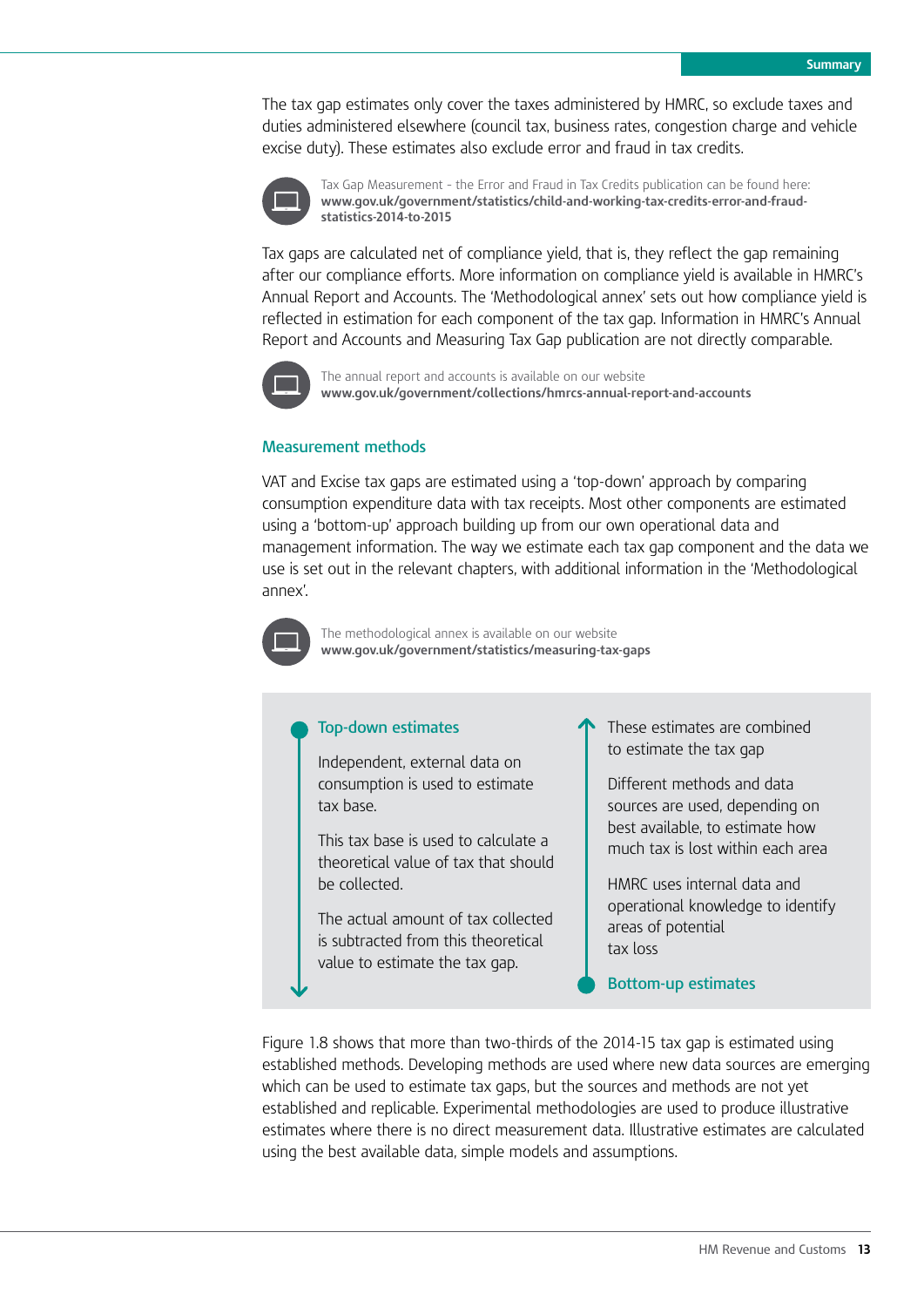The tax gap estimates only cover the taxes administered by HMRC, so exclude taxes and duties administered elsewhere (council tax, business rates, congestion charge and vehicle excise duty). These estimates also exclude error and fraud in tax credits.

Tax Gap Measurement - the Error and Fraud in Tax Credits publication can be found here:
**www.gov.uk/government/statistics/child-and-working-tax-credits-error-and-fraud-statistics-2014-to-2015**

Tax gaps are calculated net of compliance yield, that is, they reflect the gap remaining after our compliance efforts. More information on compliance yield is available in HMRC's Annual Report and Accounts. The 'Methodological annex' sets out how compliance yield is reflected in estimation for each component of the tax gap. Information in HMRC's Annual Report and Accounts and Measuring Tax Gap publication are not directly comparable.

The annual report and accounts is available on our website
**www.gov.uk/government/collections/hmrcs-annual-report-and-accounts**

## Measurement methods

VAT and Excise tax gaps are estimated using a 'top-down' approach by comparing consumption expenditure data with tax receipts. Most other components are estimated using a 'bottom-up' approach building up from our own operational data and management information. The way we estimate each tax gap component and the data we use is set out in the relevant chapters, with additional information in the 'Methodological annex'.

The methodological annex is available on our website
**www.gov.uk/government/statistics/measuring-tax-gaps**

### Top-down estimates

Independent, external data on consumption is used to estimate tax base.

This tax base is used to calculate a theoretical value of tax that should be collected.

The actual amount of tax collected is subtracted from this theoretical value to estimate the tax gap.

### Bottom-up estimates

HMRC uses internal data and operational knowledge to identify areas of potential tax loss

Different methods and data sources are used, depending on best available, to estimate how much tax is lost within each area

These estimates are combined to estimate the tax gap

Figure 1.8 shows that more than two-thirds of the 2014-15 tax gap is estimated using established methods. Developing methods are used where new data sources are emerging which can be used to estimate tax gaps, but the sources and methods are not yet established and replicable. Experimental methodologies are used to produce illustrative estimates where there is no direct measurement data. Illustrative estimates are calculated using the best available data, simple models and assumptions.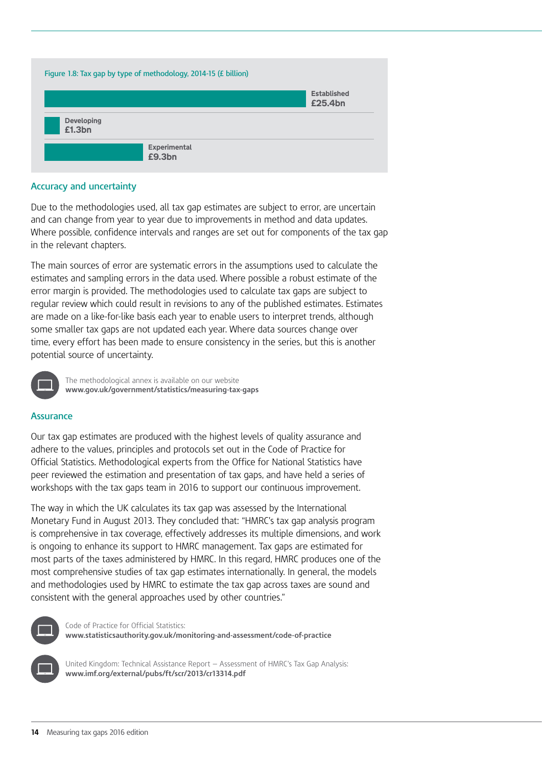Figure 1.8: Tax gap by type of methodology, 2014-15 (£ billion)

| Methodology | £ billion |
| --- | --- |
| Established | £25.4bn |
| Developing | £1.3bn |
| Experimental | £9.3bn |

## Accuracy and uncertainty

Due to the methodologies used, all tax gap estimates are subject to error, are uncertain and can change from year to year due to improvements in method and data updates. Where possible, confidence intervals and ranges are set out for components of the tax gap in the relevant chapters.

The main sources of error are systematic errors in the assumptions used to calculate the estimates and sampling errors in the data used. Where possible a robust estimate of the error margin is provided. The methodologies used to calculate tax gaps are subject to regular review which could result in revisions to any of the published estimates. Estimates are made on a like-for-like basis each year to enable users to interpret trends, although some smaller tax gaps are not updated each year. Where data sources change over time, every effort has been made to ensure consistency in the series, but this is another potential source of uncertainty.

The methodological annex is available on our website
**www.gov.uk/government/statistics/measuring-tax-gaps**

## Assurance

Our tax gap estimates are produced with the highest levels of quality assurance and adhere to the values, principles and protocols set out in the Code of Practice for Official Statistics. Methodological experts from the Office for National Statistics have peer reviewed the estimation and presentation of tax gaps, and have held a series of workshops with the tax gaps team in 2016 to support our continuous improvement.

The way in which the UK calculates its tax gap was assessed by the International Monetary Fund in August 2013. They concluded that: "HMRC's tax gap analysis program is comprehensive in tax coverage, effectively addresses its multiple dimensions, and work is ongoing to enhance its support to HMRC management. Tax gaps are estimated for most parts of the taxes administered by HMRC. In this regard, HMRC produces one of the most comprehensive studies of tax gap estimates internationally. In general, the models and methodologies used by HMRC to estimate the tax gap across taxes are sound and consistent with the general approaches used by other countries."

Code of Practice for Official Statistics:
**www.statisticsauthority.gov.uk/monitoring-and-assessment/code-of-practice**

United Kingdom: Technical Assistance Report – Assessment of HMRC's Tax Gap Analysis:
**www.imf.org/external/pubs/ft/scr/2013/cr13314.pdf**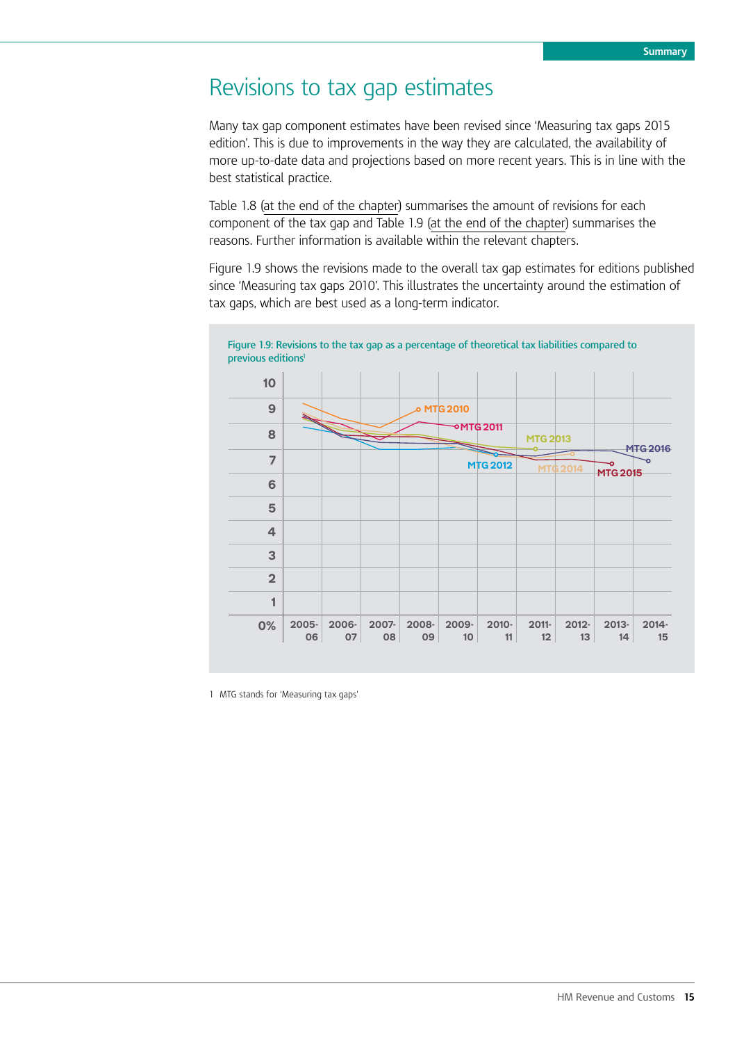# Revisions to tax gap estimates

Many tax gap component estimates have been revised since 'Measuring tax gaps 2015 edition'. This is due to improvements in the way they are calculated, the availability of more up-to-date data and projections based on more recent years. This is in line with the best statistical practice.

Table 1.8 (at the end of the chapter) summarises the amount of revisions for each component of the tax gap and Table 1.9 (at the end of the chapter) summarises the reasons. Further information is available within the relevant chapters.

Figure 1.9 shows the revisions made to the overall tax gap estimates for editions published since 'Measuring tax gaps 2010'. This illustrates the uncertainty around the estimation of tax gaps, which are best used as a long-term indicator.

Figure 1.9: Revisions to the tax gap as a percentage of theoretical tax liabilities compared to previous editions[1]

1 MTG stands for 'Measuring tax gaps'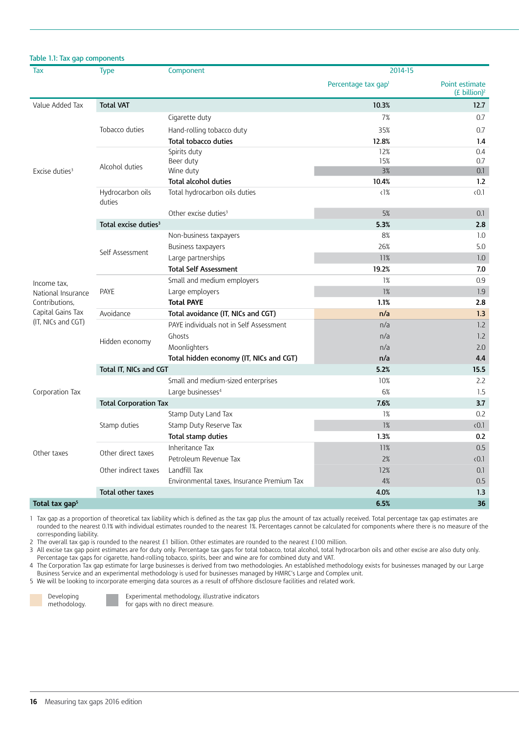Table 1.1: Tax gap components

| Tax | Type | Component | 2014-15 Percentage tax gap[1] | 2014-15 Point estimate (£ billion)[2] |
|---|---|---|---|---|
| Value Added Tax | **Total VAT** | | **10.3%** | **12.7** |
| Excise duties[3] | Tobacco duties | Cigarette duty | 7% | 0.7 |
| | | Hand-rolling tobacco duty | 35% | 0.7 |
| | | **Total tobacco duties** | **12.8%** | **1.4** |
| | Alcohol duties | Spirits duty | 12% | 0.4 |
| | | Beer duty | 15% | 0.7 |
| | | Wine duty | 3% | 0.1 |
| | | **Total alcohol duties** | **10.4%** | **1.2** |
| | Hydrocarbon oils duties | Total hydrocarbon oils duties | <1% | <0.1 |
| | | Other excise duties[3] | 5% | 0.1 |
| | **Total excise duties[3]** | | **5.3%** | **2.8** |
| Income tax, National Insurance Contributions, Capital Gains Tax (IT, NICs and CGT) | Self Assessment | Non-business taxpayers | 8% | 1.0 |
| | | Business taxpayers | 26% | 5.0 |
| | | Large partnerships | 11% | 1.0 |
| | | **Total Self Assessment** | **19.2%** | **7.0** |
| | PAYE | Small and medium employers | 1% | 0.9 |
| | | Large employers | 1% | 1.9 |
| | | **Total PAYE** | **1.1%** | **2.8** |
| | Avoidance | **Total avoidance (IT, NICs and CGT)** | **n/a** | **1.3** |
| | Hidden economy | PAYE individuals not in Self Assessment | n/a | 1.2 |
| | | Ghosts | n/a | 1.2 |
| | | Moonlighters | n/a | 2.0 |
| | | **Total hidden economy (IT, NICs and CGT)** | **n/a** | **4.4** |
| | **Total IT, NICs and CGT** | | **5.2%** | **15.5** |
| Corporation Tax | | Small and medium-sized enterprises | 10% | 2.2 |
| | | Large businesses[4] | 6% | 1.5 |
| | **Total Corporation Tax** | | **7.6%** | **3.7** |
| Other taxes | Stamp duties | Stamp Duty Land Tax | 1% | 0.2 |
| | | Stamp Duty Reserve Tax | 1% | <0.1 |
| | | **Total stamp duties** | **1.3%** | **0.2** |
| | Other direct taxes | Inheritance Tax | 11% | 0.5 |
| | | Petroleum Revenue Tax | 2% | <0.1 |
| | Other indirect taxes | Landfill Tax | 12% | 0.1 |
| | | Environmental taxes, Insurance Premium Tax | 4% | 0.5 |
| | **Total other taxes** | | **4.0%** | **1.3** |
| **Total tax gap[5]** | | | **6.5%** | **36** |

1 Tax gap as a proportion of theoretical tax liability which is defined as the tax gap plus the amount of tax actually received. Total percentage tax gap estimates are rounded to the nearest 0.1% with individual estimates rounded to the nearest 1%. Percentages cannot be calculated for components where there is no measure of the corresponding liability.

2 The overall tax gap is rounded to the nearest £1 billion. Other estimates are rounded to the nearest £100 million.

3 All excise tax gap point estimates are for duty only. Percentage tax gaps for total tobacco, total alcohol, total hydrocarbon oils and other excise are also duty only. Percentage tax gaps for cigarette, hand-rolling tobacco, spirits, beer and wine are for combined duty and VAT.

4 The Corporation Tax gap estimate for large businesses is derived from two methodologies. An established methodology exists for businesses managed by our Large Business Service and an experimental methodology is used for businesses managed by HMRC's Large and Complex unit.

5 We will be looking to incorporate emerging data sources as a result of offshore disclosure facilities and related work.

Developing methodology.

Experimental methodology, illustrative indicators for gaps with no direct measure.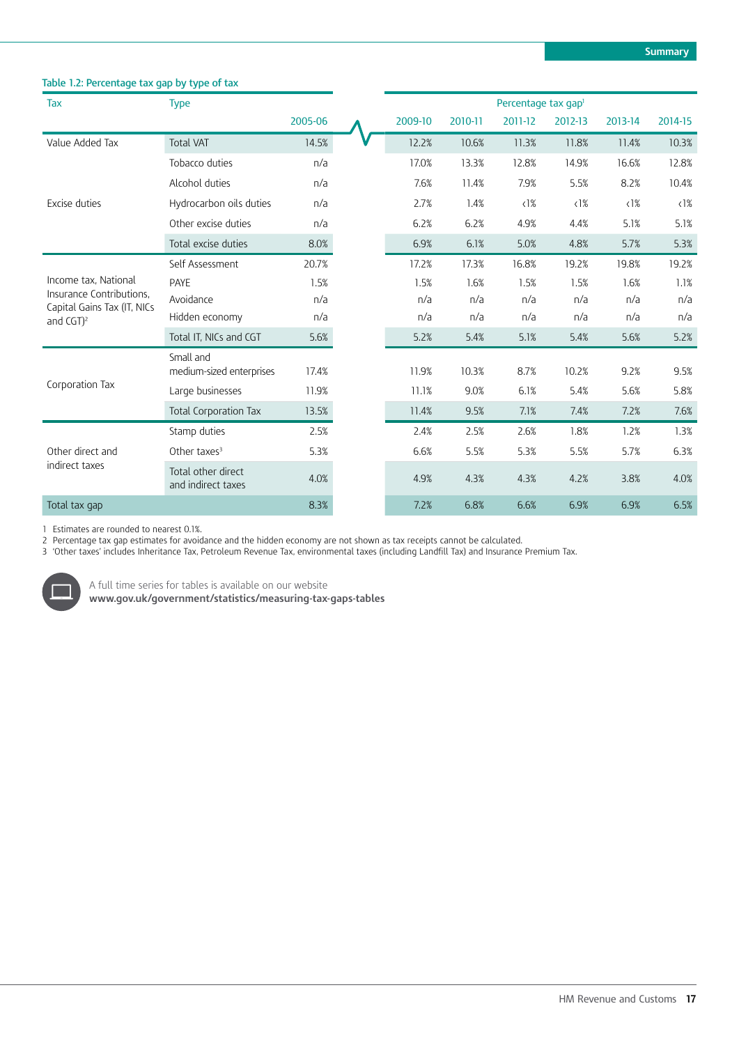### Table 1.2: Percentage tax gap by type of tax

| Tax | Type | 2005-06 | 2009-10 | 2010-11 | 2011-12 | 2012-13 | 2013-14 | 2014-15 |
|---|---|---|---|---|---|---|---|---|
| | | | Percentage tax gap[1] | | | | | |
| Value Added Tax | Total VAT | 14.5% | 12.2% | 10.6% | 11.3% | 11.8% | 11.4% | 10.3% |
| Excise duties | Tobacco duties | n/a | 17.0% | 13.3% | 12.8% | 14.9% | 16.6% | 12.8% |
| | Alcohol duties | n/a | 7.6% | 11.4% | 7.9% | 5.5% | 8.2% | 10.4% |
| | Hydrocarbon oils duties | n/a | 2.7% | 1.4% | <1% | <1% | <1% | <1% |
| | Other excise duties | n/a | 6.2% | 6.2% | 4.9% | 4.4% | 5.1% | 5.1% |
| | Total excise duties | 8.0% | 6.9% | 6.1% | 5.0% | 4.8% | 5.7% | 5.3% |
| Income tax, National Insurance Contributions, Capital Gains Tax (IT, NICs and CGT)[2] | Self Assessment | 20.7% | 17.2% | 17.3% | 16.8% | 19.2% | 19.8% | 19.2% |
| | PAYE | 1.5% | 1.5% | 1.6% | 1.5% | 1.5% | 1.6% | 1.1% |
| | Avoidance | n/a | n/a | n/a | n/a | n/a | n/a | n/a |
| | Hidden economy | n/a | n/a | n/a | n/a | n/a | n/a | n/a |
| | Total IT, NICs and CGT | 5.6% | 5.2% | 5.4% | 5.1% | 5.4% | 5.6% | 5.2% |
| Corporation Tax | Small and medium-sized enterprises | 17.4% | 11.9% | 10.3% | 8.7% | 10.2% | 9.2% | 9.5% |
| | Large businesses | 11.9% | 11.1% | 9.0% | 6.1% | 5.4% | 5.6% | 5.8% |
| | Total Corporation Tax | 13.5% | 11.4% | 9.5% | 7.1% | 7.4% | 7.2% | 7.6% |
| Other direct and indirect taxes | Stamp duties | 2.5% | 2.4% | 2.5% | 2.6% | 1.8% | 1.2% | 1.3% |
| | Other taxes[3] | 5.3% | 6.6% | 5.5% | 5.3% | 5.5% | 5.7% | 6.3% |
| | Total other direct and indirect taxes | 4.0% | 4.9% | 4.3% | 4.3% | 4.2% | 3.8% | 4.0% |
| Total tax gap | | 8.3% | 7.2% | 6.8% | 6.6% | 6.9% | 6.9% | 6.5% |

1 Estimates are rounded to nearest 0.1%.
2 Percentage tax gap estimates for avoidance and the hidden economy are not shown as tax receipts cannot be calculated.
3 'Other taxes' includes Inheritance Tax, Petroleum Revenue Tax, environmental taxes (including Landfill Tax) and Insurance Premium Tax.

A full time series for tables is available on our website
**www.gov.uk/government/statistics/measuring-tax-gaps-tables**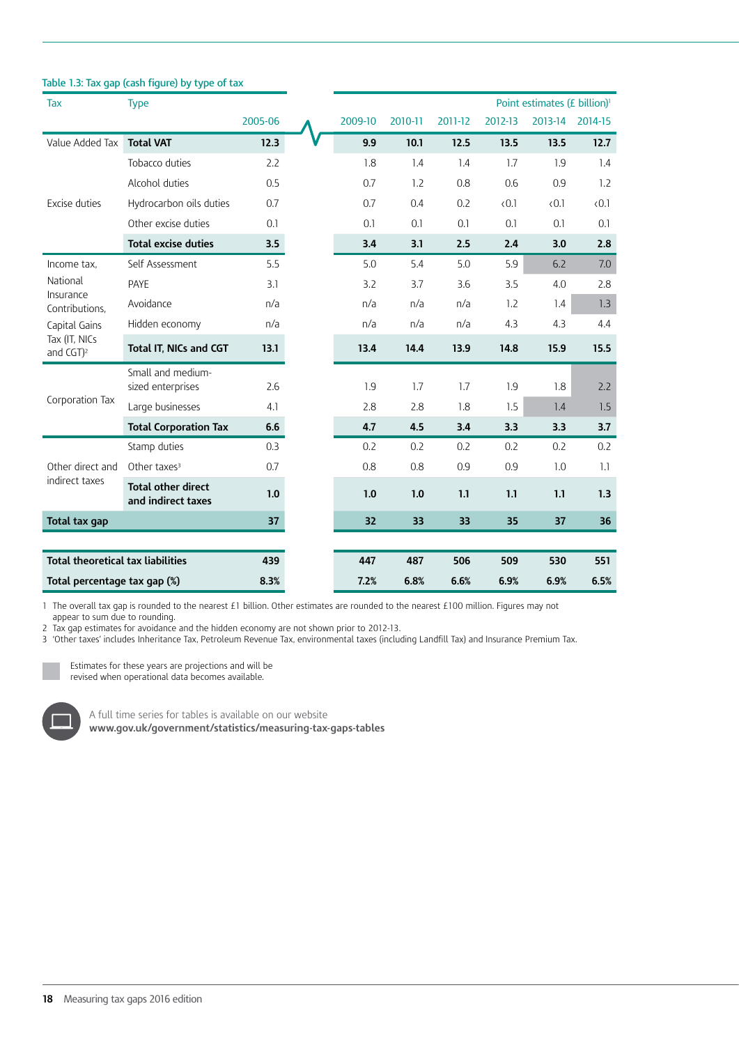Table 1.3: Tax gap (cash figure) by type of tax

| Tax | Type | 2005-06 | 2009-10 | 2010-11 | 2011-12 | 2012-13 | 2013-14 | 2014-15 |
|---|---|---|---|---|---|---|---|---|
| | | | Point estimates (£ billion)[1] | | | | | |
| Value Added Tax | **Total VAT** | **12.3** | **9.9** | **10.1** | **12.5** | **13.5** | **13.5** | **12.7** |
| Excise duties | Tobacco duties | 2.2 | 1.8 | 1.4 | 1.4 | 1.7 | 1.9 | 1.4 |
| | Alcohol duties | 0.5 | 0.7 | 1.2 | 0.8 | 0.6 | 0.9 | 1.2 |
| | Hydrocarbon oils duties | 0.7 | 0.7 | 0.4 | 0.2 | <0.1 | <0.1 | <0.1 |
| | Other excise duties | 0.1 | 0.1 | 0.1 | 0.1 | 0.1 | 0.1 | 0.1 |
| | **Total excise duties** | **3.5** | **3.4** | **3.1** | **2.5** | **2.4** | **3.0** | **2.8** |
| Income tax, National Insurance Contributions, Capital Gains Tax (IT, NICs and CGT)[2] | Self Assessment | 5.5 | 5.0 | 5.4 | 5.0 | 5.9 | 6.2 | 7.0 |
| | PAYE | 3.1 | 3.2 | 3.7 | 3.6 | 3.5 | 4.0 | 2.8 |
| | Avoidance | n/a | n/a | n/a | n/a | 1.2 | 1.4 | 1.3 |
| | Hidden economy | n/a | n/a | n/a | n/a | 4.3 | 4.3 | 4.4 |
| | **Total IT, NICs and CGT** | **13.1** | **13.4** | **14.4** | **13.9** | **14.8** | **15.9** | **15.5** |
| Corporation Tax | Small and medium-sized enterprises | 2.6 | 1.9 | 1.7 | 1.7 | 1.9 | 1.8 | 2.2 |
| | Large businesses | 4.1 | 2.8 | 2.8 | 1.8 | 1.5 | 1.4 | 1.5 |
| | **Total Corporation Tax** | **6.6** | **4.7** | **4.5** | **3.4** | **3.3** | **3.3** | **3.7** |
| Other direct and indirect taxes | Stamp duties | 0.3 | 0.2 | 0.2 | 0.2 | 0.2 | 0.2 | 0.2 |
| | Other taxes[3] | 0.7 | 0.8 | 0.8 | 0.9 | 0.9 | 1.0 | 1.1 |
| | **Total other direct and indirect taxes** | **1.0** | **1.0** | **1.0** | **1.1** | **1.1** | **1.1** | **1.3** |
| **Total tax gap** | | **37** | **32** | **33** | **33** | **35** | **37** | **36** |
| **Total theoretical tax liabilities** | | **439** | **447** | **487** | **506** | **509** | **530** | **551** |
| **Total percentage tax gap (%)** | | **8.3%** | **7.2%** | **6.8%** | **6.6%** | **6.9%** | **6.9%** | **6.5%** |

1 The overall tax gap is rounded to the nearest £1 billion. Other estimates are rounded to the nearest £100 million. Figures may not appear to sum due to rounding.
2 Tax gap estimates for avoidance and the hidden economy are not shown prior to 2012-13.
3 'Other taxes' includes Inheritance Tax, Petroleum Revenue Tax, environmental taxes (including Landfill Tax) and Insurance Premium Tax.

Estimates for these years are projections and will be revised when operational data becomes available.

A full time series for tables is available on our website
**www.gov.uk/government/statistics/measuring-tax-gaps-tables**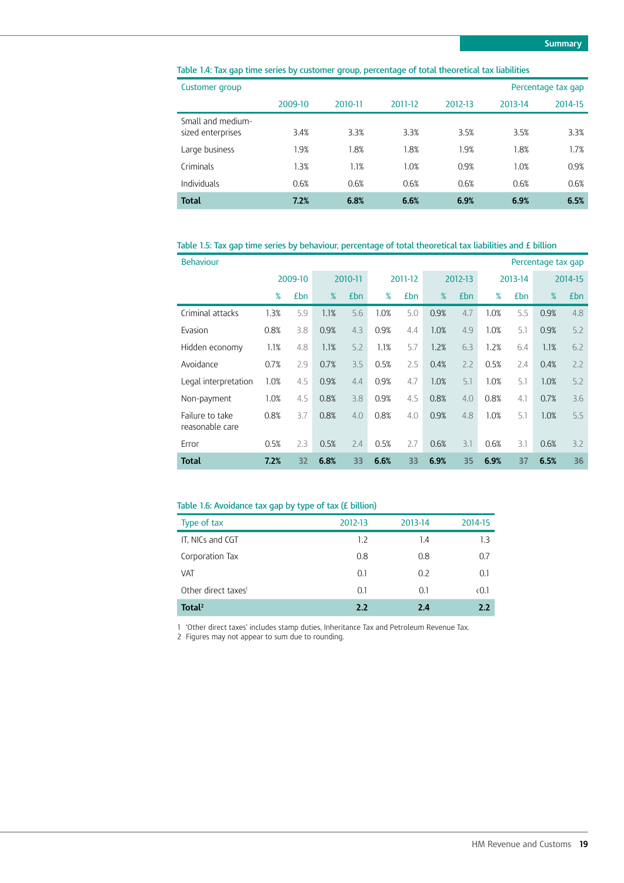Table 1.4: Tax gap time series by customer group, percentage of total theoretical tax liabilities

| Customer group | | | | | | Percentage tax gap |
|---|---|---|---|---|---|---|
| | 2009-10 | 2010-11 | 2011-12 | 2012-13 | 2013-14 | 2014-15 |
| Small and medium-sized enterprises | 3.4% | 3.3% | 3.3% | 3.5% | 3.5% | 3.3% |
| Large business | 1.9% | 1.8% | 1.8% | 1.9% | 1.8% | 1.7% |
| Criminals | 1.3% | 1.1% | 1.0% | 0.9% | 1.0% | 0.9% |
| Individuals | 0.6% | 0.6% | 0.6% | 0.6% | 0.6% | 0.6% |
| **Total** | **7.2%** | **6.8%** | **6.6%** | **6.9%** | **6.9%** | **6.5%** |

Table 1.5: Tax gap time series by behaviour, percentage of total theoretical tax liabilities and £ billion

| Behaviour | | | | | | | | | | | | Percentage tax gap |
|---|---|---|---|---|---|---|---|---|---|---|---|---|
| | 2009-10 | | 2010-11 | | 2011-12 | | 2012-13 | | 2013-14 | | 2014-15 | |
| | % | £bn | % | £bn | % | £bn | % | £bn | % | £bn | % | £bn |
| Criminal attacks | 1.3% | 5.9 | 1.1% | 5.6 | 1.0% | 5.0 | 0.9% | 4.7 | 1.0% | 5.5 | 0.9% | 4.8 |
| Evasion | 0.8% | 3.8 | 0.9% | 4.3 | 0.9% | 4.4 | 1.0% | 4.9 | 1.0% | 5.1 | 0.9% | 5.2 |
| Hidden economy | 1.1% | 4.8 | 1.1% | 5.2 | 1.1% | 5.7 | 1.2% | 6.3 | 1.2% | 6.4 | 1.1% | 6.2 |
| Avoidance | 0.7% | 2.9 | 0.7% | 3.5 | 0.5% | 2.5 | 0.4% | 2.2 | 0.5% | 2.4 | 0.4% | 2.2 |
| Legal interpretation | 1.0% | 4.5 | 0.9% | 4.4 | 0.9% | 4.7 | 1.0% | 5.1 | 1.0% | 5.1 | 1.0% | 5.2 |
| Non-payment | 1.0% | 4.5 | 0.8% | 3.8 | 0.9% | 4.5 | 0.8% | 4.0 | 0.8% | 4.1 | 0.7% | 3.6 |
| Failure to take reasonable care | 0.8% | 3.7 | 0.8% | 4.0 | 0.8% | 4.0 | 0.9% | 4.8 | 1.0% | 5.1 | 1.0% | 5.5 |
| Error | 0.5% | 2.3 | 0.5% | 2.4 | 0.5% | 2.7 | 0.6% | 3.1 | 0.6% | 3.1 | 0.6% | 3.2 |
| **Total** | **7.2%** | **32** | **6.8%** | **33** | **6.6%** | **33** | **6.9%** | **35** | **6.9%** | **37** | **6.5%** | **36** |

Table 1.6: Avoidance tax gap by type of tax (£ billion)

| Type of tax | 2012-13 | 2013-14 | 2014-15 |
|---|---|---|---|
| IT, NICs and CGT | 1.2 | 1.4 | 1.3 |
| Corporation Tax | 0.8 | 0.8 | 0.7 |
| VAT | 0.1 | 0.2 | 0.1 |
| Other direct taxes[1] | 0.1 | 0.1 | <0.1 |
| **Total[2]** | **2.2** | **2.4** | **2.2** |

1 'Other direct taxes' includes stamp duties, Inheritance Tax and Petroleum Revenue Tax.
2 Figures may not appear to sum due to rounding.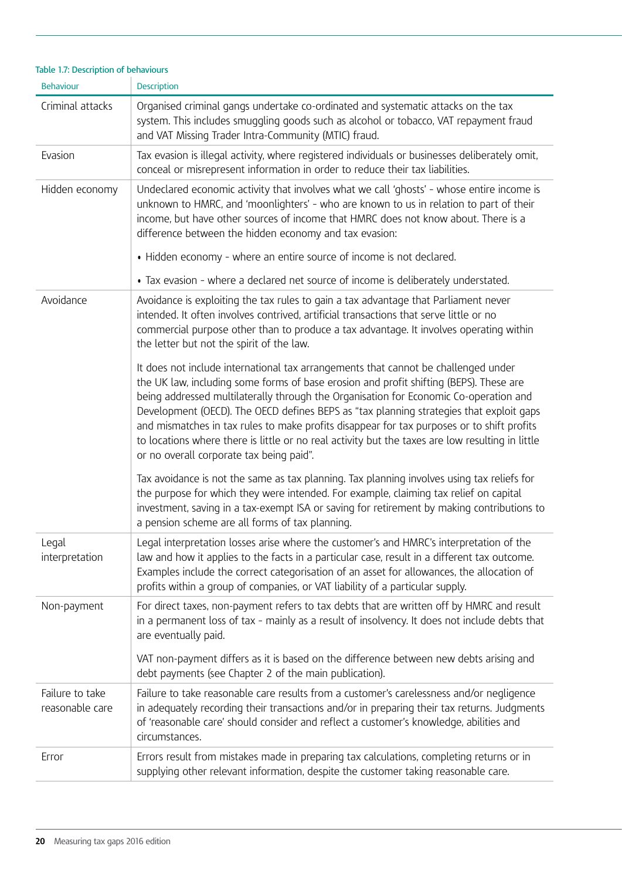**Table 1.7: Description of behaviours**

| Behaviour | Description |
|---|---|
| Criminal attacks | Organised criminal gangs undertake co-ordinated and systematic attacks on the tax system. This includes smuggling goods such as alcohol or tobacco, VAT repayment fraud and VAT Missing Trader Intra-Community (MTIC) fraud. |
| Evasion | Tax evasion is illegal activity, where registered individuals or businesses deliberately omit, conceal or misrepresent information in order to reduce their tax liabilities. |
| Hidden economy | Undeclared economic activity that involves what we call 'ghosts' - whose entire income is unknown to HMRC, and 'moonlighters' - who are known to us in relation to part of their income, but have other sources of income that HMRC does not know about. There is a difference between the hidden economy and tax evasion:<br><br>• Hidden economy - where an entire source of income is not declared.<br><br>• Tax evasion - where a declared net source of income is deliberately understated. |
| Avoidance | Avoidance is exploiting the tax rules to gain a tax advantage that Parliament never intended. It often involves contrived, artificial transactions that serve little or no commercial purpose other than to produce a tax advantage. It involves operating within the letter but not the spirit of the law.<br><br>It does not include international tax arrangements that cannot be challenged under the UK law, including some forms of base erosion and profit shifting (BEPS). These are being addressed multilaterally through the Organisation for Economic Co-operation and Development (OECD). The OECD defines BEPS as "tax planning strategies that exploit gaps and mismatches in tax rules to make profits disappear for tax purposes or to shift profits to locations where there is little or no real activity but the taxes are low resulting in little or no overall corporate tax being paid".<br><br>Tax avoidance is not the same as tax planning. Tax planning involves using tax reliefs for the purpose for which they were intended. For example, claiming tax relief on capital investment, saving in a tax-exempt ISA or saving for retirement by making contributions to a pension scheme are all forms of tax planning. |
| Legal interpretation | Legal interpretation losses arise where the customer's and HMRC's interpretation of the law and how it applies to the facts in a particular case, result in a different tax outcome. Examples include the correct categorisation of an asset for allowances, the allocation of profits within a group of companies, or VAT liability of a particular supply. |
| Non-payment | For direct taxes, non-payment refers to tax debts that are written off by HMRC and result in a permanent loss of tax - mainly as a result of insolvency. It does not include debts that are eventually paid.<br><br>VAT non-payment differs as it is based on the difference between new debts arising and debt payments (see Chapter 2 of the main publication). |
| Failure to take reasonable care | Failure to take reasonable care results from a customer's carelessness and/or negligence in adequately recording their transactions and/or in preparing their tax returns. Judgments of 'reasonable care' should consider and reflect a customer's knowledge, abilities and circumstances. |
| Error | Errors result from mistakes made in preparing tax calculations, completing returns or in supplying other relevant information, despite the customer taking reasonable care. |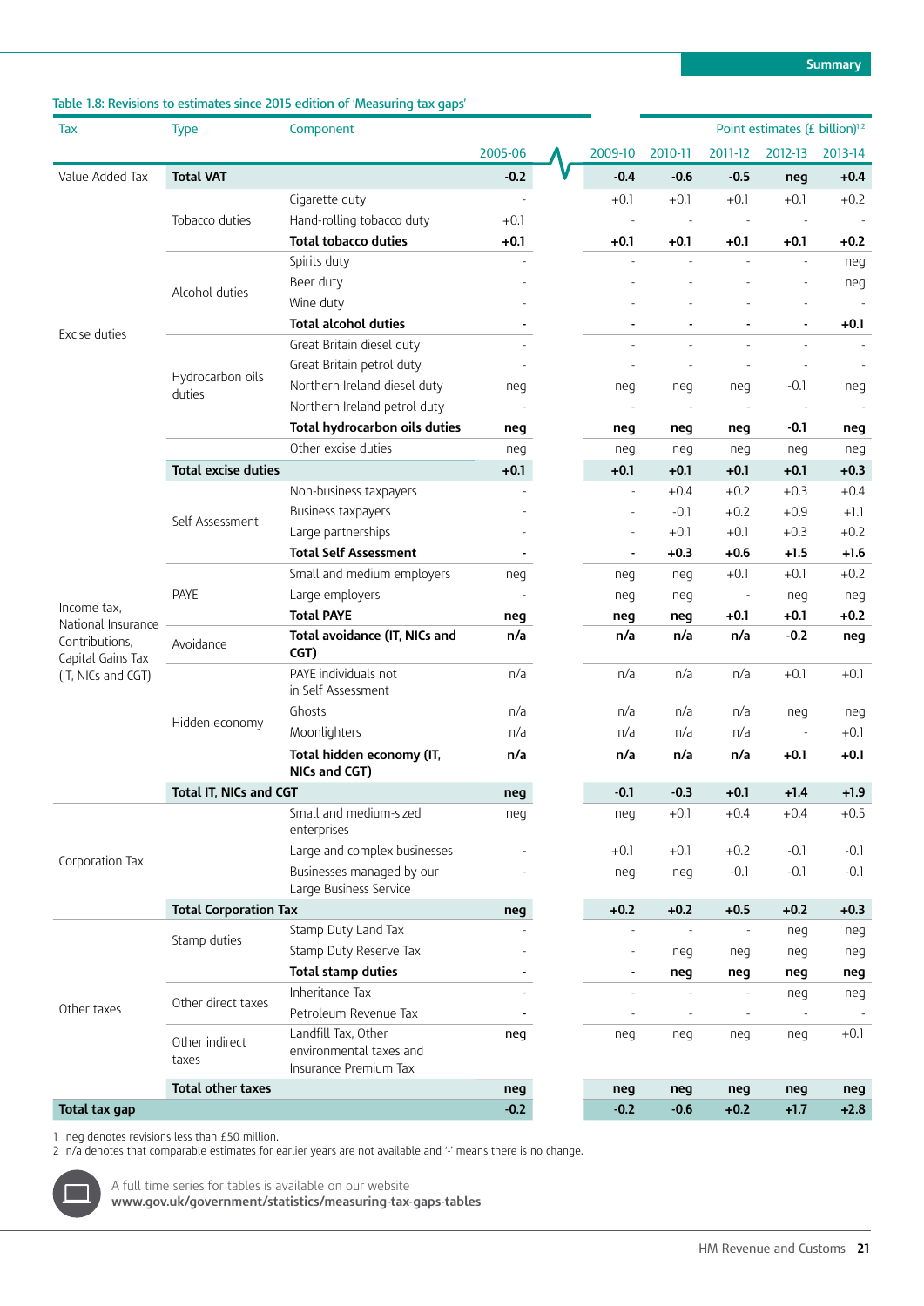Table 1.8: Revisions to estimates since 2015 edition of 'Measuring tax gaps'

| Tax | Type | Component | 2005-06 | 2009-10 | 2010-11 | 2011-12 | 2012-13 | 2013-14 |
|---|---|---|---|---|---|---|---|---|
| | | | Point estimates (£ billion)[1,2] | | | | | |
| Value Added Tax | **Total VAT** | | **-0.2** | **-0.4** | **-0.6** | **-0.5** | **neg** | **+0.4** |
| Excise duties | Tobacco duties | Cigarette duty | - | +0.1 | +0.1 | +0.1 | +0.1 | +0.2 |
| | | Hand-rolling tobacco duty | +0.1 | - | - | - | - | - |
| | | **Total tobacco duties** | **+0.1** | **+0.1** | **+0.1** | **+0.1** | **+0.1** | **+0.2** |
| | Alcohol duties | Spirits duty | - | - | - | - | - | neg |
| | | Beer duty | - | - | - | - | - | neg |
| | | Wine duty | - | - | - | - | - | - |
| | | **Total alcohol duties** | **-** | **-** | **-** | **-** | **-** | **+0.1** |
| | Hydrocarbon oils duties | Great Britain diesel duty | - | - | - | - | - | - |
| | | Great Britain petrol duty | - | - | - | - | - | - |
| | | Northern Ireland diesel duty | neg | neg | neg | neg | -0.1 | neg |
| | | Northern Ireland petrol duty | - | - | - | - | - | - |
| | | **Total hydrocarbon oils duties** | **neg** | **neg** | **neg** | **neg** | **-0.1** | **neg** |
| | | Other excise duties | neg | neg | neg | neg | neg | neg |
| | **Total excise duties** | | **+0.1** | **+0.1** | **+0.1** | **+0.1** | **+0.1** | **+0.3** |
| Income tax, National Insurance Contributions, Capital Gains Tax (IT, NICs and CGT) | Self Assessment | Non-business taxpayers | - | - | +0.4 | +0.2 | +0.3 | +0.4 |
| | | Business taxpayers | - | - | -0.1 | +0.2 | +0.9 | +1.1 |
| | | Large partnerships | - | - | +0.1 | +0.1 | +0.3 | +0.2 |
| | | **Total Self Assessment** | **-** | **-** | **+0.3** | **+0.6** | **+1.5** | **+1.6** |
| | PAYE | Small and medium employers | neg | neg | neg | +0.1 | +0.1 | +0.2 |
| | | Large employers | - | neg | neg | - | neg | neg |
| | | **Total PAYE** | **neg** | **neg** | **neg** | **+0.1** | **+0.1** | **+0.2** |
| | Avoidance | **Total avoidance (IT, NICs and CGT)** | **n/a** | **n/a** | **n/a** | **n/a** | **-0.2** | **neg** |
| | Hidden economy | PAYE individuals not in Self Assessment | n/a | n/a | n/a | n/a | +0.1 | +0.1 |
| | | Ghosts | n/a | n/a | n/a | n/a | neg | neg |
| | | Moonlighters | n/a | n/a | n/a | n/a | - | +0.1 |
| | | **Total hidden economy (IT, NICs and CGT)** | **n/a** | **n/a** | **n/a** | **n/a** | **+0.1** | **+0.1** |
| | **Total IT, NICs and CGT** | | **neg** | **-0.1** | **-0.3** | **+0.1** | **+1.4** | **+1.9** |
| Corporation Tax | | Small and medium-sized enterprises | neg | neg | +0.1 | +0.4 | +0.4 | +0.5 |
| | | Large and complex businesses | - | +0.1 | +0.1 | +0.2 | -0.1 | -0.1 |
| | | Businesses managed by our Large Business Service | - | neg | neg | -0.1 | -0.1 | -0.1 |
| | **Total Corporation Tax** | | **neg** | **+0.2** | **+0.2** | **+0.5** | **+0.2** | **+0.3** |
| Other taxes | Stamp duties | Stamp Duty Land Tax | - | - | - | - | neg | neg |
| | | Stamp Duty Reserve Tax | - | - | neg | neg | neg | neg |
| | | **Total stamp duties** | **-** | **-** | **neg** | **neg** | **neg** | **neg** |
| | Other direct taxes | Inheritance Tax | - | - | - | - | neg | neg |
| | | Petroleum Revenue Tax | - | - | - | - | - | - |
| | Other indirect taxes | Landfill Tax, Other environmental taxes and Insurance Premium Tax | neg | neg | neg | neg | neg | +0.1 |
| | **Total other taxes** | | **neg** | **neg** | **neg** | **neg** | **neg** | **neg** |
| **Total tax gap** | | | **-0.2** | **-0.2** | **-0.6** | **+0.2** | **+1.7** | **+2.8** |

1 neg denotes revisions less than £50 million.
2 n/a denotes that comparable estimates for earlier years are not available and '-' means there is no change.

A full time series for tables is available on our website
**www.gov.uk/government/statistics/measuring-tax-gaps-tables**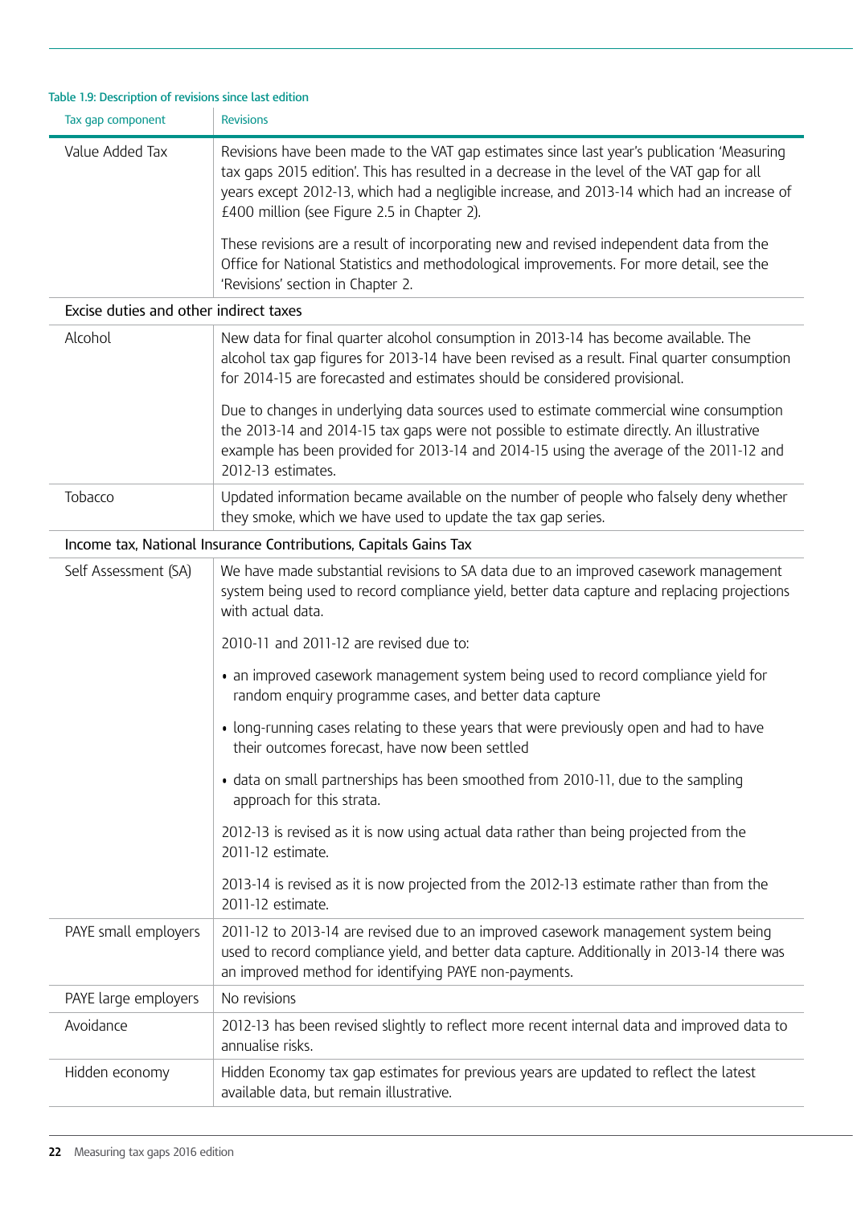Table 1.9: Description of revisions since last edition

| Tax gap component | Revisions |
|---|---|
| Value Added Tax | Revisions have been made to the VAT gap estimates since last year's publication 'Measuring tax gaps 2015 edition'. This has resulted in a decrease in the level of the VAT gap for all years except 2012-13, which had a negligible increase, and 2013-14 which had an increase of £400 million (see Figure 2.5 in Chapter 2).<br><br>These revisions are a result of incorporating new and revised independent data from the Office for National Statistics and methodological improvements. For more detail, see the 'Revisions' section in Chapter 2. |
| **Excise duties and other indirect taxes** | |
| Alcohol | New data for final quarter alcohol consumption in 2013-14 has become available. The alcohol tax gap figures for 2013-14 have been revised as a result. Final quarter consumption for 2014-15 are forecasted and estimates should be considered provisional.<br><br>Due to changes in underlying data sources used to estimate commercial wine consumption the 2013-14 and 2014-15 tax gaps were not possible to estimate directly. An illustrative example has been provided for 2013-14 and 2014-15 using the average of the 2011-12 and 2012-13 estimates. |
| Tobacco | Updated information became available on the number of people who falsely deny whether they smoke, which we have used to update the tax gap series. |
| **Income tax, National Insurance Contributions, Capitals Gains Tax** | |
| Self Assessment (SA) | We have made substantial revisions to SA data due to an improved casework management system being used to record compliance yield, better data capture and replacing projections with actual data.<br><br>2010-11 and 2011-12 are revised due to:<br><br>• an improved casework management system being used to record compliance yield for random enquiry programme cases, and better data capture<br><br>• long-running cases relating to these years that were previously open and had to have their outcomes forecast, have now been settled<br><br>• data on small partnerships has been smoothed from 2010-11, due to the sampling approach for this strata.<br><br>2012-13 is revised as it is now using actual data rather than being projected from the 2011-12 estimate.<br><br>2013-14 is revised as it is now projected from the 2012-13 estimate rather than from the 2011-12 estimate. |
| PAYE small employers | 2011-12 to 2013-14 are revised due to an improved casework management system being used to record compliance yield, and better data capture. Additionally in 2013-14 there was an improved method for identifying PAYE non-payments. |
| PAYE large employers | No revisions |
| Avoidance | 2012-13 has been revised slightly to reflect more recent internal data and improved data to annualise risks. |
| Hidden economy | Hidden Economy tax gap estimates for previous years are updated to reflect the latest available data, but remain illustrative. |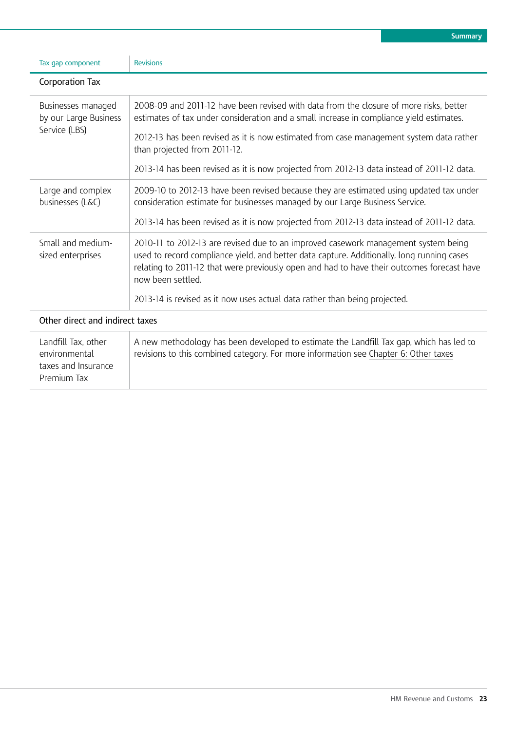| Tax gap component | Revisions |
|---|---|
| **Corporation Tax** | |
| Businesses managed by our Large Business Service (LBS) | 2008-09 and 2011-12 have been revised with data from the closure of more risks, better estimates of tax under consideration and a small increase in compliance yield estimates.<br><br>2012-13 has been revised as it is now estimated from case management system data rather than projected from 2011-12.<br><br>2013-14 has been revised as it is now projected from 2012-13 data instead of 2011-12 data. |
| Large and complex businesses (L&C) | 2009-10 to 2012-13 have been revised because they are estimated using updated tax under consideration estimate for businesses managed by our Large Business Service.<br><br>2013-14 has been revised as it is now projected from 2012-13 data instead of 2011-12 data. |
| Small and medium-sized enterprises | 2010-11 to 2012-13 are revised due to an improved casework management system being used to record compliance yield, and better data capture. Additionally, long running cases relating to 2011-12 that were previously open and had to have their outcomes forecast have now been settled.<br><br>2013-14 is revised as it now uses actual data rather than being projected. |
| **Other direct and indirect taxes** | |
| Landfill Tax, other environmental taxes and Insurance Premium Tax | A new methodology has been developed to estimate the Landfill Tax gap, which has led to revisions to this combined category. For more information see Chapter 6: Other taxes |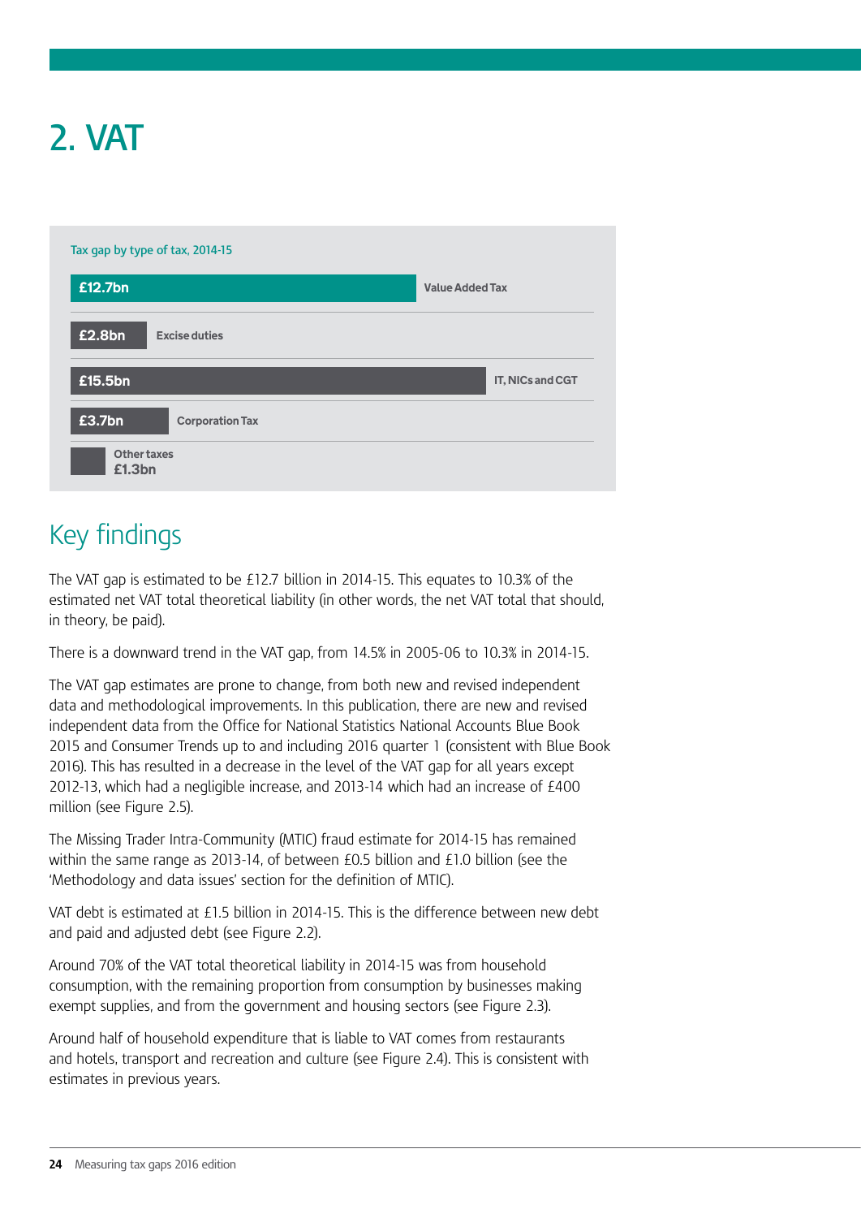# 2. VAT

Tax gap by type of tax, 2014-15

| Tax | Gap |
|---|---|
| Value Added Tax | £12.7bn |
| Excise duties | £2.8bn |
| IT, NICs and CGT | £15.5bn |
| Corporation Tax | £3.7bn |
| Other taxes | £1.3bn |

## Key findings

The VAT gap is estimated to be £12.7 billion in 2014-15. This equates to 10.3% of the estimated net VAT total theoretical liability (in other words, the net VAT total that should, in theory, be paid).

There is a downward trend in the VAT gap, from 14.5% in 2005-06 to 10.3% in 2014-15.

The VAT gap estimates are prone to change, from both new and revised independent data and methodological improvements. In this publication, there are new and revised independent data from the Office for National Statistics National Accounts Blue Book 2015 and Consumer Trends up to and including 2016 quarter 1 (consistent with Blue Book 2016). This has resulted in a decrease in the level of the VAT gap for all years except 2012-13, which had a negligible increase, and 2013-14 which had an increase of £400 million (see Figure 2.5).

The Missing Trader Intra-Community (MTIC) fraud estimate for 2014-15 has remained within the same range as 2013-14, of between £0.5 billion and £1.0 billion (see the 'Methodology and data issues' section for the definition of MTIC).

VAT debt is estimated at £1.5 billion in 2014-15. This is the difference between new debt and paid and adjusted debt (see Figure 2.2).

Around 70% of the VAT total theoretical liability in 2014-15 was from household consumption, with the remaining proportion from consumption by businesses making exempt supplies, and from the government and housing sectors (see Figure 2.3).

Around half of household expenditure that is liable to VAT comes from restaurants and hotels, transport and recreation and culture (see Figure 2.4). This is consistent with estimates in previous years.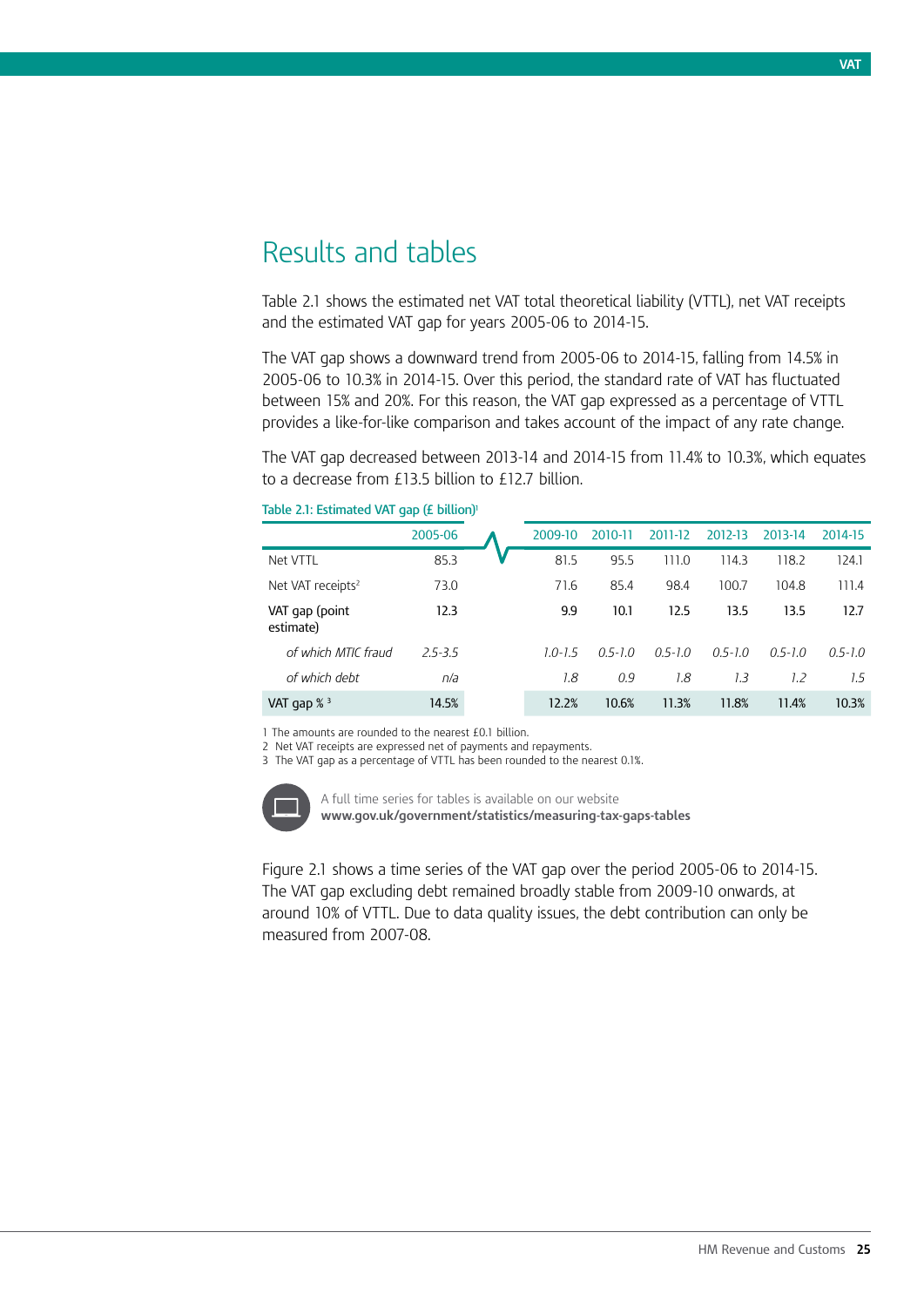## Results and tables

Table 2.1 shows the estimated net VAT total theoretical liability (VTTL), net VAT receipts and the estimated VAT gap for years 2005-06 to 2014-15.

The VAT gap shows a downward trend from 2005-06 to 2014-15, falling from 14.5% in 2005-06 to 10.3% in 2014-15. Over this period, the standard rate of VAT has fluctuated between 15% and 20%. For this reason, the VAT gap expressed as a percentage of VTTL provides a like-for-like comparison and takes account of the impact of any rate change.

The VAT gap decreased between 2013-14 and 2014-15 from 11.4% to 10.3%, which equates to a decrease from £13.5 billion to £12.7 billion.

Table 2.1: Estimated VAT gap (£ billion)[1]

| | 2005-06 | 2009-10 | 2010-11 | 2011-12 | 2012-13 | 2013-14 | 2014-15 |
|---|---|---|---|---|---|---|---|
| Net VTTL | 85.3 | 81.5 | 95.5 | 111.0 | 114.3 | 118.2 | 124.1 |
| Net VAT receipts[2] | 73.0 | 71.6 | 85.4 | 98.4 | 100.7 | 104.8 | 111.4 |
| **VAT gap (point estimate)** | **12.3** | **9.9** | **10.1** | **12.5** | **13.5** | **13.5** | **12.7** |
| *of which MTIC fraud* | *2.5-3.5* | *1.0-1.5* | *0.5-1.0* | *0.5-1.0* | *0.5-1.0* | *0.5-1.0* | *0.5-1.0* |
| *of which debt* | *n/a* | *1.8* | *0.9* | *1.8* | *1.3* | *1.2* | *1.5* |
| VAT gap % [3] | 14.5% | 12.2% | 10.6% | 11.3% | 11.8% | 11.4% | 10.3% |

1 The amounts are rounded to the nearest £0.1 billion.
2 Net VAT receipts are expressed net of payments and repayments.
3 The VAT gap as a percentage of VTTL has been rounded to the nearest 0.1%.

A full time series for tables is available on our website
**www.gov.uk/government/statistics/measuring-tax-gaps-tables**

Figure 2.1 shows a time series of the VAT gap over the period 2005-06 to 2014-15. The VAT gap excluding debt remained broadly stable from 2009-10 onwards, at around 10% of VTTL. Due to data quality issues, the debt contribution can only be measured from 2007-08.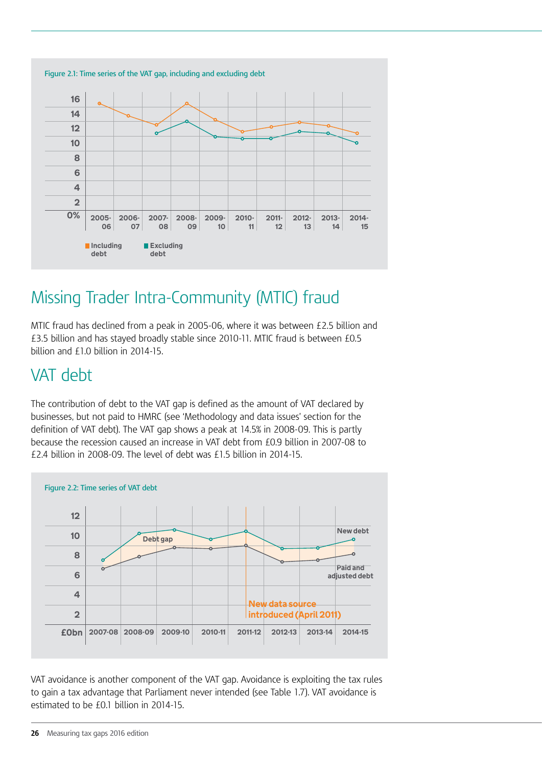Figure 2.1: Time series of the VAT gap, including and excluding debt

Missing Trader Intra-Community (MTIC) fraud

MTIC fraud has declined from a peak in 2005-06, where it was between £2.5 billion and £3.5 billion and has stayed broadly stable since 2010-11. MTIC fraud is between £0.5 billion and £1.0 billion in 2014-15.

## VAT debt

The contribution of debt to the VAT gap is defined as the amount of VAT declared by businesses, but not paid to HMRC (see 'Methodology and data issues' section for the definition of VAT debt). The VAT gap shows a peak at 14.5% in 2008-09. This is partly because the recession caused an increase in VAT debt from £0.9 billion in 2007-08 to £2.4 billion in 2008-09. The level of debt was £1.5 billion in 2014-15.

Figure 2.2: Time series of VAT debt

VAT avoidance is another component of the VAT gap. Avoidance is exploiting the tax rules to gain a tax advantage that Parliament never intended (see Table 1.7). VAT avoidance is estimated to be £0.1 billion in 2014-15.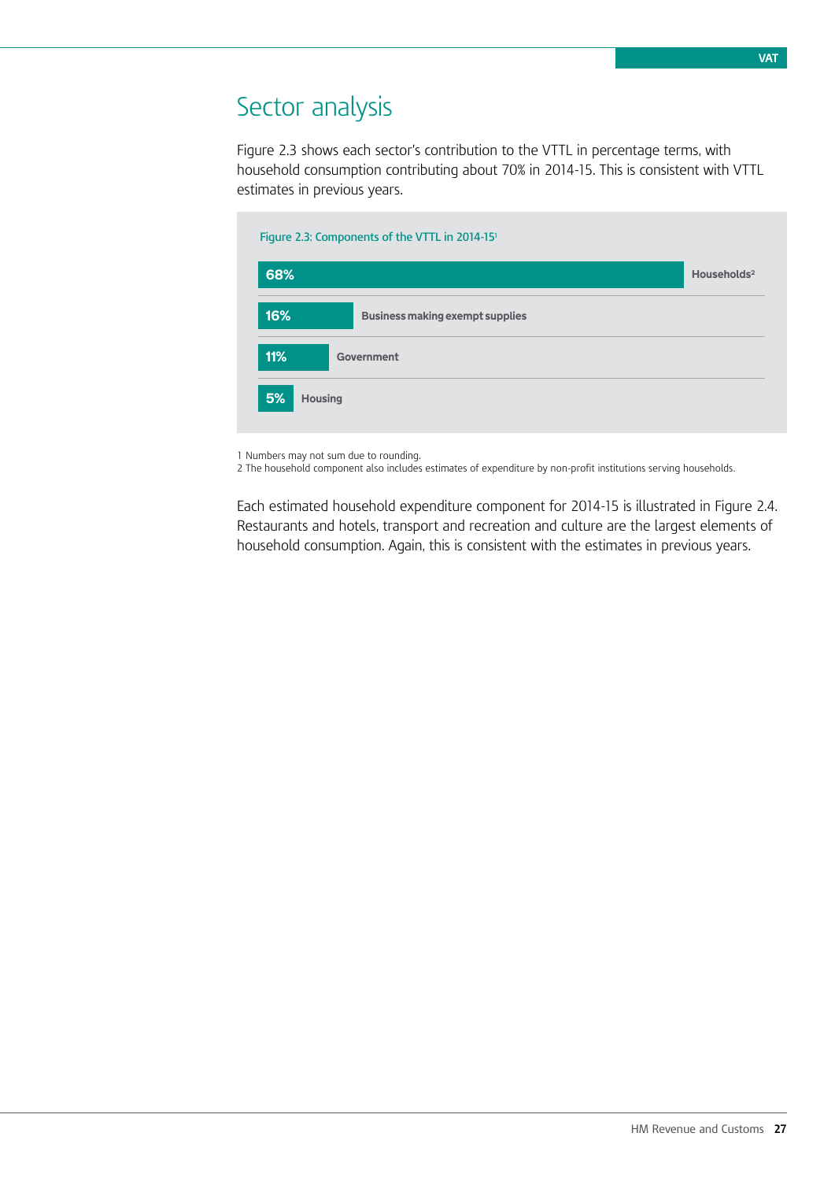## Sector analysis

Figure 2.3 shows each sector's contribution to the VTTL in percentage terms, with household consumption contributing about 70% in 2014-15. This is consistent with VTTL estimates in previous years.

Figure 2.3: Components of the VTTL in 2014-15[1]

| Component | Share |
|---|---|
| Households[2] | 68% |
| Business making exempt supplies | 16% |
| Government | 11% |
| Housing | 5% |

1 Numbers may not sum due to rounding.
2 The household component also includes estimates of expenditure by non-profit institutions serving households.

Each estimated household expenditure component for 2014-15 is illustrated in Figure 2.4. Restaurants and hotels, transport and recreation and culture are the largest elements of household consumption. Again, this is consistent with the estimates in previous years.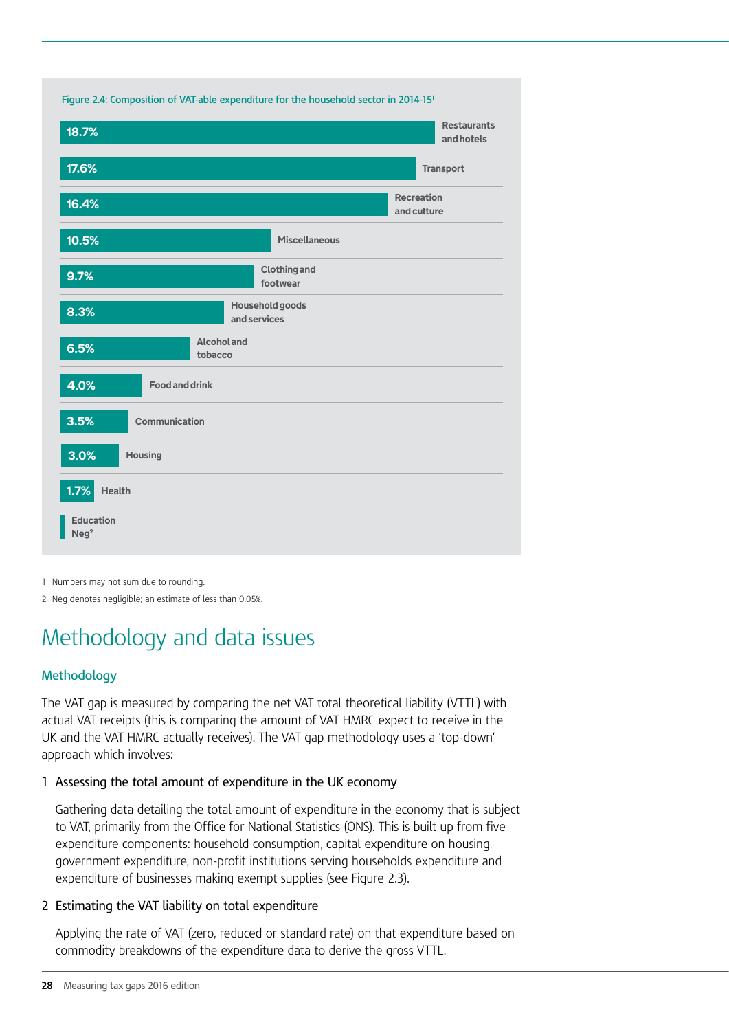Figure 2.4: Composition of VAT-able expenditure for the household sector in 2014-15[1]

| Category | Share |
| --- | --- |
| Restaurants and hotels | 18.7% |
| Transport | 17.6% |
| Recreation and culture | 16.4% |
| Miscellaneous | 10.5% |
| Clothing and footwear | 9.7% |
| Household goods and services | 8.3% |
| Alcohol and tobacco | 6.5% |
| Food and drink | 4.0% |
| Communication | 3.5% |
| Housing | 3.0% |
| Health | 1.7% |
| Education | Neg[2] |

1 Numbers may not sum due to rounding.

2 Neg denotes negligible; an estimate of less than 0.05%.

# Methodology and data issues

## Methodology

The VAT gap is measured by comparing the net VAT total theoretical liability (VTTL) with actual VAT receipts (this is comparing the amount of VAT HMRC expect to receive in the UK and the VAT HMRC actually receives). The VAT gap methodology uses a 'top-down' approach which involves:

1 Assessing the total amount of expenditure in the UK economy

Gathering data detailing the total amount of expenditure in the economy that is subject to VAT, primarily from the Office for National Statistics (ONS). This is built up from five expenditure components: household consumption, capital expenditure on housing, government expenditure, non-profit institutions serving households expenditure and expenditure of businesses making exempt supplies (see Figure 2.3).

2 Estimating the VAT liability on total expenditure

Applying the rate of VAT (zero, reduced or standard rate) on that expenditure based on commodity breakdowns of the expenditure data to derive the gross VTTL.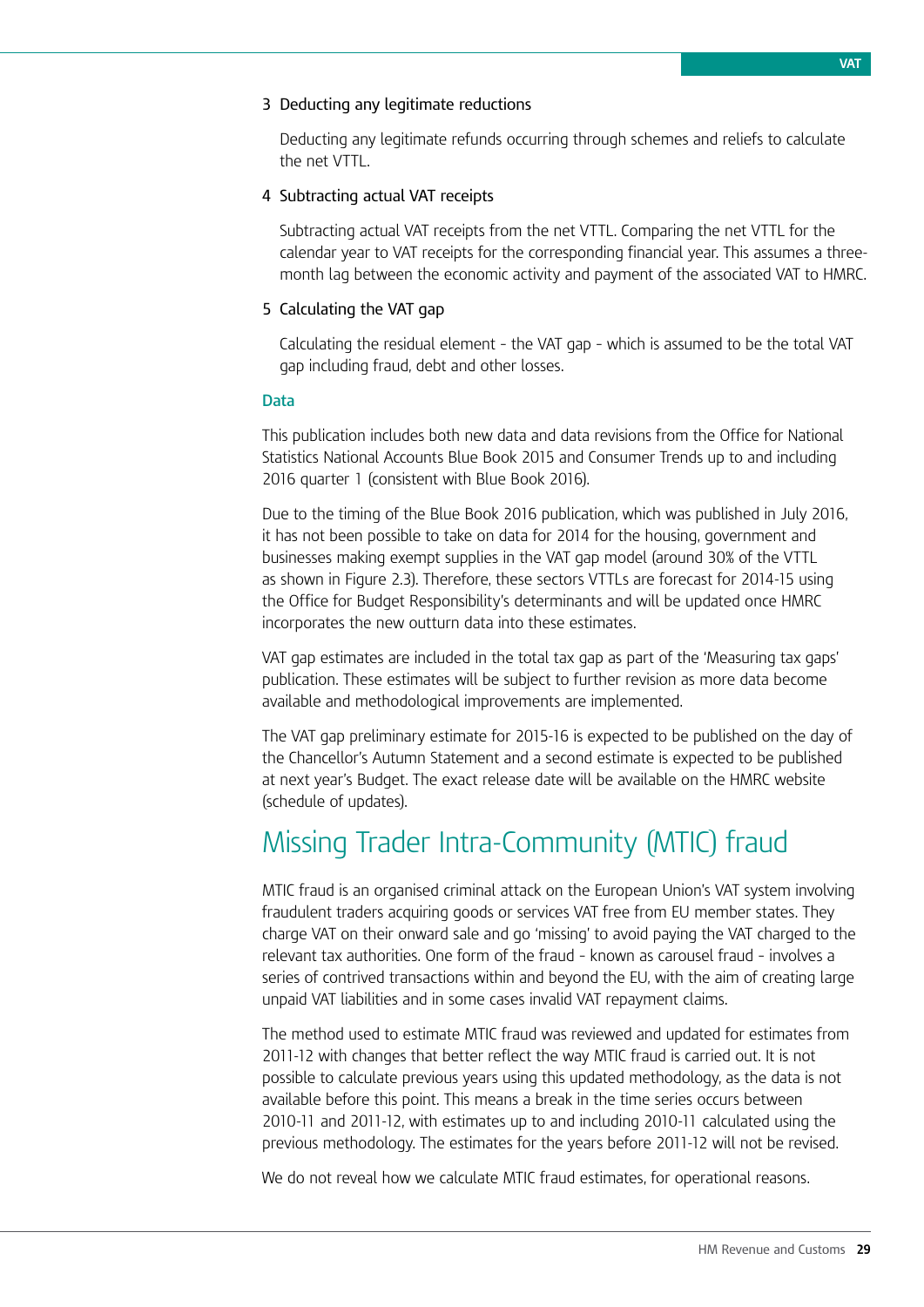3 Deducting any legitimate reductions

Deducting any legitimate refunds occurring through schemes and reliefs to calculate the net VTTL.

4 Subtracting actual VAT receipts

Subtracting actual VAT receipts from the net VTTL. Comparing the net VTTL for the calendar year to VAT receipts for the corresponding financial year. This assumes a three-month lag between the economic activity and payment of the associated VAT to HMRC.

5 Calculating the VAT gap

Calculating the residual element - the VAT gap - which is assumed to be the total VAT gap including fraud, debt and other losses.

### Data

This publication includes both new data and data revisions from the Office for National Statistics National Accounts Blue Book 2015 and Consumer Trends up to and including 2016 quarter 1 (consistent with Blue Book 2016).

Due to the timing of the Blue Book 2016 publication, which was published in July 2016, it has not been possible to take on data for 2014 for the housing, government and businesses making exempt supplies in the VAT gap model (around 30% of the VTTL as shown in Figure 2.3). Therefore, these sectors VTTLs are forecast for 2014-15 using the Office for Budget Responsibility's determinants and will be updated once HMRC incorporates the new outturn data into these estimates.

VAT gap estimates are included in the total tax gap as part of the 'Measuring tax gaps' publication. These estimates will be subject to further revision as more data become available and methodological improvements are implemented.

The VAT gap preliminary estimate for 2015-16 is expected to be published on the day of the Chancellor's Autumn Statement and a second estimate is expected to be published at next year's Budget. The exact release date will be available on the HMRC website (schedule of updates).

## Missing Trader Intra-Community (MTIC) fraud

MTIC fraud is an organised criminal attack on the European Union's VAT system involving fraudulent traders acquiring goods or services VAT free from EU member states. They charge VAT on their onward sale and go 'missing' to avoid paying the VAT charged to the relevant tax authorities. One form of the fraud - known as carousel fraud - involves a series of contrived transactions within and beyond the EU, with the aim of creating large unpaid VAT liabilities and in some cases invalid VAT repayment claims.

The method used to estimate MTIC fraud was reviewed and updated for estimates from 2011-12 with changes that better reflect the way MTIC fraud is carried out. It is not possible to calculate previous years using this updated methodology, as the data is not available before this point. This means a break in the time series occurs between 2010-11 and 2011-12, with estimates up to and including 2010-11 calculated using the previous methodology. The estimates for the years before 2011-12 will not be revised.

We do not reveal how we calculate MTIC fraud estimates, for operational reasons.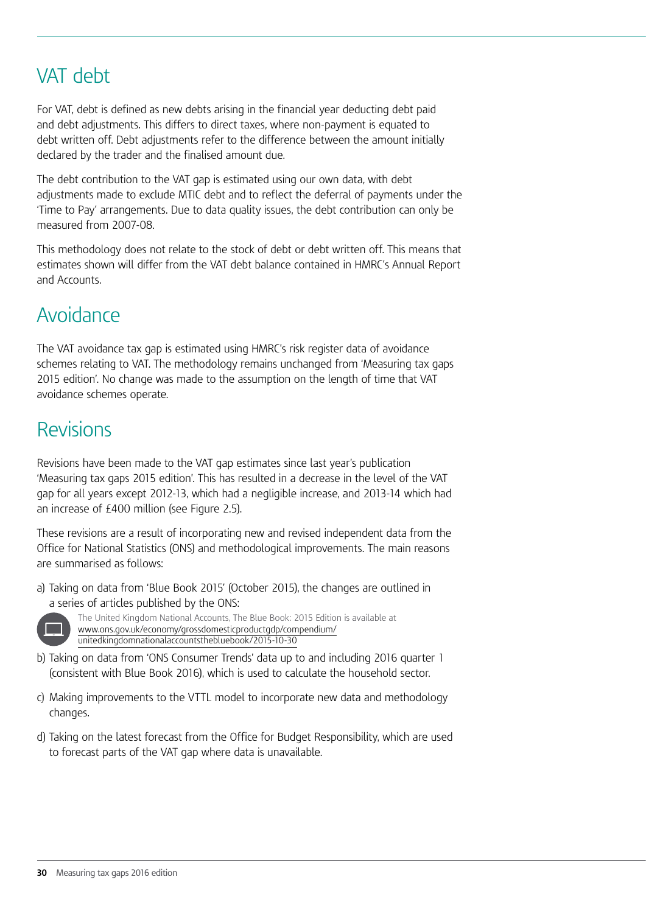## VAT debt

For VAT, debt is defined as new debts arising in the financial year deducting debt paid and debt adjustments. This differs to direct taxes, where non-payment is equated to debt written off. Debt adjustments refer to the difference between the amount initially declared by the trader and the finalised amount due.

The debt contribution to the VAT gap is estimated using our own data, with debt adjustments made to exclude MTIC debt and to reflect the deferral of payments under the 'Time to Pay' arrangements. Due to data quality issues, the debt contribution can only be measured from 2007-08.

This methodology does not relate to the stock of debt or debt written off. This means that estimates shown will differ from the VAT debt balance contained in HMRC's Annual Report and Accounts.

## Avoidance

The VAT avoidance tax gap is estimated using HMRC's risk register data of avoidance schemes relating to VAT. The methodology remains unchanged from 'Measuring tax gaps 2015 edition'. No change was made to the assumption on the length of time that VAT avoidance schemes operate.

## Revisions

Revisions have been made to the VAT gap estimates since last year's publication 'Measuring tax gaps 2015 edition'. This has resulted in a decrease in the level of the VAT gap for all years except 2012-13, which had a negligible increase, and 2013-14 which had an increase of £400 million (see Figure 2.5).

These revisions are a result of incorporating new and revised independent data from the Office for National Statistics (ONS) and methodological improvements. The main reasons are summarised as follows:

a) Taking on data from 'Blue Book 2015' (October 2015), the changes are outlined in a series of articles published by the ONS:

   The United Kingdom National Accounts, The Blue Book: 2015 Edition is available at www.ons.gov.uk/economy/grossdomesticproductgdp/compendium/unitedkingdomnationalaccountsthebluebook/2015-10-30

b) Taking on data from 'ONS Consumer Trends' data up to and including 2016 quarter 1 (consistent with Blue Book 2016), which is used to calculate the household sector.

c) Making improvements to the VTTL model to incorporate new data and methodology changes.

d) Taking on the latest forecast from the Office for Budget Responsibility, which are used to forecast parts of the VAT gap where data is unavailable.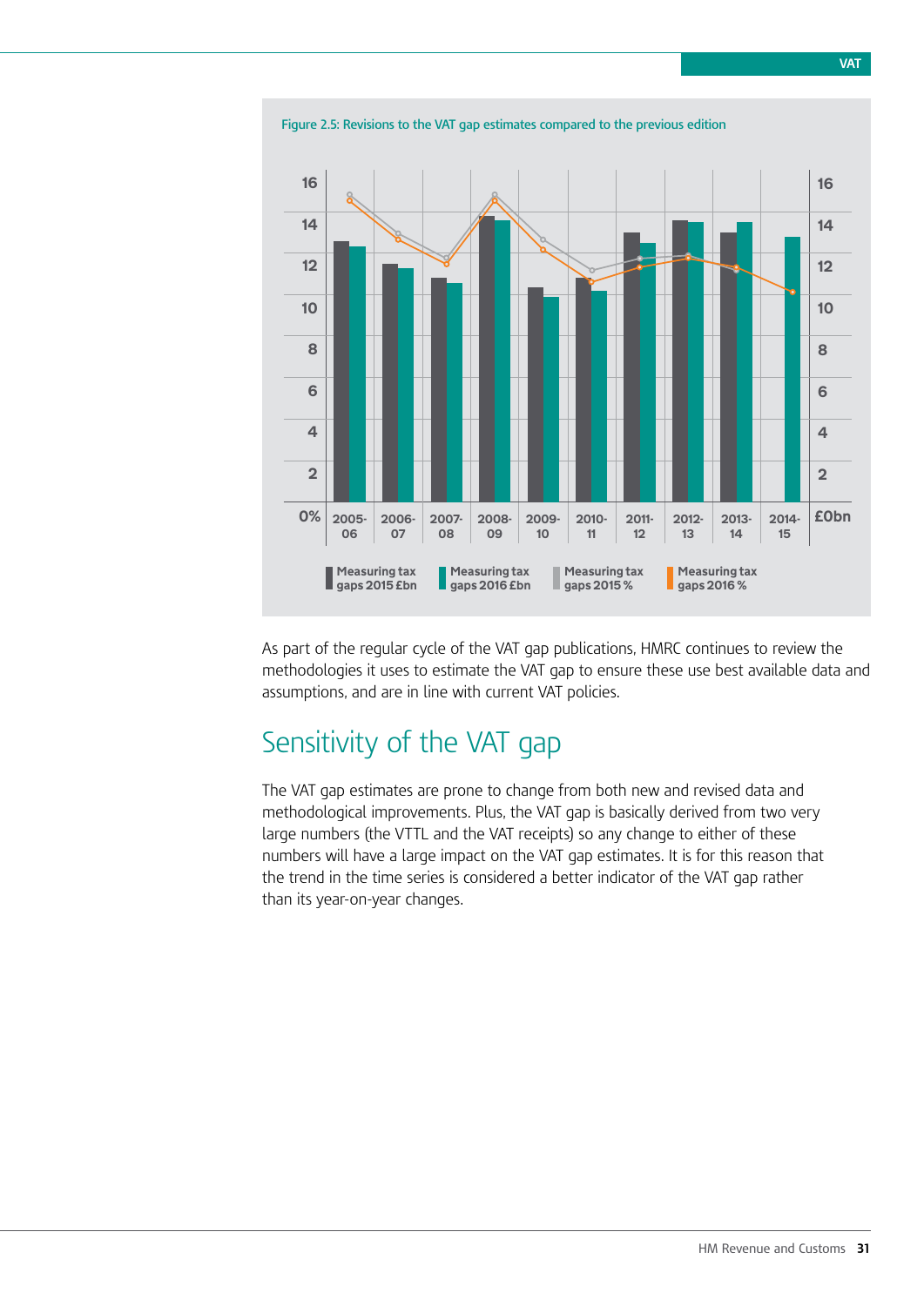Figure 2.5: Revisions to the VAT gap estimates compared to the previous edition

As part of the regular cycle of the VAT gap publications, HMRC continues to review the methodologies it uses to estimate the VAT gap to ensure these use best available data and assumptions, and are in line with current VAT policies.

## Sensitivity of the VAT gap

The VAT gap estimates are prone to change from both new and revised data and methodological improvements. Plus, the VAT gap is basically derived from two very large numbers (the VTTL and the VAT receipts) so any change to either of these numbers will have a large impact on the VAT gap estimates. It is for this reason that the trend in the time series is considered a better indicator of the VAT gap rather than its year-on-year changes.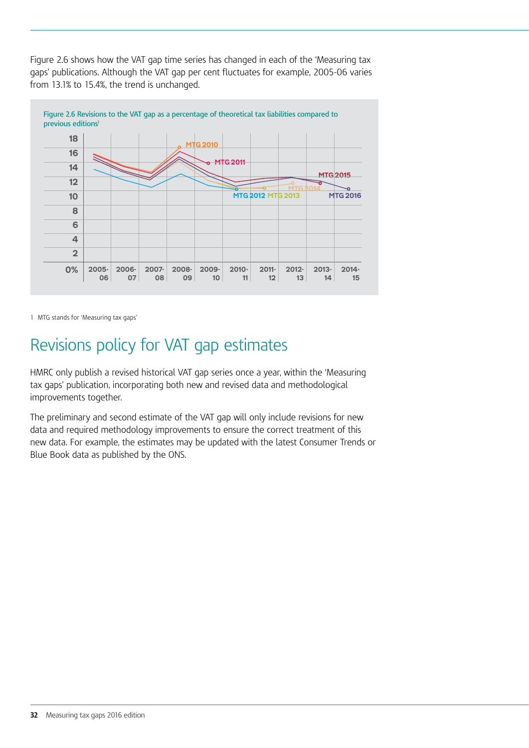Figure 2.6 shows how the VAT gap time series has changed in each of the 'Measuring tax gaps' publications. Although the VAT gap per cent fluctuates for example, 2005-06 varies from 13.1% to 15.4%, the trend is unchanged.

Figure 2.6 Revisions to the VAT gap as a percentage of theoretical tax liabilities compared to previous editions[1]

1 MTG stands for 'Measuring tax gaps'

# Revisions policy for VAT gap estimates

HMRC only publish a revised historical VAT gap series once a year, within the 'Measuring tax gaps' publication, incorporating both new and revised data and methodological improvements together.

The preliminary and second estimate of the VAT gap will only include revisions for new data and required methodology improvements to ensure the correct treatment of this new data. For example, the estimates may be updated with the latest Consumer Trends or Blue Book data as published by the ONS.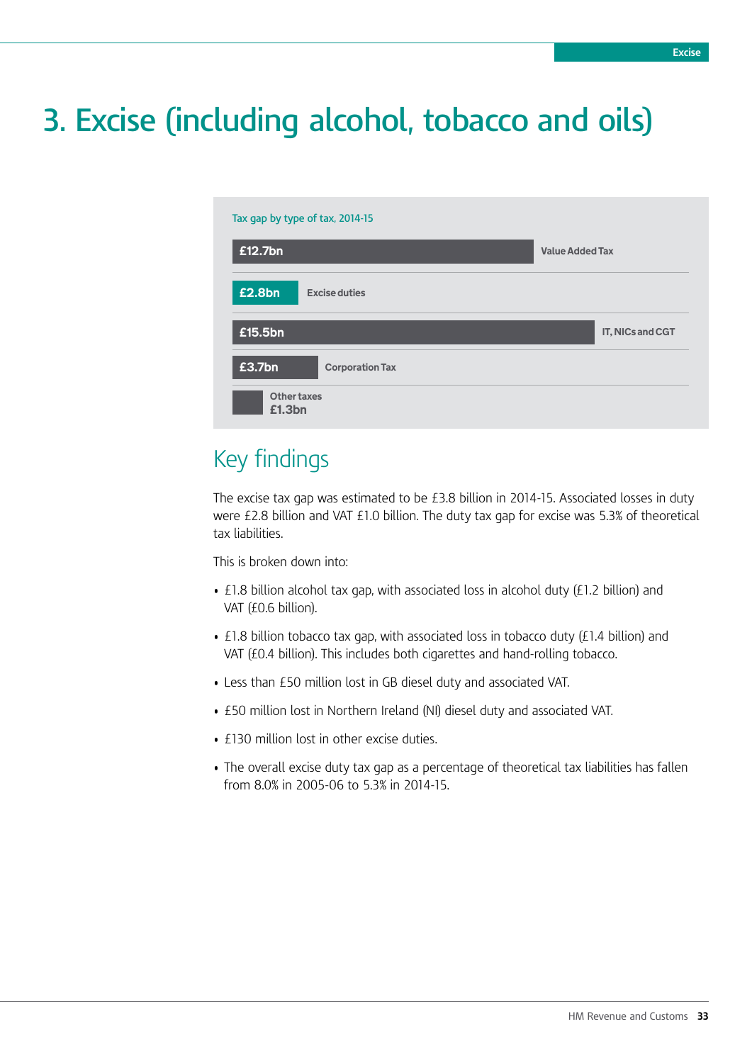# 3. Excise (including alcohol, tobacco and oils)

Tax gap by type of tax, 2014-15

| Tax | Tax gap |
|---|---|
| Value Added Tax | £12.7bn |
| Excise duties | £2.8bn |
| IT, NICs and CGT | £15.5bn |
| Corporation Tax | £3.7bn |
| Other taxes | £1.3bn |

## Key findings

The excise tax gap was estimated to be £3.8 billion in 2014-15. Associated losses in duty were £2.8 billion and VAT £1.0 billion. The duty tax gap for excise was 5.3% of theoretical tax liabilities.

This is broken down into:

- £1.8 billion alcohol tax gap, with associated loss in alcohol duty (£1.2 billion) and VAT (£0.6 billion).
- £1.8 billion tobacco tax gap, with associated loss in tobacco duty (£1.4 billion) and VAT (£0.4 billion). This includes both cigarettes and hand-rolling tobacco.
- Less than £50 million lost in GB diesel duty and associated VAT.
- £50 million lost in Northern Ireland (NI) diesel duty and associated VAT.
- £130 million lost in other excise duties.
- The overall excise duty tax gap as a percentage of theoretical tax liabilities has fallen from 8.0% in 2005-06 to 5.3% in 2014-15.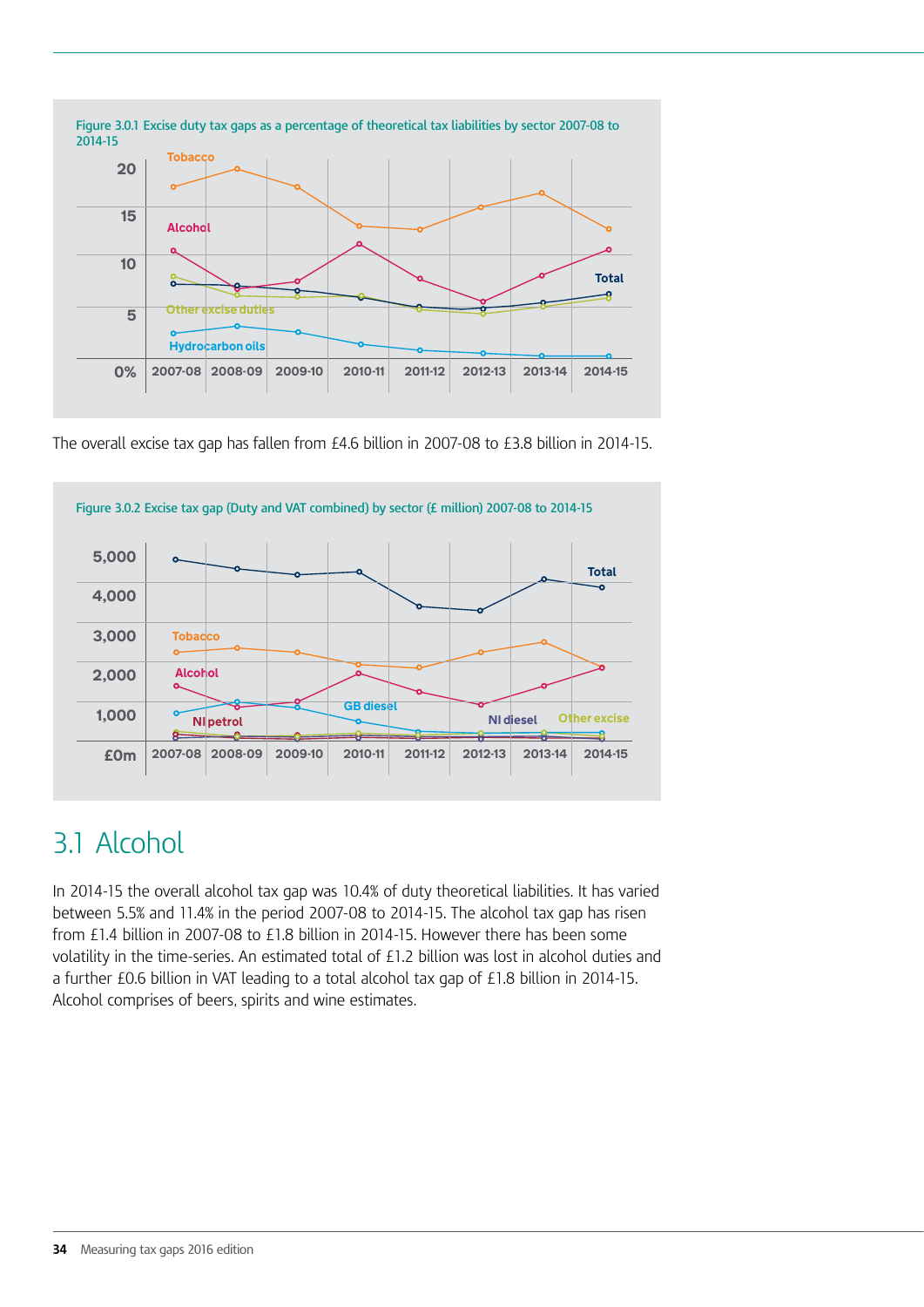Figure 3.0.1 Excise duty tax gaps as a percentage of theoretical tax liabilities by sector 2007-08 to 2014-15

The overall excise tax gap has fallen from £4.6 billion in 2007-08 to £3.8 billion in 2014-15.

Figure 3.0.2 Excise tax gap (Duty and VAT combined) by sector (£ million) 2007-08 to 2014-15

## 3.1 Alcohol

In 2014-15 the overall alcohol tax gap was 10.4% of duty theoretical liabilities. It has varied between 5.5% and 11.4% in the period 2007-08 to 2014-15. The alcohol tax gap has risen from £1.4 billion in 2007-08 to £1.8 billion in 2014-15. However there has been some volatility in the time-series. An estimated total of £1.2 billion was lost in alcohol duties and a further £0.6 billion in VAT leading to a total alcohol tax gap of £1.8 billion in 2014-15. Alcohol comprises of beers, spirits and wine estimates.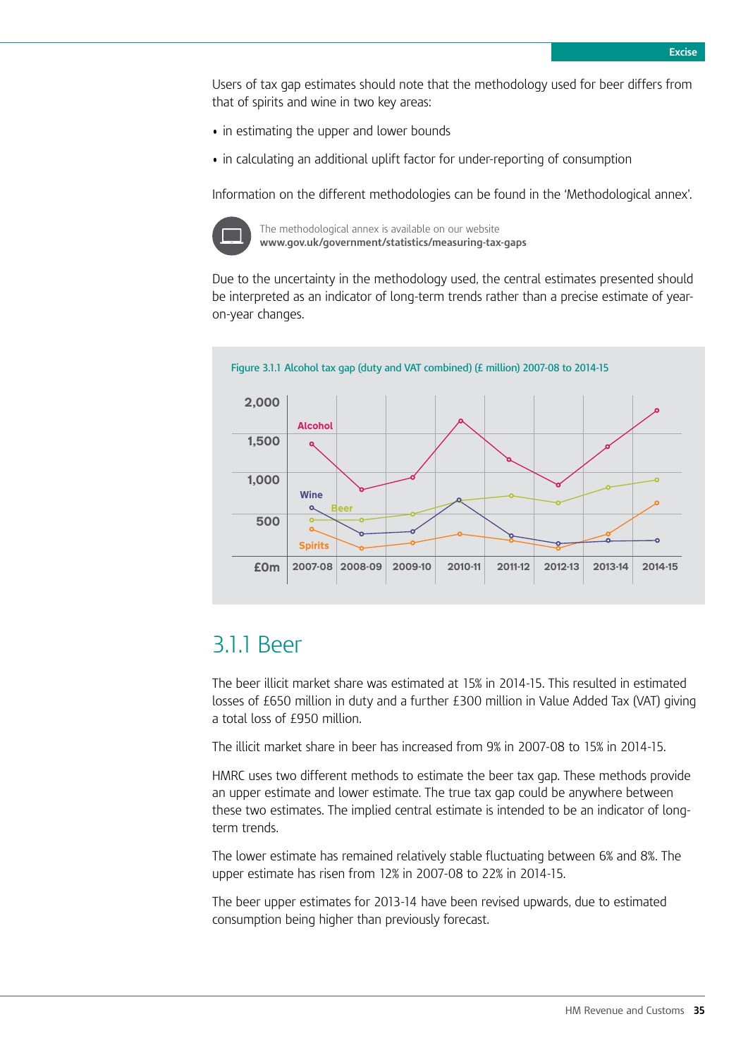Users of tax gap estimates should note that the methodology used for beer differs from that of spirits and wine in two key areas:

- in estimating the upper and lower bounds
- in calculating an additional uplift factor for under-reporting of consumption

Information on the different methodologies can be found in the 'Methodological annex'.

The methodological annex is available on our website
**www.gov.uk/government/statistics/measuring-tax-gaps**

Due to the uncertainty in the methodology used, the central estimates presented should be interpreted as an indicator of long-term trends rather than a precise estimate of year-on-year changes.

Figure 3.1.1 Alcohol tax gap (duty and VAT combined) (£ million) 2007-08 to 2014-15

## 3.1.1 Beer

The beer illicit market share was estimated at 15% in 2014-15. This resulted in estimated losses of £650 million in duty and a further £300 million in Value Added Tax (VAT) giving a total loss of £950 million.

The illicit market share in beer has increased from 9% in 2007-08 to 15% in 2014-15.

HMRC uses two different methods to estimate the beer tax gap. These methods provide an upper estimate and lower estimate. The true tax gap could be anywhere between these two estimates. The implied central estimate is intended to be an indicator of long-term trends.

The lower estimate has remained relatively stable fluctuating between 6% and 8%. The upper estimate has risen from 12% in 2007-08 to 22% in 2014-15.

The beer upper estimates for 2013-14 have been revised upwards, due to estimated consumption being higher than previously forecast.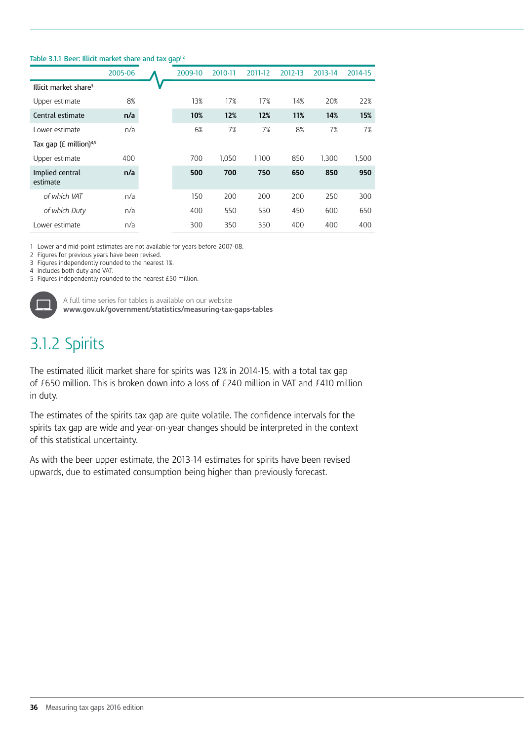Table 3.1.1 Beer: Illicit market share and tax gap[1,2]

| | 2005-06 | 2009-10 | 2010-11 | 2011-12 | 2012-13 | 2013-14 | 2014-15 |
|---|---|---|---|---|---|---|---|
| Illicit market share[3] | | | | | | | |
| Upper estimate | 8% | 13% | 17% | 17% | 14% | 20% | 22% |
| **Central estimate** | **n/a** | **10%** | **12%** | **12%** | **11%** | **14%** | **15%** |
| Lower estimate | n/a | 6% | 7% | 7% | 8% | 7% | 7% |
| Tax gap (£ million)[4,5] | | | | | | | |
| Upper estimate | 400 | 700 | 1,050 | 1,100 | 850 | 1,300 | 1,500 |
| **Implied central estimate** | **n/a** | **500** | **700** | **750** | **650** | **850** | **950** |
| *of which VAT* | n/a | 150 | 200 | 200 | 200 | 250 | 300 |
| *of which Duty* | n/a | 400 | 550 | 550 | 450 | 600 | 650 |
| Lower estimate | n/a | 300 | 350 | 350 | 400 | 400 | 400 |

1 Lower and mid-point estimates are not available for years before 2007-08.
2 Figures for previous years have been revised.
3 Figures independently rounded to the nearest 1%.
4 Includes both duty and VAT.
5 Figures independently rounded to the nearest £50 million.

A full time series for tables is available on our website **www.gov.uk/government/statistics/measuring-tax-gaps-tables**

## 3.1.2 Spirits

The estimated illicit market share for spirits was 12% in 2014-15, with a total tax gap of £650 million. This is broken down into a loss of £240 million in VAT and £410 million in duty.

The estimates of the spirits tax gap are quite volatile. The confidence intervals for the spirits tax gap are wide and year-on-year changes should be interpreted in the context of this statistical uncertainty.

As with the beer upper estimate, the 2013-14 estimates for spirits have been revised upwards, due to estimated consumption being higher than previously forecast.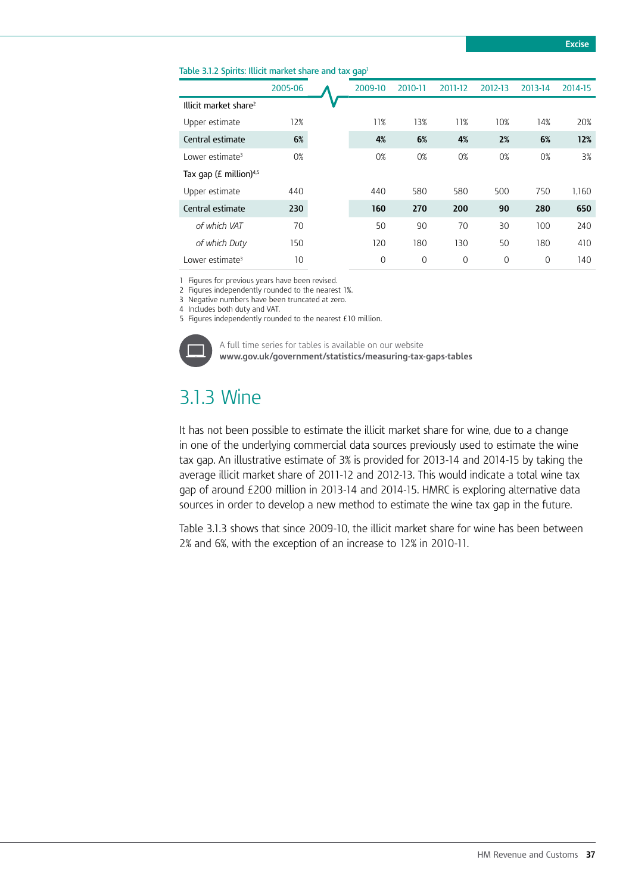Table 3.1.2 Spirits: Illicit market share and tax gap[1]

| | 2005-06 | 2009-10 | 2010-11 | 2011-12 | 2012-13 | 2013-14 | 2014-15 |
|---|---|---|---|---|---|---|---|
| Illicit market share[2] | | | | | | | |
| Upper estimate | 12% | 11% | 13% | 11% | 10% | 14% | 20% |
| **Central estimate** | **6%** | **4%** | **6%** | **4%** | **2%** | **6%** | **12%** |
| Lower estimate[3] | 0% | 0% | 0% | 0% | 0% | 0% | 3% |
| Tax gap (£ million)[4,5] | | | | | | | |
| Upper estimate | 440 | 440 | 580 | 580 | 500 | 750 | 1,160 |
| **Central estimate** | **230** | **160** | **270** | **200** | **90** | **280** | **650** |
| *of which VAT* | 70 | 50 | 90 | 70 | 30 | 100 | 240 |
| *of which Duty* | 150 | 120 | 180 | 130 | 50 | 180 | 410 |
| Lower estimate[3] | 10 | 0 | 0 | 0 | 0 | 0 | 140 |

1 Figures for previous years have been revised.
2 Figures independently rounded to the nearest 1%.
3 Negative numbers have been truncated at zero.
4 Includes both duty and VAT.
5 Figures independently rounded to the nearest £10 million.

A full time series for tables is available on our website **www.gov.uk/government/statistics/measuring-tax-gaps-tables**

## 3.1.3 Wine

It has not been possible to estimate the illicit market share for wine, due to a change in one of the underlying commercial data sources previously used to estimate the wine tax gap. An illustrative estimate of 3% is provided for 2013-14 and 2014-15 by taking the average illicit market share of 2011-12 and 2012-13. This would indicate a total wine tax gap of around £200 million in 2013-14 and 2014-15. HMRC is exploring alternative data sources in order to develop a new method to estimate the wine tax gap in the future.

Table 3.1.3 shows that since 2009-10, the illicit market share for wine has been between 2% and 6%, with the exception of an increase to 12% in 2010-11.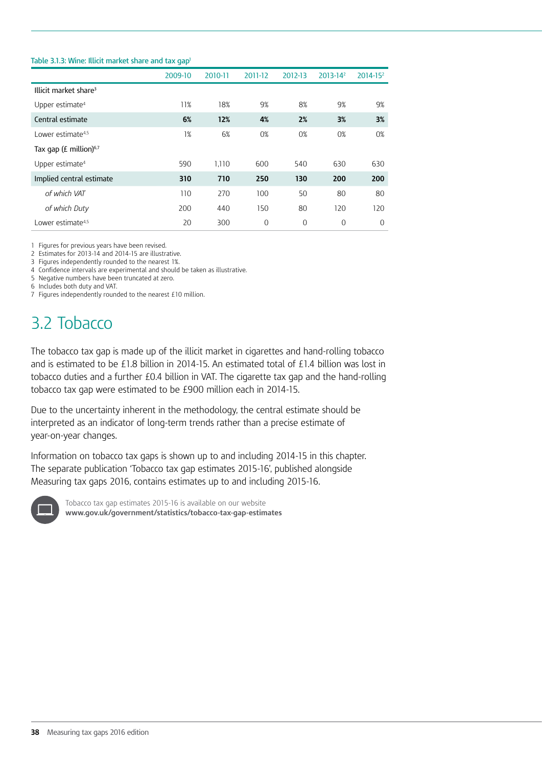Table 3.1.3: Wine: Illicit market share and tax gap[1]

| | 2009-10 | 2010-11 | 2011-12 | 2012-13 | 2013-14[2] | 2014-15[2] |
|---|---|---|---|---|---|---|
| Illicit market share[3] | | | | | | |
| Upper estimate[4] | 11% | 18% | 9% | 8% | 9% | 9% |
| **Central estimate** | **6%** | **12%** | **4%** | **2%** | **3%** | **3%** |
| Lower estimate[4,5] | 1% | 6% | 0% | 0% | 0% | 0% |
| Tax gap (£ million)[6,7] | | | | | | |
| Upper estimate[4] | 590 | 1,110 | 600 | 540 | 630 | 630 |
| **Implied central estimate** | **310** | **710** | **250** | **130** | **200** | **200** |
| *of which VAT* | 110 | 270 | 100 | 50 | 80 | 80 |
| *of which Duty* | 200 | 440 | 150 | 80 | 120 | 120 |
| Lower estimate[4,5] | 20 | 300 | 0 | 0 | 0 | 0 |

1 Figures for previous years have been revised.
2 Estimates for 2013-14 and 2014-15 are illustrative.
3 Figures independently rounded to the nearest 1%.
4 Confidence intervals are experimental and should be taken as illustrative.
5 Negative numbers have been truncated at zero.
6 Includes both duty and VAT.
7 Figures independently rounded to the nearest £10 million.

## 3.2 Tobacco

The tobacco tax gap is made up of the illicit market in cigarettes and hand-rolling tobacco and is estimated to be £1.8 billion in 2014-15. An estimated total of £1.4 billion was lost in tobacco duties and a further £0.4 billion in VAT. The cigarette tax gap and the hand-rolling tobacco tax gap were estimated to be £900 million each in 2014-15.

Due to the uncertainty inherent in the methodology, the central estimate should be interpreted as an indicator of long-term trends rather than a precise estimate of year-on-year changes.

Information on tobacco tax gaps is shown up to and including 2014-15 in this chapter. The separate publication 'Tobacco tax gap estimates 2015-16', published alongside Measuring tax gaps 2016, contains estimates up to and including 2015-16.

Tobacco tax gap estimates 2015-16 is available on our website
**www.gov.uk/government/statistics/tobacco-tax-gap-estimates**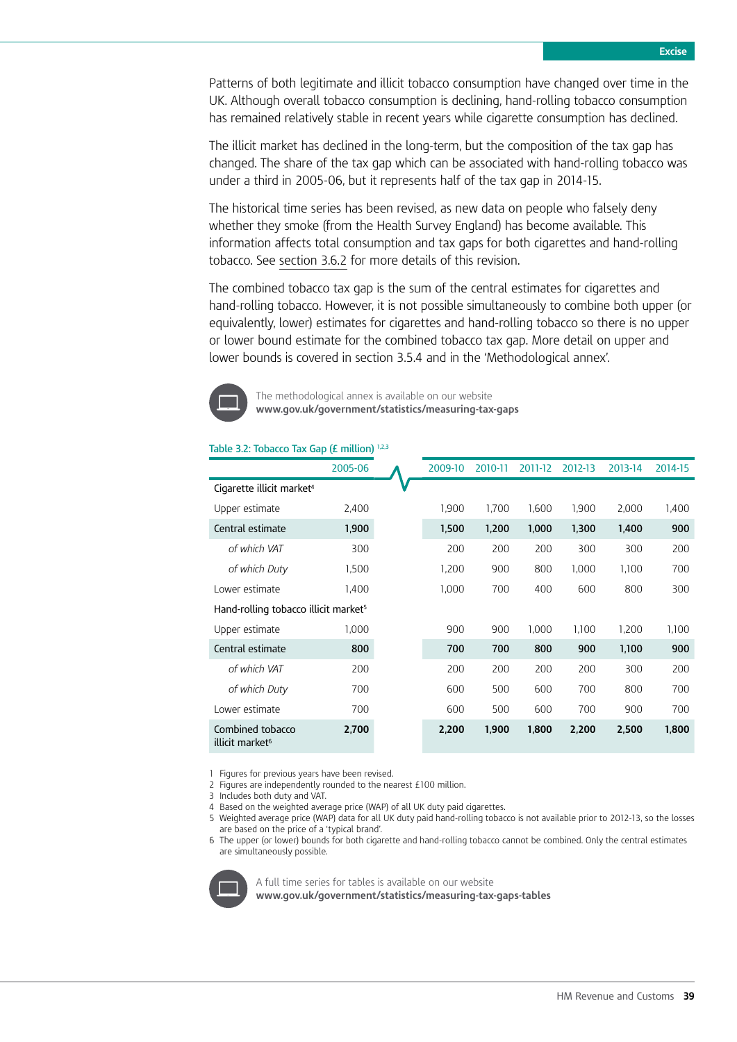Patterns of both legitimate and illicit tobacco consumption have changed over time in the UK. Although overall tobacco consumption is declining, hand-rolling tobacco consumption has remained relatively stable in recent years while cigarette consumption has declined.

The illicit market has declined in the long-term, but the composition of the tax gap has changed. The share of the tax gap which can be associated with hand-rolling tobacco was under a third in 2005-06, but it represents half of the tax gap in 2014-15.

The historical time series has been revised, as new data on people who falsely deny whether they smoke (from the Health Survey England) has become available. This information affects total consumption and tax gaps for both cigarettes and hand-rolling tobacco. See section 3.6.2 for more details of this revision.

The combined tobacco tax gap is the sum of the central estimates for cigarettes and hand-rolling tobacco. However, it is not possible simultaneously to combine both upper (or equivalently, lower) estimates for cigarettes and hand-rolling tobacco so there is no upper or lower bound estimate for the combined tobacco tax gap. More detail on upper and lower bounds is covered in section 3.5.4 and in the 'Methodological annex'.

The methodological annex is available on our website
**www.gov.uk/government/statistics/measuring-tax-gaps**

**Table 3.2: Tobacco Tax Gap (£ million)** [1,2,3]

| | 2005-06 | 2009-10 | 2010-11 | 2011-12 | 2012-13 | 2013-14 | 2014-15 |
|---|---|---|---|---|---|---|---|
| Cigarette illicit market[4] | | | | | | | |
| Upper estimate | 2,400 | 1,900 | 1,700 | 1,600 | 1,900 | 2,000 | 1,400 |
| Central estimate | **1,900** | **1,500** | **1,200** | **1,000** | **1,300** | **1,400** | **900** |
| *of which VAT* | 300 | 200 | 200 | 200 | 300 | 300 | 200 |
| *of which Duty* | 1,500 | 1,200 | 900 | 800 | 1,000 | 1,100 | 700 |
| Lower estimate | 1,400 | 1,000 | 700 | 400 | 600 | 800 | 300 |
| Hand-rolling tobacco illicit market[5] | | | | | | | |
| Upper estimate | 1,000 | 900 | 900 | 1,000 | 1,100 | 1,200 | 1,100 |
| Central estimate | **800** | **700** | **700** | **800** | **900** | **1,100** | **900** |
| *of which VAT* | 200 | 200 | 200 | 200 | 200 | 300 | 200 |
| *of which Duty* | 700 | 600 | 500 | 600 | 700 | 800 | 700 |
| Lower estimate | 700 | 600 | 500 | 600 | 700 | 900 | 700 |
| Combined tobacco illicit market[6] | **2,700** | **2,200** | **1,900** | **1,800** | **2,200** | **2,500** | **1,800** |

1 Figures for previous years have been revised.
2 Figures are independently rounded to the nearest £100 million.
3 Includes both duty and VAT.
4 Based on the weighted average price (WAP) of all UK duty paid cigarettes.
5 Weighted average price (WAP) data for all UK duty paid hand-rolling tobacco is not available prior to 2012-13, so the losses are based on the price of a 'typical brand'.
6 The upper (or lower) bounds for both cigarette and hand-rolling tobacco cannot be combined. Only the central estimates are simultaneously possible.

A full time series for tables is available on our website
**www.gov.uk/government/statistics/measuring-tax-gaps-tables**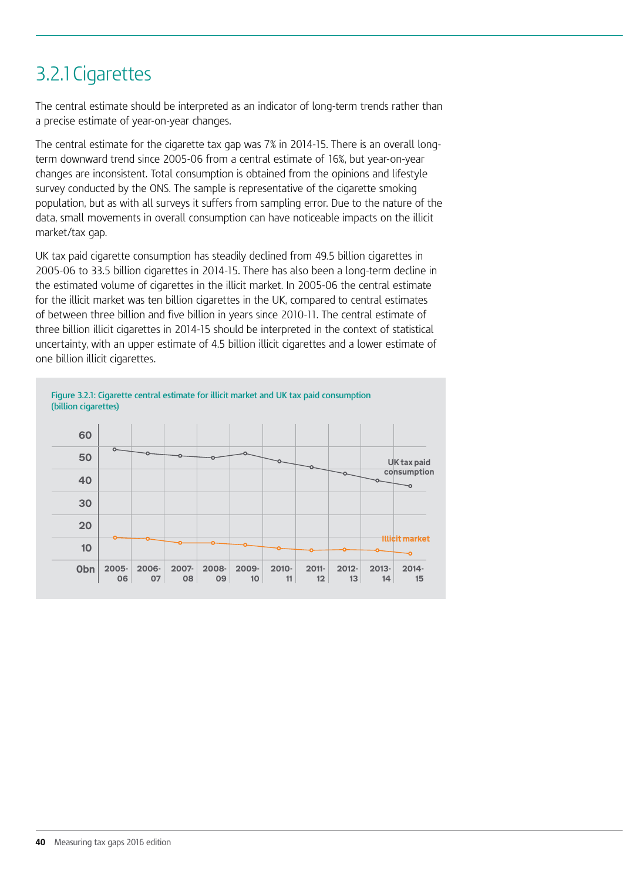## 3.2.1 Cigarettes

The central estimate should be interpreted as an indicator of long-term trends rather than a precise estimate of year-on-year changes.

The central estimate for the cigarette tax gap was 7% in 2014-15. There is an overall long-term downward trend since 2005-06 from a central estimate of 16%, but year-on-year changes are inconsistent. Total consumption is obtained from the opinions and lifestyle survey conducted by the ONS. The sample is representative of the cigarette smoking population, but as with all surveys it suffers from sampling error. Due to the nature of the data, small movements in overall consumption can have noticeable impacts on the illicit market/tax gap.

UK tax paid cigarette consumption has steadily declined from 49.5 billion cigarettes in 2005-06 to 33.5 billion cigarettes in 2014-15. There has also been a long-term decline in the estimated volume of cigarettes in the illicit market. In 2005-06 the central estimate for the illicit market was ten billion cigarettes in the UK, compared to central estimates of between three billion and five billion in years since 2010-11. The central estimate of three billion illicit cigarettes in 2014-15 should be interpreted in the context of statistical uncertainty, with an upper estimate of 4.5 billion illicit cigarettes and a lower estimate of one billion illicit cigarettes.

Figure 3.2.1: Cigarette central estimate for illicit market and UK tax paid consumption (billion cigarettes)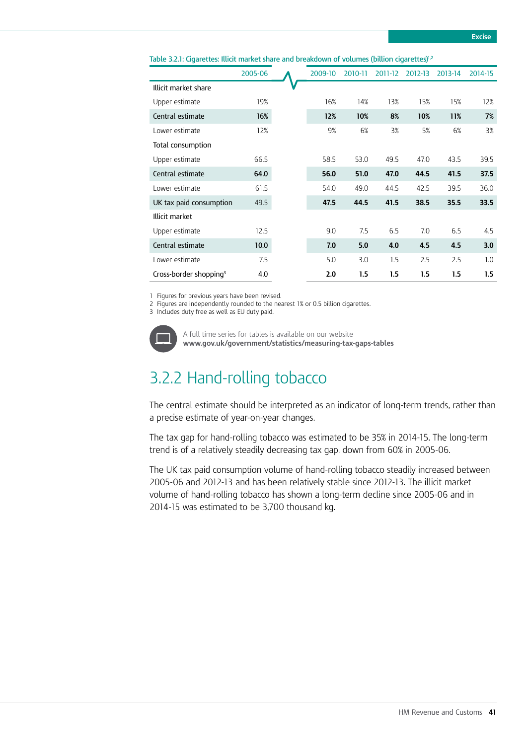Table 3.2.1: Cigarettes: Illicit market share and breakdown of volumes (billion cigarettes)[1,2]

| | 2005-06 | 2009-10 | 2010-11 | 2011-12 | 2012-13 | 2013-14 | 2014-15 |
|---|---|---|---|---|---|---|---|
| Illicit market share | | | | | | | |
| Upper estimate | 19% | 16% | 14% | 13% | 15% | 15% | 12% |
| **Central estimate** | **16%** | **12%** | **10%** | **8%** | **10%** | **11%** | **7%** |
| Lower estimate | 12% | 9% | 6% | 3% | 5% | 6% | 3% |
| Total consumption | | | | | | | |
| Upper estimate | 66.5 | 58.5 | 53.0 | 49.5 | 47.0 | 43.5 | 39.5 |
| **Central estimate** | **64.0** | **56.0** | **51.0** | **47.0** | **44.5** | **41.5** | **37.5** |
| Lower estimate | 61.5 | 54.0 | 49.0 | 44.5 | 42.5 | 39.5 | 36.0 |
| UK tax paid consumption | 49.5 | **47.5** | **44.5** | **41.5** | **38.5** | **35.5** | **33.5** |
| Illicit market | | | | | | | |
| Upper estimate | 12.5 | 9.0 | 7.5 | 6.5 | 7.0 | 6.5 | 4.5 |
| **Central estimate** | **10.0** | **7.0** | **5.0** | **4.0** | **4.5** | **4.5** | **3.0** |
| Lower estimate | 7.5 | 5.0 | 3.0 | 1.5 | 2.5 | 2.5 | 1.0 |
| Cross-border shopping[3] | 4.0 | **2.0** | **1.5** | **1.5** | **1.5** | **1.5** | **1.5** |

1 Figures for previous years have been revised.
2 Figures are independently rounded to the nearest 1% or 0.5 billion cigarettes.
3 Includes duty free as well as EU duty paid.

A full time series for tables is available on our website
**www.gov.uk/government/statistics/measuring-tax-gaps-tables**

## 3.2.2 Hand-rolling tobacco

The central estimate should be interpreted as an indicator of long-term trends, rather than a precise estimate of year-on-year changes.

The tax gap for hand-rolling tobacco was estimated to be 35% in 2014-15. The long-term trend is of a relatively steadily decreasing tax gap, down from 60% in 2005-06.

The UK tax paid consumption volume of hand-rolling tobacco steadily increased between 2005-06 and 2012-13 and has been relatively stable since 2012-13. The illicit market volume of hand-rolling tobacco has shown a long-term decline since 2005-06 and in 2014-15 was estimated to be 3,700 thousand kg.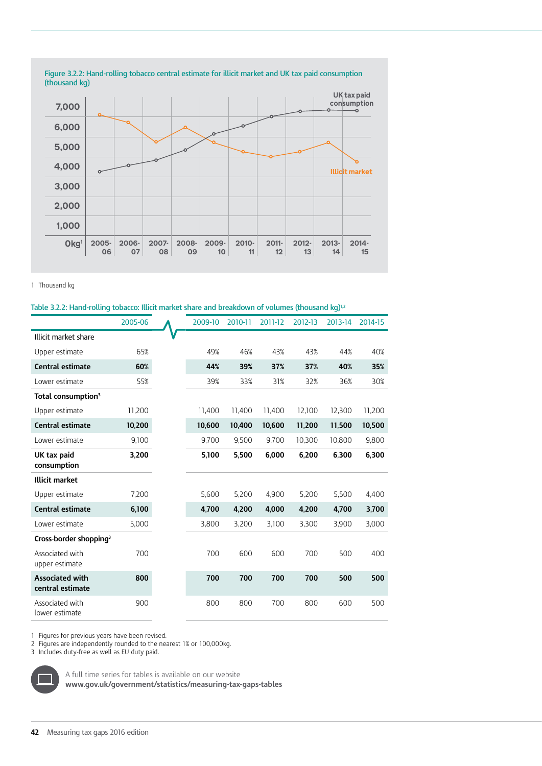Figure 3.2.2: Hand-rolling tobacco central estimate for illicit market and UK tax paid consumption (thousand kg)

1 Thousand kg

Table 3.2.2: Hand-rolling tobacco: Illicit market share and breakdown of volumes (thousand kg)[1,2]

| | 2005-06 | 2009-10 | 2010-11 | 2011-12 | 2012-13 | 2013-14 | 2014-15 |
|---|---|---|---|---|---|---|---|
| Illicit market share | | | | | | | |
| Upper estimate | 65% | 49% | 46% | 43% | 43% | 44% | 40% |
| **Central estimate** | **60%** | **44%** | **39%** | **37%** | **37%** | **40%** | **35%** |
| Lower estimate | 55% | 39% | 33% | 31% | 32% | 36% | 30% |
| **Total consumption**[3] | | | | | | | |
| Upper estimate | 11,200 | 11,400 | 11,400 | 11,400 | 12,100 | 12,300 | 11,200 |
| **Central estimate** | **10,200** | **10,600** | **10,400** | **10,600** | **11,200** | **11,500** | **10,500** |
| Lower estimate | 9,100 | 9,700 | 9,500 | 9,700 | 10,300 | 10,800 | 9,800 |
| **UK tax paid consumption** | **3,200** | **5,100** | **5,500** | **6,000** | **6,200** | **6,300** | **6,300** |
| **Illicit market** | | | | | | | |
| Upper estimate | 7,200 | 5,600 | 5,200 | 4,900 | 5,200 | 5,500 | 4,400 |
| **Central estimate** | **6,100** | **4,700** | **4,200** | **4,000** | **4,200** | **4,700** | **3,700** |
| Lower estimate | 5,000 | 3,800 | 3,200 | 3,100 | 3,300 | 3,900 | 3,000 |
| **Cross-border shopping**[3] | | | | | | | |
| Associated with upper estimate | 700 | 700 | 600 | 600 | 700 | 500 | 400 |
| **Associated with central estimate** | **800** | **700** | **700** | **700** | **700** | **500** | **500** |
| Associated with lower estimate | 900 | 800 | 800 | 700 | 800 | 600 | 500 |

1 Figures for previous years have been revised.
2 Figures are independently rounded to the nearest 1% or 100,000kg.
3 Includes duty-free as well as EU duty paid.

A full time series for tables is available on our website
**www.gov.uk/government/statistics/measuring-tax-gaps-tables**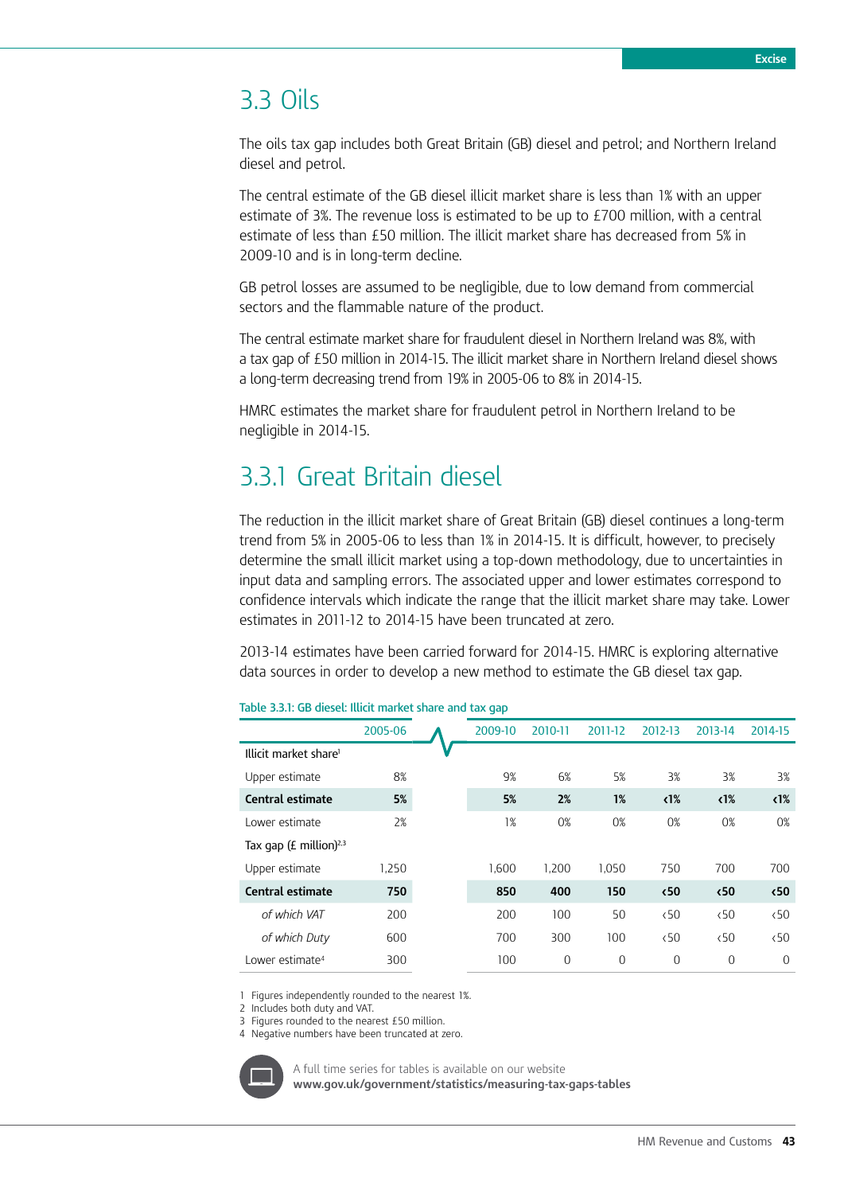## 3.3 Oils

The oils tax gap includes both Great Britain (GB) diesel and petrol; and Northern Ireland diesel and petrol.

The central estimate of the GB diesel illicit market share is less than 1% with an upper estimate of 3%. The revenue loss is estimated to be up to £700 million, with a central estimate of less than £50 million. The illicit market share has decreased from 5% in 2009-10 and is in long-term decline.

GB petrol losses are assumed to be negligible, due to low demand from commercial sectors and the flammable nature of the product.

The central estimate market share for fraudulent diesel in Northern Ireland was 8%, with a tax gap of £50 million in 2014-15. The illicit market share in Northern Ireland diesel shows a long-term decreasing trend from 19% in 2005-06 to 8% in 2014-15.

HMRC estimates the market share for fraudulent petrol in Northern Ireland to be negligible in 2014-15.

### 3.3.1 Great Britain diesel

The reduction in the illicit market share of Great Britain (GB) diesel continues a long-term trend from 5% in 2005-06 to less than 1% in 2014-15. It is difficult, however, to precisely determine the small illicit market using a top-down methodology, due to uncertainties in input data and sampling errors. The associated upper and lower estimates correspond to confidence intervals which indicate the range that the illicit market share may take. Lower estimates in 2011-12 to 2014-15 have been truncated at zero.

2013-14 estimates have been carried forward for 2014-15. HMRC is exploring alternative data sources in order to develop a new method to estimate the GB diesel tax gap.

Table 3.3.1: GB diesel: Illicit market share and tax gap

| | 2005-06 | 2009-10 | 2010-11 | 2011-12 | 2012-13 | 2013-14 | 2014-15 |
|---|---|---|---|---|---|---|---|
| Illicit market share[1] | | | | | | | |
| Upper estimate | 8% | 9% | 6% | 5% | 3% | 3% | 3% |
| **Central estimate** | **5%** | **5%** | **2%** | **1%** | **<1%** | **<1%** | **<1%** |
| Lower estimate | 2% | 1% | 0% | 0% | 0% | 0% | 0% |
| Tax gap (£ million)[2,3] | | | | | | | |
| Upper estimate | 1,250 | 1,600 | 1,200 | 1,050 | 750 | 700 | 700 |
| **Central estimate** | **750** | **850** | **400** | **150** | **<50** | **<50** | **<50** |
| *of which VAT* | 200 | 200 | 100 | 50 | <50 | <50 | <50 |
| *of which Duty* | 600 | 700 | 300 | 100 | <50 | <50 | <50 |
| Lower estimate[4] | 300 | 100 | 0 | 0 | 0 | 0 | 0 |

1 Figures independently rounded to the nearest 1%.
2 Includes both duty and VAT.
3 Figures rounded to the nearest £50 million.
4 Negative numbers have been truncated at zero.

A full time series for tables is available on our website
**www.gov.uk/government/statistics/measuring-tax-gaps-tables**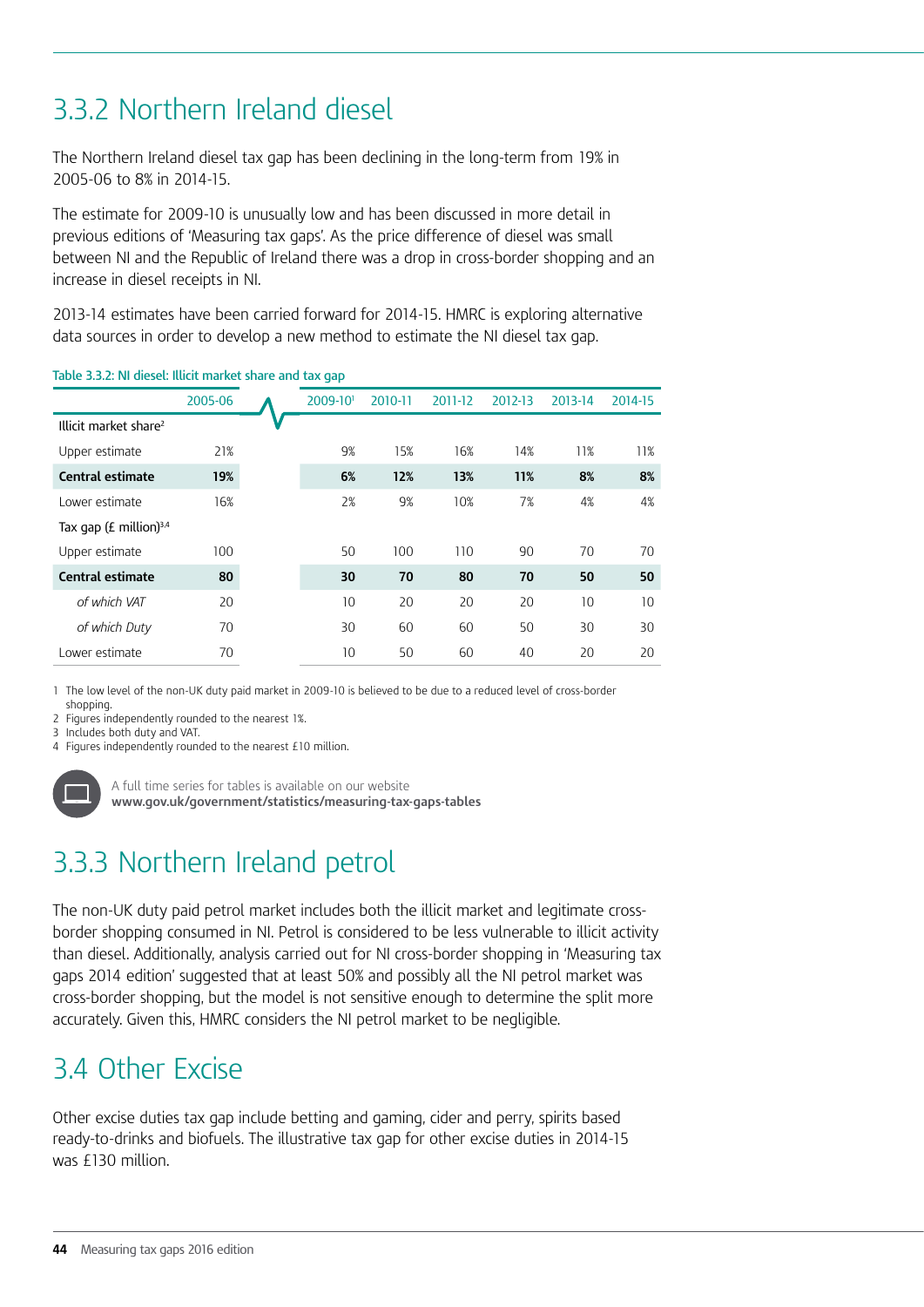## 3.3.2 Northern Ireland diesel

The Northern Ireland diesel tax gap has been declining in the long-term from 19% in 2005-06 to 8% in 2014-15.

The estimate for 2009-10 is unusually low and has been discussed in more detail in previous editions of 'Measuring tax gaps'. As the price difference of diesel was small between NI and the Republic of Ireland there was a drop in cross-border shopping and an increase in diesel receipts in NI.

2013-14 estimates have been carried forward for 2014-15. HMRC is exploring alternative data sources in order to develop a new method to estimate the NI diesel tax gap.

Table 3.3.2: NI diesel: Illicit market share and tax gap

| | 2005-06 | 2009-10[1] | 2010-11 | 2011-12 | 2012-13 | 2013-14 | 2014-15 |
|---|---|---|---|---|---|---|---|
| Illicit market share[2] | | | | | | | |
| Upper estimate | 21% | 9% | 15% | 16% | 14% | 11% | 11% |
| **Central estimate** | **19%** | **6%** | **12%** | **13%** | **11%** | **8%** | **8%** |
| Lower estimate | 16% | 2% | 9% | 10% | 7% | 4% | 4% |
| Tax gap (£ million)[3,4] | | | | | | | |
| Upper estimate | 100 | 50 | 100 | 110 | 90 | 70 | 70 |
| **Central estimate** | **80** | **30** | **70** | **80** | **70** | **50** | **50** |
| *of which VAT* | 20 | 10 | 20 | 20 | 20 | 10 | 10 |
| *of which Duty* | 70 | 30 | 60 | 60 | 50 | 30 | 30 |
| Lower estimate | 70 | 10 | 50 | 60 | 40 | 20 | 20 |

1 The low level of the non-UK duty paid market in 2009-10 is believed to be due to a reduced level of cross-border shopping.
2 Figures independently rounded to the nearest 1%.
3 Includes both duty and VAT.
4 Figures independently rounded to the nearest £10 million.

A full time series for tables is available on our website
**www.gov.uk/government/statistics/measuring-tax-gaps-tables**

## 3.3.3 Northern Ireland petrol

The non-UK duty paid petrol market includes both the illicit market and legitimate cross-border shopping consumed in NI. Petrol is considered to be less vulnerable to illicit activity than diesel. Additionally, analysis carried out for NI cross-border shopping in 'Measuring tax gaps 2014 edition' suggested that at least 50% and possibly all the NI petrol market was cross-border shopping, but the model is not sensitive enough to determine the split more accurately. Given this, HMRC considers the NI petrol market to be negligible.

## 3.4 Other Excise

Other excise duties tax gap include betting and gaming, cider and perry, spirits based ready-to-drinks and biofuels. The illustrative tax gap for other excise duties in 2014-15 was £130 million.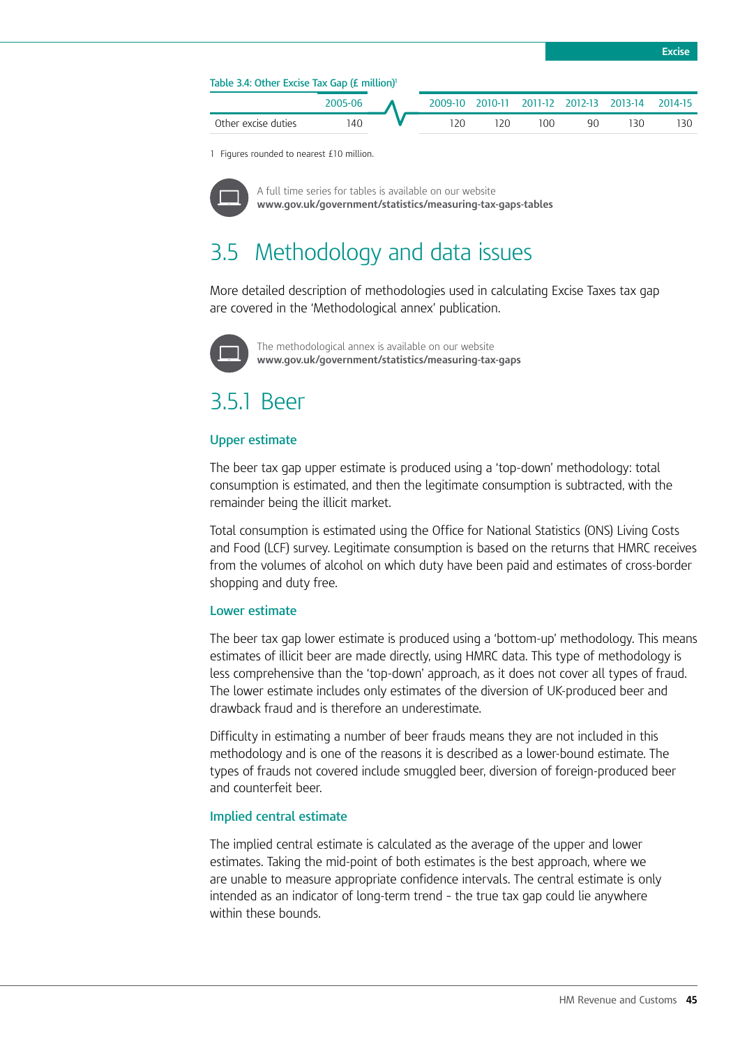Table 3.4: Other Excise Tax Gap (£ million)[1]

| | 2005-06 | 2009-10 | 2010-11 | 2011-12 | 2012-13 | 2013-14 | 2014-15 |
|---|---|---|---|---|---|---|---|
| Other excise duties | 140 | 120 | 120 | 100 | 90 | 130 | 130 |

1 Figures rounded to nearest £10 million.

A full time series for tables is available on our website
**www.gov.uk/government/statistics/measuring-tax-gaps-tables**

## 3.5 Methodology and data issues

More detailed description of methodologies used in calculating Excise Taxes tax gap are covered in the 'Methodological annex' publication.

The methodological annex is available on our website
**www.gov.uk/government/statistics/measuring-tax-gaps**

### 3.5.1 Beer

#### Upper estimate

The beer tax gap upper estimate is produced using a 'top-down' methodology: total consumption is estimated, and then the legitimate consumption is subtracted, with the remainder being the illicit market.

Total consumption is estimated using the Office for National Statistics (ONS) Living Costs and Food (LCF) survey. Legitimate consumption is based on the returns that HMRC receives from the volumes of alcohol on which duty have been paid and estimates of cross-border shopping and duty free.

#### Lower estimate

The beer tax gap lower estimate is produced using a 'bottom-up' methodology. This means estimates of illicit beer are made directly, using HMRC data. This type of methodology is less comprehensive than the 'top-down' approach, as it does not cover all types of fraud. The lower estimate includes only estimates of the diversion of UK-produced beer and drawback fraud and is therefore an underestimate.

Difficulty in estimating a number of beer frauds means they are not included in this methodology and is one of the reasons it is described as a lower-bound estimate. The types of frauds not covered include smuggled beer, diversion of foreign-produced beer and counterfeit beer.

#### Implied central estimate

The implied central estimate is calculated as the average of the upper and lower estimates. Taking the mid-point of both estimates is the best approach, where we are unable to measure appropriate confidence intervals. The central estimate is only intended as an indicator of long-term trend - the true tax gap could lie anywhere within these bounds.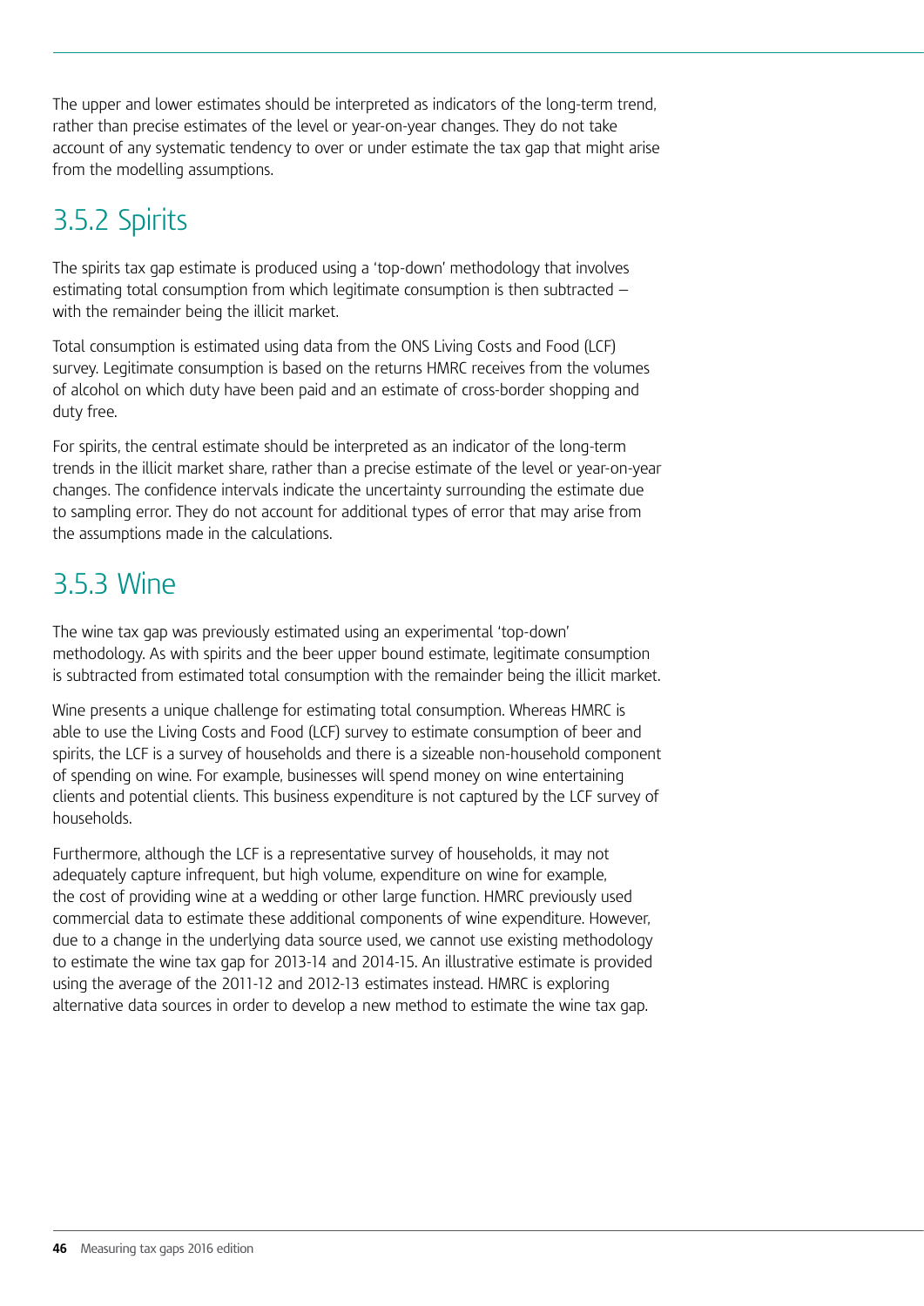The upper and lower estimates should be interpreted as indicators of the long-term trend, rather than precise estimates of the level or year-on-year changes. They do not take account of any systematic tendency to over or under estimate the tax gap that might arise from the modelling assumptions.

### 3.5.2 Spirits

The spirits tax gap estimate is produced using a 'top-down' methodology that involves estimating total consumption from which legitimate consumption is then subtracted – with the remainder being the illicit market.

Total consumption is estimated using data from the ONS Living Costs and Food (LCF) survey. Legitimate consumption is based on the returns HMRC receives from the volumes of alcohol on which duty have been paid and an estimate of cross-border shopping and duty free.

For spirits, the central estimate should be interpreted as an indicator of the long-term trends in the illicit market share, rather than a precise estimate of the level or year-on-year changes. The confidence intervals indicate the uncertainty surrounding the estimate due to sampling error. They do not account for additional types of error that may arise from the assumptions made in the calculations.

### 3.5.3 Wine

The wine tax gap was previously estimated using an experimental 'top-down' methodology. As with spirits and the beer upper bound estimate, legitimate consumption is subtracted from estimated total consumption with the remainder being the illicit market.

Wine presents a unique challenge for estimating total consumption. Whereas HMRC is able to use the Living Costs and Food (LCF) survey to estimate consumption of beer and spirits, the LCF is a survey of households and there is a sizeable non-household component of spending on wine. For example, businesses will spend money on wine entertaining clients and potential clients. This business expenditure is not captured by the LCF survey of households.

Furthermore, although the LCF is a representative survey of households, it may not adequately capture infrequent, but high volume, expenditure on wine for example, the cost of providing wine at a wedding or other large function. HMRC previously used commercial data to estimate these additional components of wine expenditure. However, due to a change in the underlying data source used, we cannot use existing methodology to estimate the wine tax gap for 2013-14 and 2014-15. An illustrative estimate is provided using the average of the 2011-12 and 2012-13 estimates instead. HMRC is exploring alternative data sources in order to develop a new method to estimate the wine tax gap.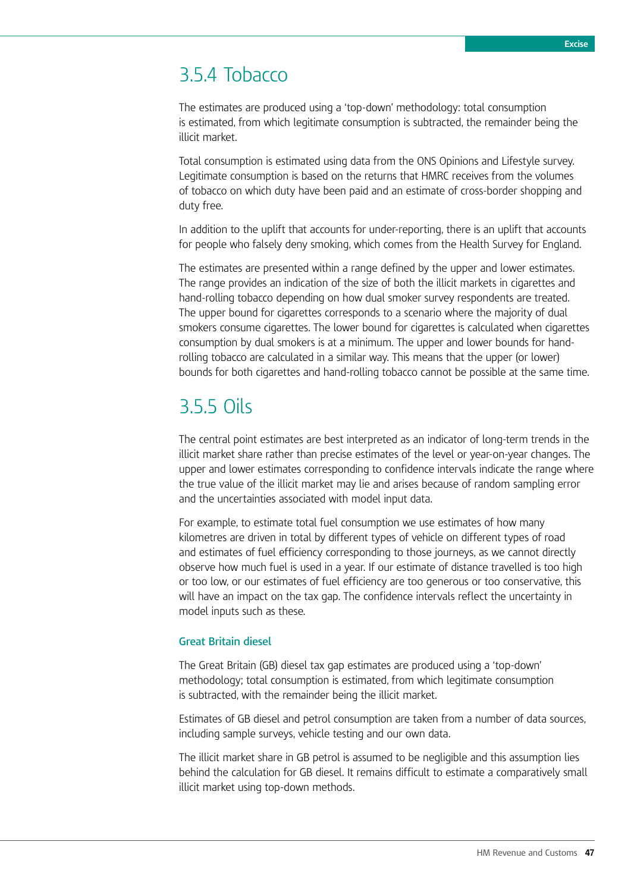### 3.5.4 Tobacco

The estimates are produced using a 'top-down' methodology: total consumption is estimated, from which legitimate consumption is subtracted, the remainder being the illicit market.

Total consumption is estimated using data from the ONS Opinions and Lifestyle survey. Legitimate consumption is based on the returns that HMRC receives from the volumes of tobacco on which duty have been paid and an estimate of cross-border shopping and duty free.

In addition to the uplift that accounts for under-reporting, there is an uplift that accounts for people who falsely deny smoking, which comes from the Health Survey for England.

The estimates are presented within a range defined by the upper and lower estimates. The range provides an indication of the size of both the illicit markets in cigarettes and hand-rolling tobacco depending on how dual smoker survey respondents are treated. The upper bound for cigarettes corresponds to a scenario where the majority of dual smokers consume cigarettes. The lower bound for cigarettes is calculated when cigarettes consumption by dual smokers is at a minimum. The upper and lower bounds for hand-rolling tobacco are calculated in a similar way. This means that the upper (or lower) bounds for both cigarettes and hand-rolling tobacco cannot be possible at the same time.

### 3.5.5 Oils

The central point estimates are best interpreted as an indicator of long-term trends in the illicit market share rather than precise estimates of the level or year-on-year changes. The upper and lower estimates corresponding to confidence intervals indicate the range where the true value of the illicit market may lie and arises because of random sampling error and the uncertainties associated with model input data.

For example, to estimate total fuel consumption we use estimates of how many kilometres are driven in total by different types of vehicle on different types of road and estimates of fuel efficiency corresponding to those journeys, as we cannot directly observe how much fuel is used in a year. If our estimate of distance travelled is too high or too low, or our estimates of fuel efficiency are too generous or too conservative, this will have an impact on the tax gap. The confidence intervals reflect the uncertainty in model inputs such as these.

#### Great Britain diesel

The Great Britain (GB) diesel tax gap estimates are produced using a 'top-down' methodology; total consumption is estimated, from which legitimate consumption is subtracted, with the remainder being the illicit market.

Estimates of GB diesel and petrol consumption are taken from a number of data sources, including sample surveys, vehicle testing and our own data.

The illicit market share in GB petrol is assumed to be negligible and this assumption lies behind the calculation for GB diesel. It remains difficult to estimate a comparatively small illicit market using top-down methods.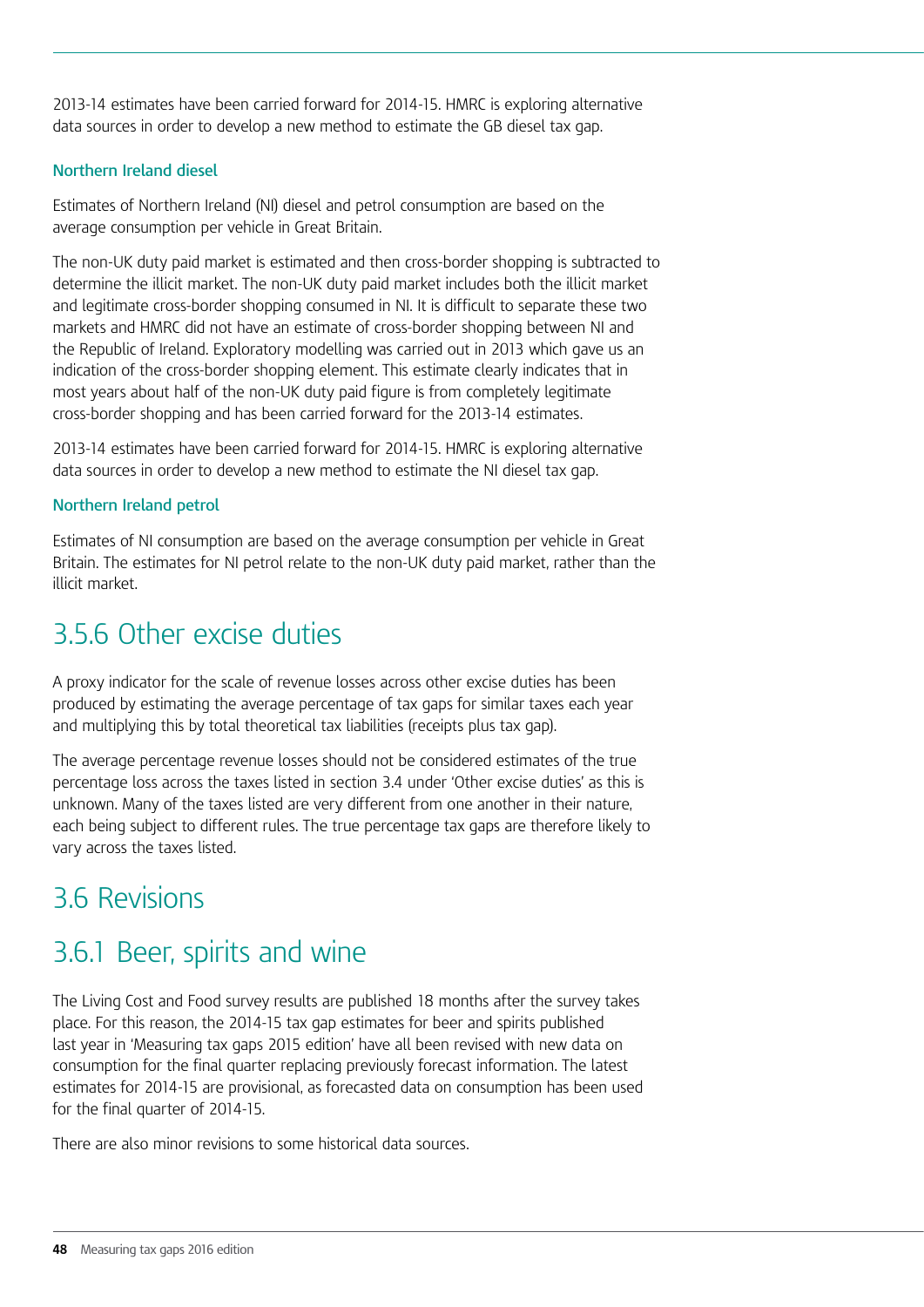2013-14 estimates have been carried forward for 2014-15. HMRC is exploring alternative data sources in order to develop a new method to estimate the GB diesel tax gap.

#### Northern Ireland diesel

Estimates of Northern Ireland (NI) diesel and petrol consumption are based on the average consumption per vehicle in Great Britain.

The non-UK duty paid market is estimated and then cross-border shopping is subtracted to determine the illicit market. The non-UK duty paid market includes both the illicit market and legitimate cross-border shopping consumed in NI. It is difficult to separate these two markets and HMRC did not have an estimate of cross-border shopping between NI and the Republic of Ireland. Exploratory modelling was carried out in 2013 which gave us an indication of the cross-border shopping element. This estimate clearly indicates that in most years about half of the non-UK duty paid figure is from completely legitimate cross-border shopping and has been carried forward for the 2013-14 estimates.

2013-14 estimates have been carried forward for 2014-15. HMRC is exploring alternative data sources in order to develop a new method to estimate the NI diesel tax gap.

#### Northern Ireland petrol

Estimates of NI consumption are based on the average consumption per vehicle in Great Britain. The estimates for NI petrol relate to the non-UK duty paid market, rather than the illicit market.

### 3.5.6 Other excise duties

A proxy indicator for the scale of revenue losses across other excise duties has been produced by estimating the average percentage of tax gaps for similar taxes each year and multiplying this by total theoretical tax liabilities (receipts plus tax gap).

The average percentage revenue losses should not be considered estimates of the true percentage loss across the taxes listed in section 3.4 under 'Other excise duties' as this is unknown. Many of the taxes listed are very different from one another in their nature, each being subject to different rules. The true percentage tax gaps are therefore likely to vary across the taxes listed.

## 3.6 Revisions

### 3.6.1 Beer, spirits and wine

The Living Cost and Food survey results are published 18 months after the survey takes place. For this reason, the 2014-15 tax gap estimates for beer and spirits published last year in 'Measuring tax gaps 2015 edition' have all been revised with new data on consumption for the final quarter replacing previously forecast information. The latest estimates for 2014-15 are provisional, as forecasted data on consumption has been used for the final quarter of 2014-15.

There are also minor revisions to some historical data sources.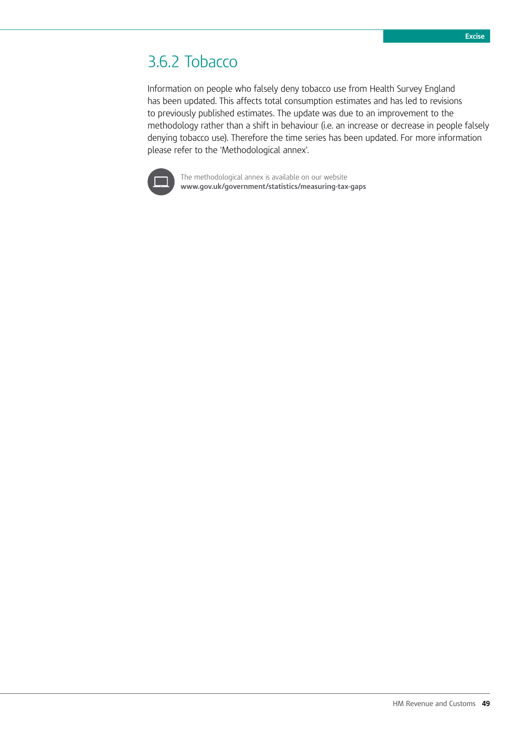## 3.6.2 Tobacco

Information on people who falsely deny tobacco use from Health Survey England has been updated. This affects total consumption estimates and has led to revisions to previously published estimates. The update was due to an improvement to the methodology rather than a shift in behaviour (i.e. an increase or decrease in people falsely denying tobacco use). Therefore the time series has been updated. For more information please refer to the 'Methodological annex'.

The methodological annex is available on our website
**www.gov.uk/government/statistics/measuring-tax-gaps**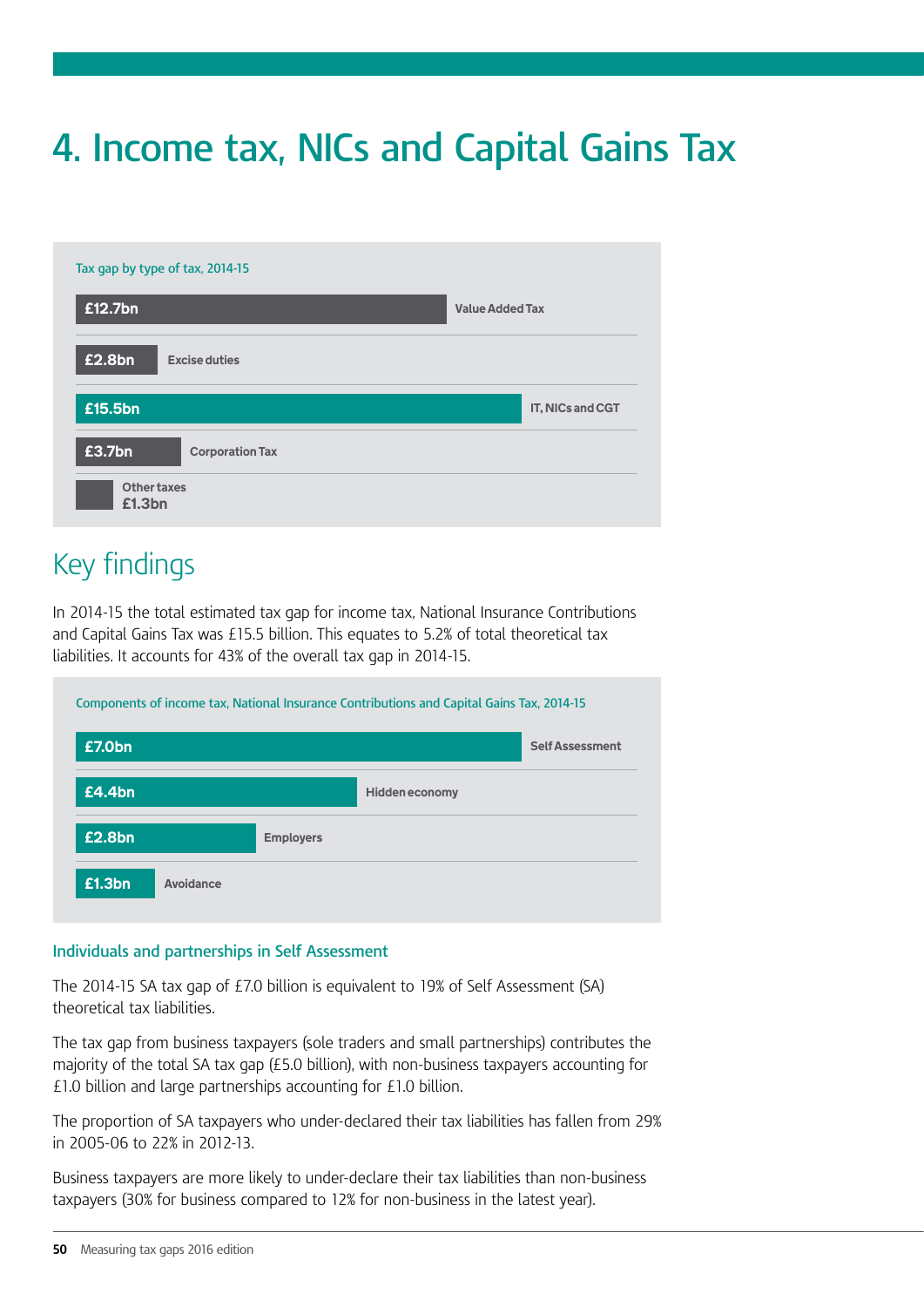# 4. Income tax, NICs and Capital Gains Tax

Tax gap by type of tax, 2014-15

| Tax | Tax gap |
|---|---|
| Value Added Tax | £12.7bn |
| Excise duties | £2.8bn |
| IT, NICs and CGT | £15.5bn |
| Corporation Tax | £3.7bn |
| Other taxes | £1.3bn |

## Key findings

In 2014-15 the total estimated tax gap for income tax, National Insurance Contributions and Capital Gains Tax was £15.5 billion. This equates to 5.2% of total theoretical tax liabilities. It accounts for 43% of the overall tax gap in 2014-15.

Components of income tax, National Insurance Contributions and Capital Gains Tax, 2014-15

| Component | Tax gap |
|---|---|
| Self Assessment | £7.0bn |
| Hidden economy | £4.4bn |
| Employers | £2.8bn |
| Avoidance | £1.3bn |

### Individuals and partnerships in Self Assessment

The 2014-15 SA tax gap of £7.0 billion is equivalent to 19% of Self Assessment (SA) theoretical tax liabilities.

The tax gap from business taxpayers (sole traders and small partnerships) contributes the majority of the total SA tax gap (£5.0 billion), with non-business taxpayers accounting for £1.0 billion and large partnerships accounting for £1.0 billion.

The proportion of SA taxpayers who under-declared their tax liabilities has fallen from 29% in 2005-06 to 22% in 2012-13.

Business taxpayers are more likely to under-declare their tax liabilities than non-business taxpayers (30% for business compared to 12% for non-business in the latest year).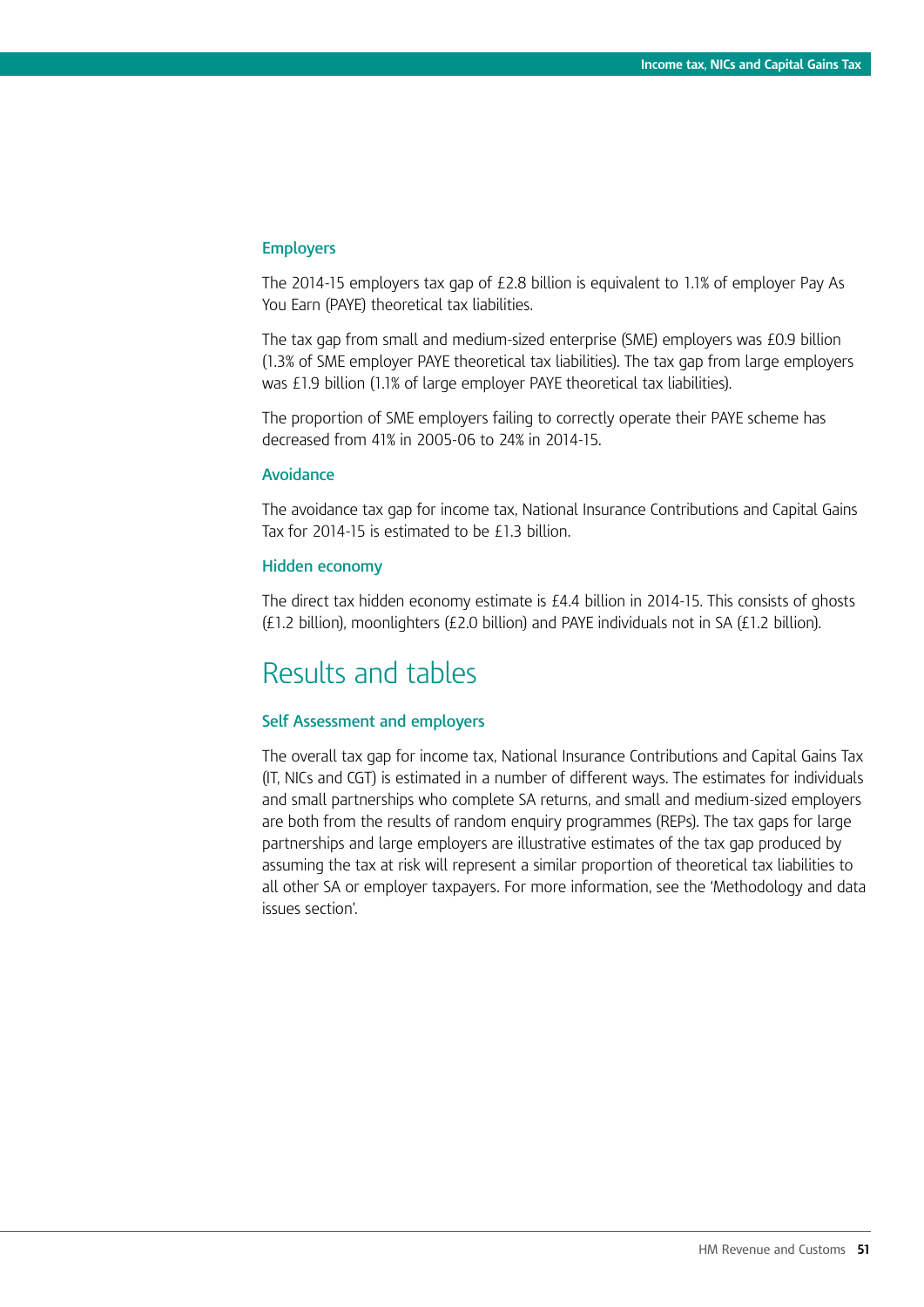### Employers

The 2014-15 employers tax gap of £2.8 billion is equivalent to 1.1% of employer Pay As You Earn (PAYE) theoretical tax liabilities.

The tax gap from small and medium-sized enterprise (SME) employers was £0.9 billion (1.3% of SME employer PAYE theoretical tax liabilities). The tax gap from large employers was £1.9 billion (1.1% of large employer PAYE theoretical tax liabilities).

The proportion of SME employers failing to correctly operate their PAYE scheme has decreased from 41% in 2005-06 to 24% in 2014-15.

### Avoidance

The avoidance tax gap for income tax, National Insurance Contributions and Capital Gains Tax for 2014-15 is estimated to be £1.3 billion.

### Hidden economy

The direct tax hidden economy estimate is £4.4 billion in 2014-15. This consists of ghosts (£1.2 billion), moonlighters (£2.0 billion) and PAYE individuals not in SA (£1.2 billion).

## Results and tables

### Self Assessment and employers

The overall tax gap for income tax, National Insurance Contributions and Capital Gains Tax (IT, NICs and CGT) is estimated in a number of different ways. The estimates for individuals and small partnerships who complete SA returns, and small and medium-sized employers are both from the results of random enquiry programmes (REPs). The tax gaps for large partnerships and large employers are illustrative estimates of the tax gap produced by assuming the tax at risk will represent a similar proportion of theoretical tax liabilities to all other SA or employer taxpayers. For more information, see the 'Methodology and data issues section'.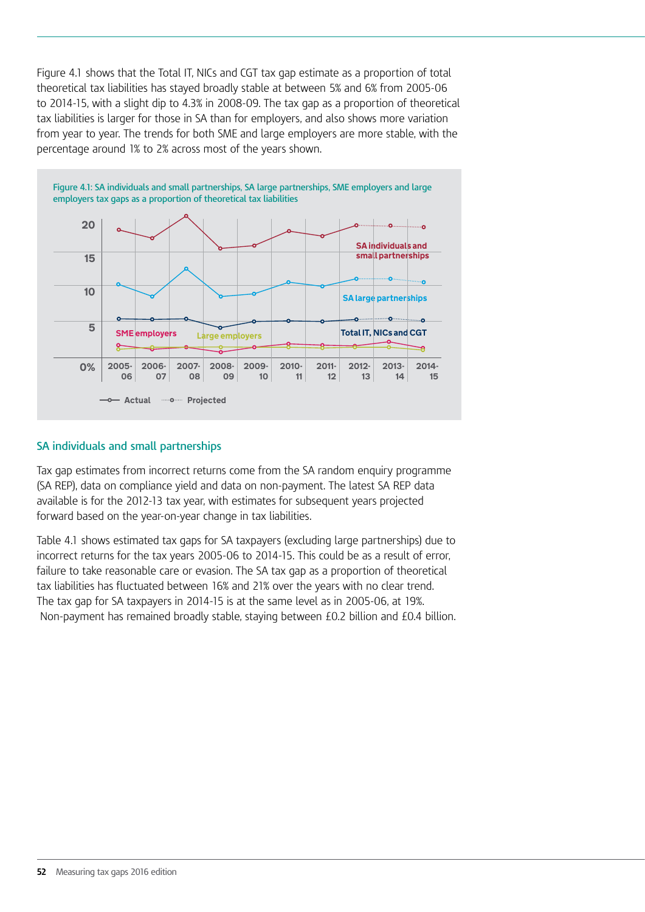Figure 4.1 shows that the Total IT, NICs and CGT tax gap estimate as a proportion of total theoretical tax liabilities has stayed broadly stable at between 5% and 6% from 2005-06 to 2014-15, with a slight dip to 4.3% in 2008-09. The tax gap as a proportion of theoretical tax liabilities is larger for those in SA than for employers, and also shows more variation from year to year. The trends for both SME and large employers are more stable, with the percentage around 1% to 2% across most of the years shown.

Figure 4.1: SA individuals and small partnerships, SA large partnerships, SME employers and large employers tax gaps as a proportion of theoretical tax liabilities

## SA individuals and small partnerships

Tax gap estimates from incorrect returns come from the SA random enquiry programme (SA REP), data on compliance yield and data on non-payment. The latest SA REP data available is for the 2012-13 tax year, with estimates for subsequent years projected forward based on the year-on-year change in tax liabilities.

Table 4.1 shows estimated tax gaps for SA taxpayers (excluding large partnerships) due to incorrect returns for the tax years 2005-06 to 2014-15. This could be as a result of error, failure to take reasonable care or evasion. The SA tax gap as a proportion of theoretical tax liabilities has fluctuated between 16% and 21% over the years with no clear trend. The tax gap for SA taxpayers in 2014-15 is at the same level as in 2005-06, at 19%. Non-payment has remained broadly stable, staying between £0.2 billion and £0.4 billion.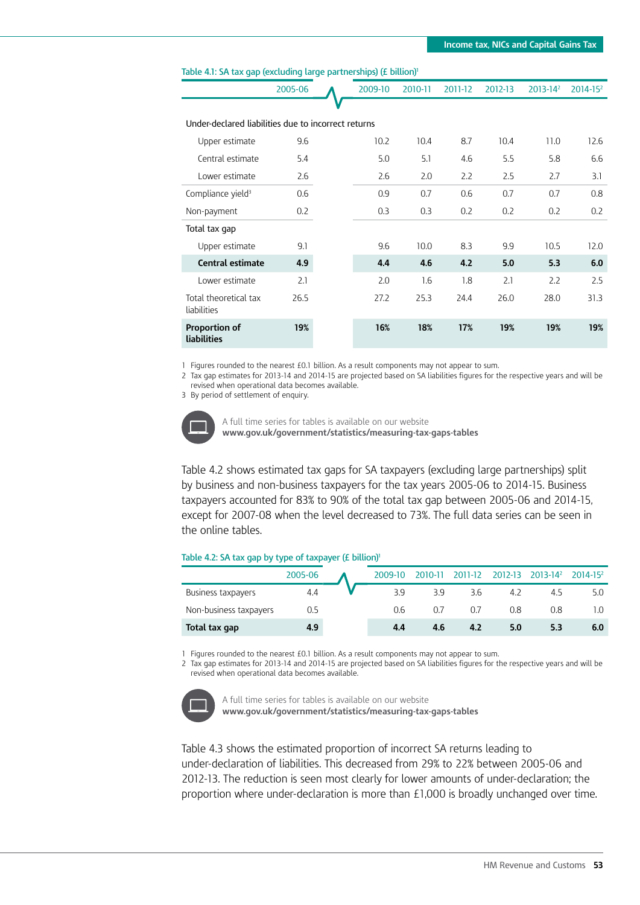Table 4.1: SA tax gap (excluding large partnerships) (£ billion)[1]

| | 2005-06 | 2009-10 | 2010-11 | 2011-12 | 2012-13 | 2013-14[2] | 2014-15[2] |
|---|---|---|---|---|---|---|---|
| Under-declared liabilities due to incorrect returns | | | | | | | |
| Upper estimate | 9.6 | 10.2 | 10.4 | 8.7 | 10.4 | 11.0 | 12.6 |
| Central estimate | 5.4 | 5.0 | 5.1 | 4.6 | 5.5 | 5.8 | 6.6 |
| Lower estimate | 2.6 | 2.6 | 2.0 | 2.2 | 2.5 | 2.7 | 3.1 |
| Compliance yield[3] | 0.6 | 0.9 | 0.7 | 0.6 | 0.7 | 0.7 | 0.8 |
| Non-payment | 0.2 | 0.3 | 0.3 | 0.2 | 0.2 | 0.2 | 0.2 |
| Total tax gap | | | | | | | |
| Upper estimate | 9.1 | 9.6 | 10.0 | 8.3 | 9.9 | 10.5 | 12.0 |
| **Central estimate** | **4.9** | **4.4** | **4.6** | **4.2** | **5.0** | **5.3** | **6.0** |
| Lower estimate | 2.1 | 2.0 | 1.6 | 1.8 | 2.1 | 2.2 | 2.5 |
| Total theoretical tax liabilities | 26.5 | 27.2 | 25.3 | 24.4 | 26.0 | 28.0 | 31.3 |
| **Proportion of liabilities** | **19%** | **16%** | **18%** | **17%** | **19%** | **19%** | **19%** |

1 Figures rounded to the nearest £0.1 billion. As a result components may not appear to sum.
2 Tax gap estimates for 2013-14 and 2014-15 are projected based on SA liabilities figures for the respective years and will be revised when operational data becomes available.
3 By period of settlement of enquiry.

A full time series for tables is available on our website
**www.gov.uk/government/statistics/measuring-tax-gaps-tables**

Table 4.2 shows estimated tax gaps for SA taxpayers (excluding large partnerships) split by business and non-business taxpayers for the tax years 2005-06 to 2014-15. Business taxpayers accounted for 83% to 90% of the total tax gap between 2005-06 and 2014-15, except for 2007-08 when the level decreased to 73%. The full data series can be seen in the online tables.

Table 4.2: SA tax gap by type of taxpayer (£ billion)[1]

| | 2005-06 | 2009-10 | 2010-11 | 2011-12 | 2012-13 | 2013-14[2] | 2014-15[2] |
|---|---|---|---|---|---|---|---|
| Business taxpayers | 4.4 | 3.9 | 3.9 | 3.6 | 4.2 | 4.5 | 5.0 |
| Non-business taxpayers | 0.5 | 0.6 | 0.7 | 0.7 | 0.8 | 0.8 | 1.0 |
| **Total tax gap** | **4.9** | **4.4** | **4.6** | **4.2** | **5.0** | **5.3** | **6.0** |

1 Figures rounded to the nearest £0.1 billion. As a result components may not appear to sum.
2 Tax gap estimates for 2013-14 and 2014-15 are projected based on SA liabilities figures for the respective years and will be revised when operational data becomes available.

A full time series for tables is available on our website
**www.gov.uk/government/statistics/measuring-tax-gaps-tables**

Table 4.3 shows the estimated proportion of incorrect SA returns leading to under-declaration of liabilities. This decreased from 29% to 22% between 2005-06 and 2012-13. The reduction is seen most clearly for lower amounts of under-declaration; the proportion where under-declaration is more than £1,000 is broadly unchanged over time.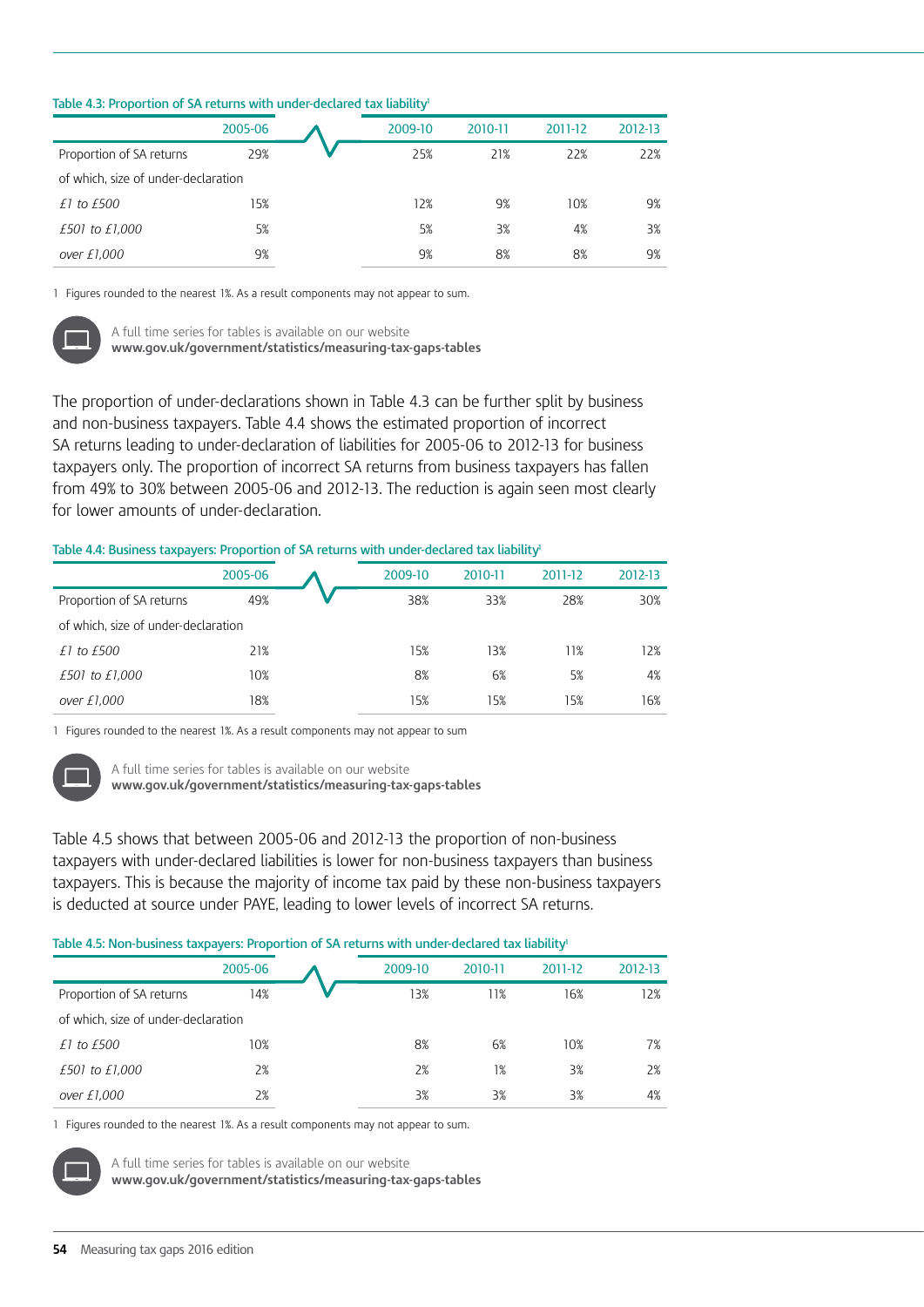Table 4.3: Proportion of SA returns with under-declared tax liability[1]

| | 2005-06 | 2009-10 | 2010-11 | 2011-12 | 2012-13 |
|---|---|---|---|---|---|
| Proportion of SA returns | 29% | 25% | 21% | 22% | 22% |
| of which, size of under-declaration | | | | | |
| *£1 to £500* | 15% | 12% | 9% | 10% | 9% |
| *£501 to £1,000* | 5% | 5% | 3% | 4% | 3% |
| *over £1,000* | 9% | 9% | 8% | 8% | 9% |

1 Figures rounded to the nearest 1%. As a result components may not appear to sum.

A full time series for tables is available on our website
**www.gov.uk/government/statistics/measuring-tax-gaps-tables**

The proportion of under-declarations shown in Table 4.3 can be further split by business and non-business taxpayers. Table 4.4 shows the estimated proportion of incorrect SA returns leading to under-declaration of liabilities for 2005-06 to 2012-13 for business taxpayers only. The proportion of incorrect SA returns from business taxpayers has fallen from 49% to 30% between 2005-06 and 2012-13. The reduction is again seen most clearly for lower amounts of under-declaration.

Table 4.4: Business taxpayers: Proportion of SA returns with under-declared tax liability[1]

| | 2005-06 | 2009-10 | 2010-11 | 2011-12 | 2012-13 |
|---|---|---|---|---|---|
| Proportion of SA returns | 49% | 38% | 33% | 28% | 30% |
| of which, size of under-declaration | | | | | |
| *£1 to £500* | 21% | 15% | 13% | 11% | 12% |
| *£501 to £1,000* | 10% | 8% | 6% | 5% | 4% |
| *over £1,000* | 18% | 15% | 15% | 15% | 16% |

1 Figures rounded to the nearest 1%. As a result components may not appear to sum

A full time series for tables is available on our website
**www.gov.uk/government/statistics/measuring-tax-gaps-tables**

Table 4.5 shows that between 2005-06 and 2012-13 the proportion of non-business taxpayers with under-declared liabilities is lower for non-business taxpayers than business taxpayers. This is because the majority of income tax paid by these non-business taxpayers is deducted at source under PAYE, leading to lower levels of incorrect SA returns.

Table 4.5: Non-business taxpayers: Proportion of SA returns with under-declared tax liability[1]

| | 2005-06 | 2009-10 | 2010-11 | 2011-12 | 2012-13 |
|---|---|---|---|---|---|
| Proportion of SA returns | 14% | 13% | 11% | 16% | 12% |
| of which, size of under-declaration | | | | | |
| *£1 to £500* | 10% | 8% | 6% | 10% | 7% |
| *£501 to £1,000* | 2% | 2% | 1% | 3% | 2% |
| *over £1,000* | 2% | 3% | 3% | 3% | 4% |

1 Figures rounded to the nearest 1%. As a result components may not appear to sum.

A full time series for tables is available on our website
**www.gov.uk/government/statistics/measuring-tax-gaps-tables**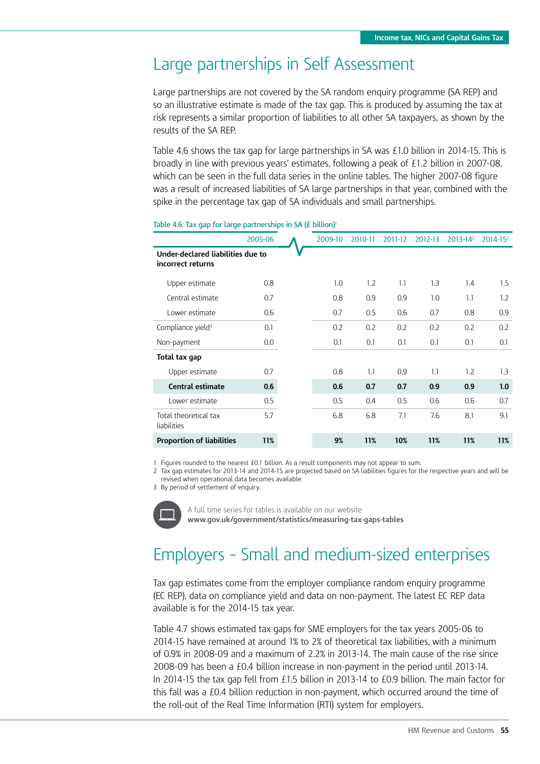# Large partnerships in Self Assessment

Large partnerships are not covered by the SA random enquiry programme (SA REP) and so an illustrative estimate is made of the tax gap. This is produced by assuming the tax at risk represents a similar proportion of liabilities to all other SA taxpayers, as shown by the results of the SA REP.

Table 4.6 shows the tax gap for large partnerships in SA was £1.0 billion in 2014-15. This is broadly in line with previous years' estimates, following a peak of £1.2 billion in 2007-08, which can be seen in the full data series in the online tables. The higher 2007-08 figure was a result of increased liabilities of SA large partnerships in that year, combined with the spike in the percentage tax gap of SA individuals and small partnerships.

Table 4.6: Tax gap for large partnerships in SA (£ billion)[1]

| | 2005-06 | 2009-10 | 2010-11 | 2011-12 | 2012-13 | 2013-14[2] | 2014-15[2] |
|---|---|---|---|---|---|---|---|
| **Under-declared liabilities due to incorrect returns** | | | | | | | |
| Upper estimate | 0.8 | 1.0 | 1.2 | 1.1 | 1.3 | 1.4 | 1.5 |
| Central estimate | 0.7 | 0.8 | 0.9 | 0.9 | 1.0 | 1.1 | 1.2 |
| Lower estimate | 0.6 | 0.7 | 0.5 | 0.6 | 0.7 | 0.8 | 0.9 |
| Compliance yield[3] | 0.1 | 0.2 | 0.2 | 0.2 | 0.2 | 0.2 | 0.2 |
| Non-payment | 0.0 | 0.1 | 0.1 | 0.1 | 0.1 | 0.1 | 0.1 |
| **Total tax gap** | | | | | | | |
| Upper estimate | 0.7 | 0.8 | 1.1 | 0.9 | 1.1 | 1.2 | 1.3 |
| **Central estimate** | **0.6** | **0.6** | **0.7** | **0.7** | **0.9** | **0.9** | **1.0** |
| Lower estimate | 0.5 | 0.5 | 0.4 | 0.5 | 0.6 | 0.6 | 0.7 |
| Total theoretical tax liabilities | 5.7 | 6.8 | 6.8 | 7.1 | 7.6 | 8.1 | 9.1 |
| **Proportion of liabilities** | **11%** | **9%** | **11%** | **10%** | **11%** | **11%** | **11%** |

1 Figures rounded to the nearest £0.1 billion. As a result components may not appear to sum.
2 Tax gap estimates for 2013-14 and 2014-15 are projected based on SA liabilities figures for the respective years and will be revised when operational data becomes available.
3 By period of settlement of enquiry.

A full time series for tables is available on our website
**www.gov.uk/government/statistics/measuring-tax-gaps-tables**

# Employers - Small and medium-sized enterprises

Tax gap estimates come from the employer compliance random enquiry programme (EC REP), data on compliance yield and data on non-payment. The latest EC REP data available is for the 2014-15 tax year.

Table 4.7 shows estimated tax gaps for SME employers for the tax years 2005-06 to 2014-15 have remained at around 1% to 2% of theoretical tax liabilities, with a minimum of 0.9% in 2008-09 and a maximum of 2.2% in 2013-14. The main cause of the rise since 2008-09 has been a £0.4 billion increase in non-payment in the period until 2013-14. In 2014-15 the tax gap fell from £1.5 billion in 2013-14 to £0.9 billion. The main factor for this fall was a £0.4 billion reduction in non-payment, which occurred around the time of the roll-out of the Real Time Information (RTI) system for employers.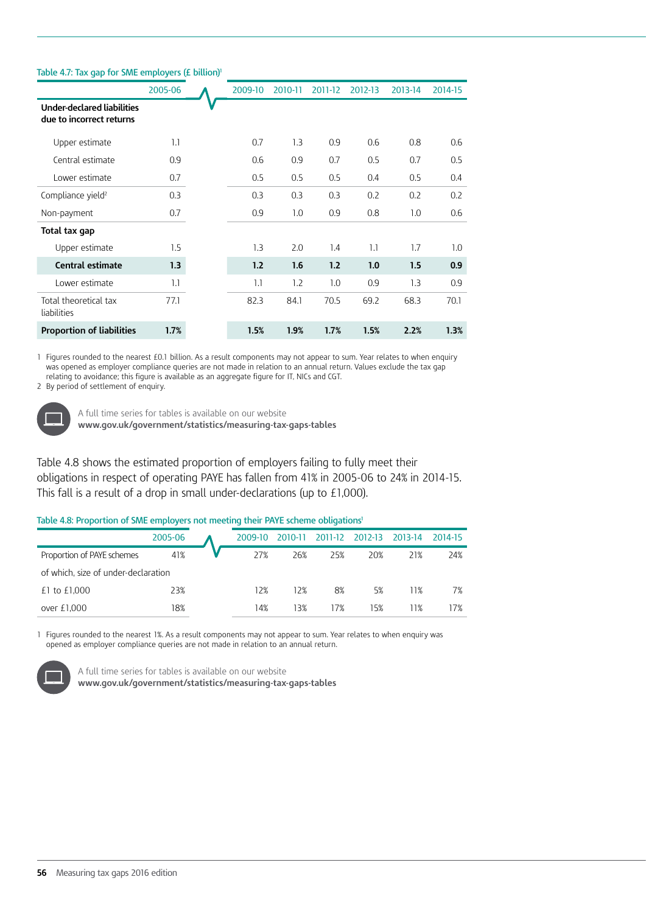Table 4.7: Tax gap for SME employers (£ billion)[1]

| | 2005-06 | 2009-10 | 2010-11 | 2011-12 | 2012-13 | 2013-14 | 2014-15 |
|---|---|---|---|---|---|---|---|
| **Under-declared liabilities due to incorrect returns** | | | | | | | |
| Upper estimate | 1.1 | 0.7 | 1.3 | 0.9 | 0.6 | 0.8 | 0.6 |
| Central estimate | 0.9 | 0.6 | 0.9 | 0.7 | 0.5 | 0.7 | 0.5 |
| Lower estimate | 0.7 | 0.5 | 0.5 | 0.5 | 0.4 | 0.5 | 0.4 |
| Compliance yield[2] | 0.3 | 0.3 | 0.3 | 0.3 | 0.2 | 0.2 | 0.2 |
| Non-payment | 0.7 | 0.9 | 1.0 | 0.9 | 0.8 | 1.0 | 0.6 |
| **Total tax gap** | | | | | | | |
| Upper estimate | 1.5 | 1.3 | 2.0 | 1.4 | 1.1 | 1.7 | 1.0 |
| **Central estimate** | **1.3** | **1.2** | **1.6** | **1.2** | **1.0** | **1.5** | **0.9** |
| Lower estimate | 1.1 | 1.1 | 1.2 | 1.0 | 0.9 | 1.3 | 0.9 |
| Total theoretical tax liabilities | 77.1 | 82.3 | 84.1 | 70.5 | 69.2 | 68.3 | 70.1 |
| **Proportion of liabilities** | **1.7%** | **1.5%** | **1.9%** | **1.7%** | **1.5%** | **2.2%** | **1.3%** |

1 Figures rounded to the nearest £0.1 billion. As a result components may not appear to sum. Year relates to when enquiry was opened as employer compliance queries are not made in relation to an annual return. Values exclude the tax gap relating to avoidance; this figure is available as an aggregate figure for IT, NICs and CGT.
2 By period of settlement of enquiry.

A full time series for tables is available on our website
**www.gov.uk/government/statistics/measuring-tax-gaps-tables**

Table 4.8 shows the estimated proportion of employers failing to fully meet their obligations in respect of operating PAYE has fallen from 41% in 2005-06 to 24% in 2014-15. This fall is a result of a drop in small under-declarations (up to £1,000).

Table 4.8: Proportion of SME employers not meeting their PAYE scheme obligations[1]

| | 2005-06 | 2009-10 | 2010-11 | 2011-12 | 2012-13 | 2013-14 | 2014-15 |
|---|---|---|---|---|---|---|---|
| Proportion of PAYE schemes | 41% | 27% | 26% | 25% | 20% | 21% | 24% |
| of which, size of under-declaration | | | | | | | |
| £1 to £1,000 | 23% | 12% | 12% | 8% | 5% | 11% | 7% |
| over £1,000 | 18% | 14% | 13% | 17% | 15% | 11% | 17% |

1 Figures rounded to the nearest 1%. As a result components may not appear to sum. Year relates to when enquiry was opened as employer compliance queries are not made in relation to an annual return.

A full time series for tables is available on our website
**www.gov.uk/government/statistics/measuring-tax-gaps-tables**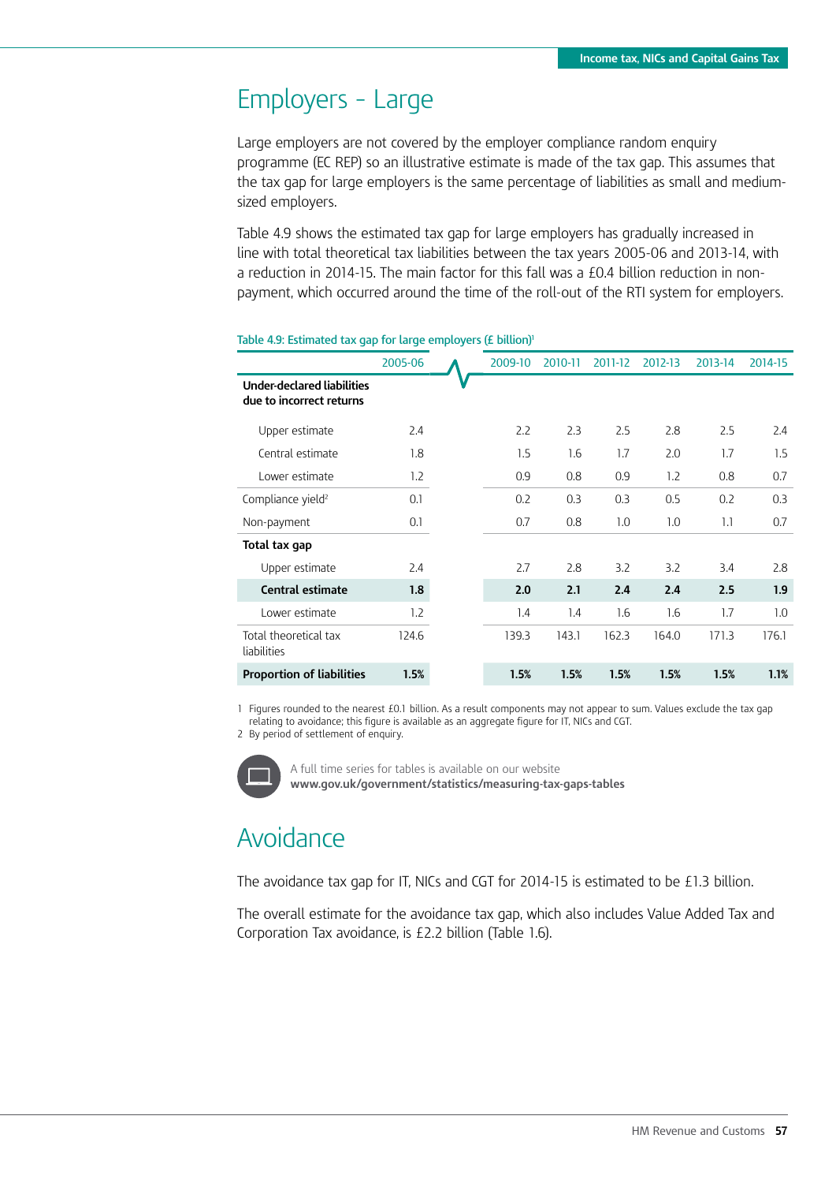# Employers - Large

Large employers are not covered by the employer compliance random enquiry programme (EC REP) so an illustrative estimate is made of the tax gap. This assumes that the tax gap for large employers is the same percentage of liabilities as small and medium-sized employers.

Table 4.9 shows the estimated tax gap for large employers has gradually increased in line with total theoretical tax liabilities between the tax years 2005-06 and 2013-14, with a reduction in 2014-15. The main factor for this fall was a £0.4 billion reduction in non-payment, which occurred around the time of the roll-out of the RTI system for employers.

Table 4.9: Estimated tax gap for large employers (£ billion)[1]

| | 2005-06 | 2009-10 | 2010-11 | 2011-12 | 2012-13 | 2013-14 | 2014-15 |
|---|---|---|---|---|---|---|---|
| **Under-declared liabilities due to incorrect returns** | | | | | | | |
| Upper estimate | 2.4 | 2.2 | 2.3 | 2.5 | 2.8 | 2.5 | 2.4 |
| Central estimate | 1.8 | 1.5 | 1.6 | 1.7 | 2.0 | 1.7 | 1.5 |
| Lower estimate | 1.2 | 0.9 | 0.8 | 0.9 | 1.2 | 0.8 | 0.7 |
| Compliance yield[2] | 0.1 | 0.2 | 0.3 | 0.3 | 0.5 | 0.2 | 0.3 |
| Non-payment | 0.1 | 0.7 | 0.8 | 1.0 | 1.0 | 1.1 | 0.7 |
| **Total tax gap** | | | | | | | |
| Upper estimate | 2.4 | 2.7 | 2.8 | 3.2 | 3.2 | 3.4 | 2.8 |
| **Central estimate** | **1.8** | **2.0** | **2.1** | **2.4** | **2.4** | **2.5** | **1.9** |
| Lower estimate | 1.2 | 1.4 | 1.4 | 1.6 | 1.6 | 1.7 | 1.0 |
| Total theoretical tax liabilities | 124.6 | 139.3 | 143.1 | 162.3 | 164.0 | 171.3 | 176.1 |
| **Proportion of liabilities** | **1.5%** | **1.5%** | **1.5%** | **1.5%** | **1.5%** | **1.5%** | **1.1%** |

1 Figures rounded to the nearest £0.1 billion. As a result components may not appear to sum. Values exclude the tax gap relating to avoidance; this figure is available as an aggregate figure for IT, NICs and CGT.
2 By period of settlement of enquiry.

A full time series for tables is available on our website
**www.gov.uk/government/statistics/measuring-tax-gaps-tables**

# Avoidance

The avoidance tax gap for IT, NICs and CGT for 2014-15 is estimated to be £1.3 billion.

The overall estimate for the avoidance tax gap, which also includes Value Added Tax and Corporation Tax avoidance, is £2.2 billion (Table 1.6).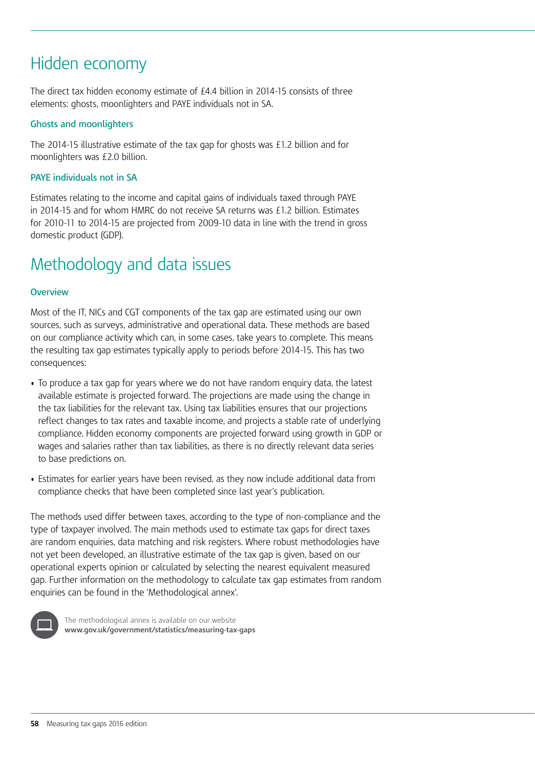# Hidden economy

The direct tax hidden economy estimate of £4.4 billion in 2014-15 consists of three elements: ghosts, moonlighters and PAYE individuals not in SA.

### Ghosts and moonlighters

The 2014-15 illustrative estimate of the tax gap for ghosts was £1.2 billion and for moonlighters was £2.0 billion.

### PAYE individuals not in SA

Estimates relating to the income and capital gains of individuals taxed through PAYE in 2014-15 and for whom HMRC do not receive SA returns was £1.2 billion. Estimates for 2010-11 to 2014-15 are projected from 2009-10 data in line with the trend in gross domestic product (GDP).

# Methodology and data issues

### Overview

Most of the IT, NICs and CGT components of the tax gap are estimated using our own sources, such as surveys, administrative and operational data. These methods are based on our compliance activity which can, in some cases, take years to complete. This means the resulting tax gap estimates typically apply to periods before 2014-15. This has two consequences:

- To produce a tax gap for years where we do not have random enquiry data, the latest available estimate is projected forward. The projections are made using the change in the tax liabilities for the relevant tax. Using tax liabilities ensures that our projections reflect changes to tax rates and taxable income, and projects a stable rate of underlying compliance. Hidden economy components are projected forward using growth in GDP or wages and salaries rather than tax liabilities, as there is no directly relevant data series to base predictions on.
- Estimates for earlier years have been revised, as they now include additional data from compliance checks that have been completed since last year's publication.

The methods used differ between taxes, according to the type of non-compliance and the type of taxpayer involved. The main methods used to estimate tax gaps for direct taxes are random enquiries, data matching and risk registers. Where robust methodologies have not yet been developed, an illustrative estimate of the tax gap is given, based on our operational experts opinion or calculated by selecting the nearest equivalent measured gap. Further information on the methodology to calculate tax gap estimates from random enquiries can be found in the 'Methodological annex'.

The methodological annex is available on our website
**www.gov.uk/government/statistics/measuring-tax-gaps**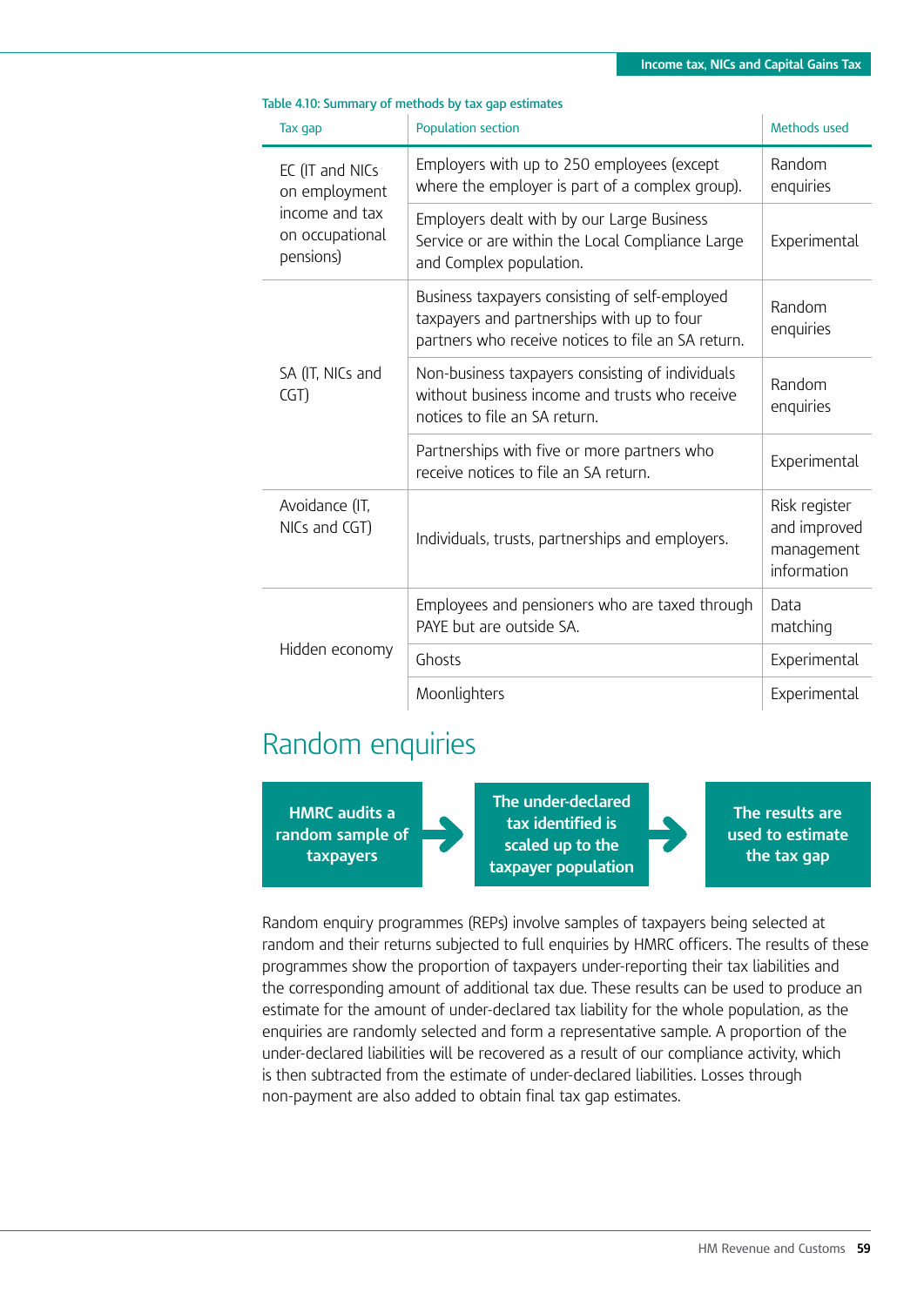Table 4.10: Summary of methods by tax gap estimates

| Tax gap | Population section | Methods used |
|---|---|---|
| EC (IT and NICs on employment income and tax on occupational pensions) | Employers with up to 250 employees (except where the employer is part of a complex group). | Random enquiries |
| | Employers dealt with by our Large Business Service or are within the Local Compliance Large and Complex population. | Experimental |
| SA (IT, NICs and CGT) | Business taxpayers consisting of self-employed taxpayers and partnerships with up to four partners who receive notices to file an SA return. | Random enquiries |
| | Non-business taxpayers consisting of individuals without business income and trusts who receive notices to file an SA return. | Random enquiries |
| | Partnerships with five or more partners who receive notices to file an SA return. | Experimental |
| Avoidance (IT, NICs and CGT) | Individuals, trusts, partnerships and employers. | Risk register and improved management information |
| Hidden economy | Employees and pensioners who are taxed through PAYE but are outside SA. | Data matching |
| | Ghosts | Experimental |
| | Moonlighters | Experimental |

## Random enquiries

**HMRC audits a random sample of taxpayers** → **The under-declared tax identified is scaled up to the taxpayer population** → **The results are used to estimate the tax gap**

Random enquiry programmes (REPs) involve samples of taxpayers being selected at random and their returns subjected to full enquiries by HMRC officers. The results of these programmes show the proportion of taxpayers under-reporting their tax liabilities and the corresponding amount of additional tax due. These results can be used to produce an estimate for the amount of under-declared tax liability for the whole population, as the enquiries are randomly selected and form a representative sample. A proportion of the under-declared liabilities will be recovered as a result of our compliance activity, which is then subtracted from the estimate of under-declared liabilities. Losses through non-payment are also added to obtain final tax gap estimates.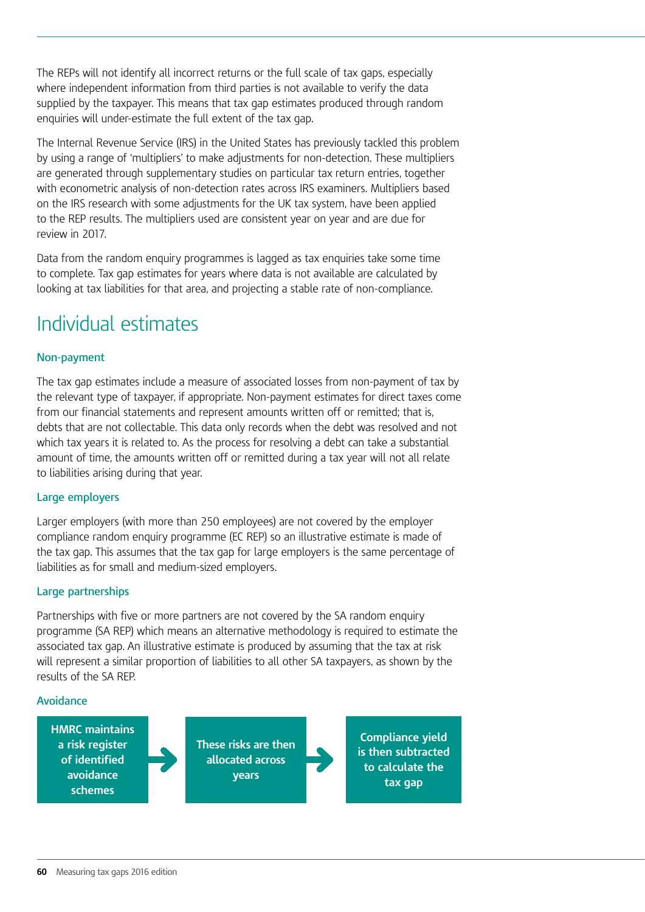The REPs will not identify all incorrect returns or the full scale of tax gaps, especially where independent information from third parties is not available to verify the data supplied by the taxpayer. This means that tax gap estimates produced through random enquiries will under-estimate the full extent of the tax gap.

The Internal Revenue Service (IRS) in the United States has previously tackled this problem by using a range of 'multipliers' to make adjustments for non-detection. These multipliers are generated through supplementary studies on particular tax return entries, together with econometric analysis of non-detection rates across IRS examiners. Multipliers based on the IRS research with some adjustments for the UK tax system, have been applied to the REP results. The multipliers used are consistent year on year and are due for review in 2017.

Data from the random enquiry programmes is lagged as tax enquiries take some time to complete. Tax gap estimates for years where data is not available are calculated by looking at tax liabilities for that area, and projecting a stable rate of non-compliance.

## Individual estimates

### Non-payment

The tax gap estimates include a measure of associated losses from non-payment of tax by the relevant type of taxpayer, if appropriate. Non-payment estimates for direct taxes come from our financial statements and represent amounts written off or remitted; that is, debts that are not collectable. This data only records when the debt was resolved and not which tax years it is related to. As the process for resolving a debt can take a substantial amount of time, the amounts written off or remitted during a tax year will not all relate to liabilities arising during that year.

### Large employers

Larger employers (with more than 250 employees) are not covered by the employer compliance random enquiry programme (EC REP) so an illustrative estimate is made of the tax gap. This assumes that the tax gap for large employers is the same percentage of liabilities as for small and medium-sized employers.

### Large partnerships

Partnerships with five or more partners are not covered by the SA random enquiry programme (SA REP) which means an alternative methodology is required to estimate the associated tax gap. An illustrative estimate is produced by assuming that the tax at risk will represent a similar proportion of liabilities to all other SA taxpayers, as shown by the results of the SA REP.

### Avoidance

**HMRC maintains a risk register of identified avoidance schemes** → **These risks are then allocated across years** → **Compliance yield is then subtracted to calculate the tax gap**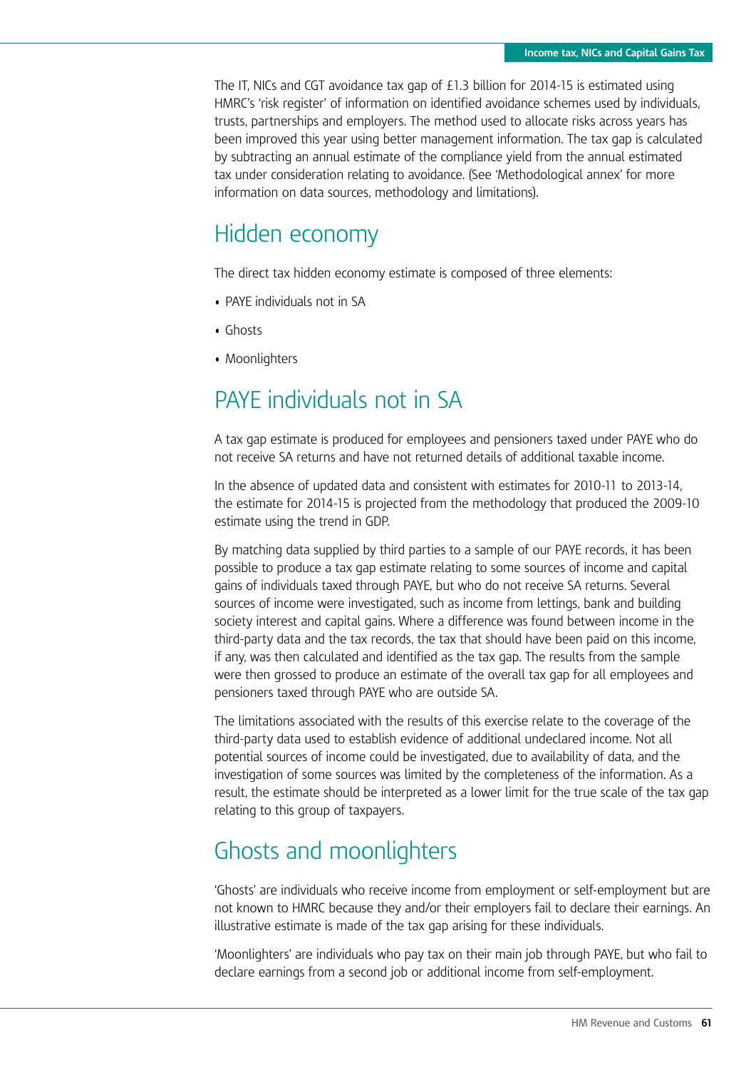The IT, NICs and CGT avoidance tax gap of £1.3 billion for 2014-15 is estimated using HMRC's 'risk register' of information on identified avoidance schemes used by individuals, trusts, partnerships and employers. The method used to allocate risks across years has been improved this year using better management information. The tax gap is calculated by subtracting an annual estimate of the compliance yield from the annual estimated tax under consideration relating to avoidance. (See 'Methodological annex' for more information on data sources, methodology and limitations).

## Hidden economy

The direct tax hidden economy estimate is composed of three elements:

- PAYE individuals not in SA
- Ghosts
- Moonlighters

## PAYE individuals not in SA

A tax gap estimate is produced for employees and pensioners taxed under PAYE who do not receive SA returns and have not returned details of additional taxable income.

In the absence of updated data and consistent with estimates for 2010-11 to 2013-14, the estimate for 2014-15 is projected from the methodology that produced the 2009-10 estimate using the trend in GDP.

By matching data supplied by third parties to a sample of our PAYE records, it has been possible to produce a tax gap estimate relating to some sources of income and capital gains of individuals taxed through PAYE, but who do not receive SA returns. Several sources of income were investigated, such as income from lettings, bank and building society interest and capital gains. Where a difference was found between income in the third-party data and the tax records, the tax that should have been paid on this income, if any, was then calculated and identified as the tax gap. The results from the sample were then grossed to produce an estimate of the overall tax gap for all employees and pensioners taxed through PAYE who are outside SA.

The limitations associated with the results of this exercise relate to the coverage of the third-party data used to establish evidence of additional undeclared income. Not all potential sources of income could be investigated, due to availability of data, and the investigation of some sources was limited by the completeness of the information. As a result, the estimate should be interpreted as a lower limit for the true scale of the tax gap relating to this group of taxpayers.

## Ghosts and moonlighters

'Ghosts' are individuals who receive income from employment or self-employment but are not known to HMRC because they and/or their employers fail to declare their earnings. An illustrative estimate is made of the tax gap arising for these individuals.

'Moonlighters' are individuals who pay tax on their main job through PAYE, but who fail to declare earnings from a second job or additional income from self-employment.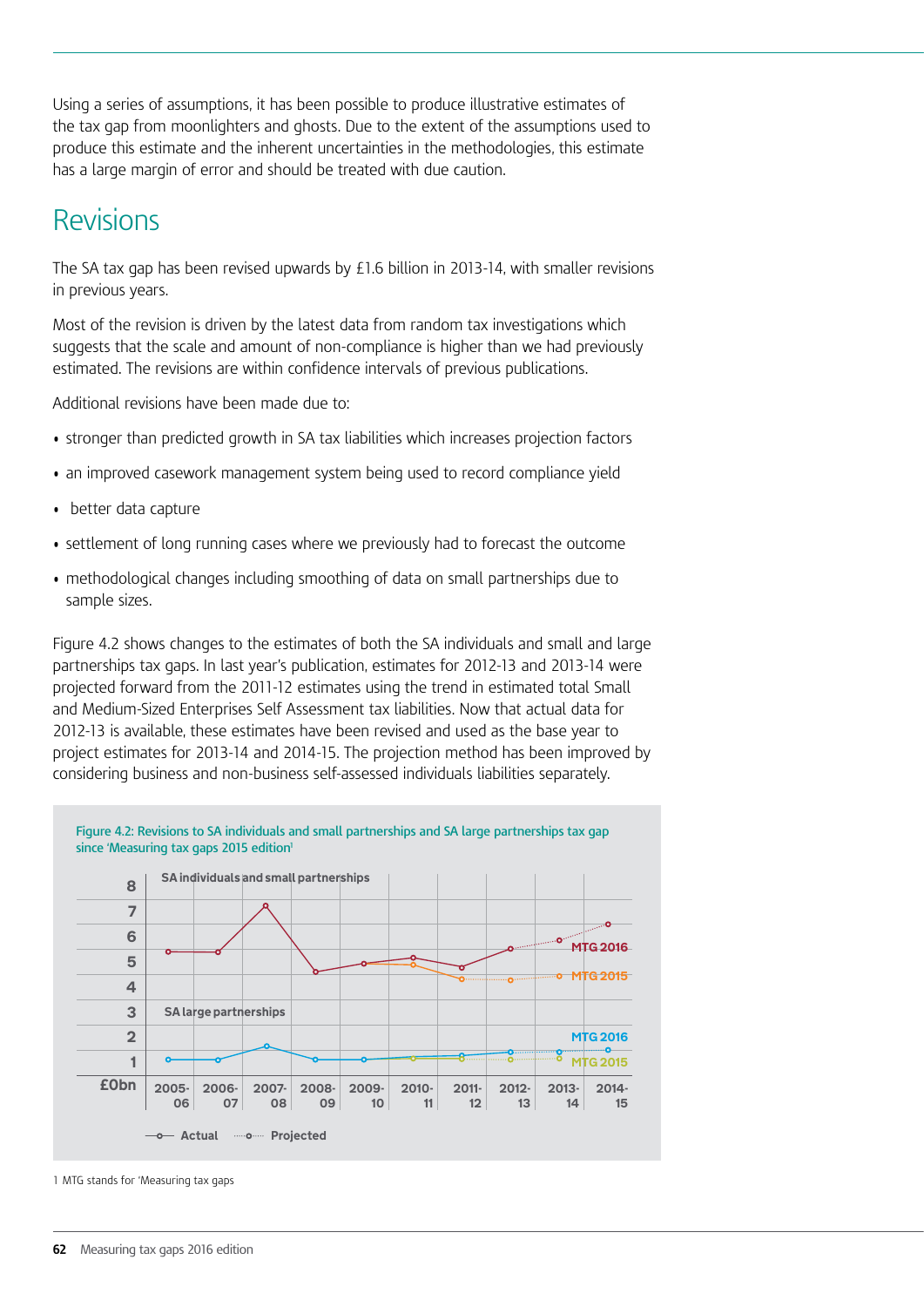Using a series of assumptions, it has been possible to produce illustrative estimates of the tax gap from moonlighters and ghosts. Due to the extent of the assumptions used to produce this estimate and the inherent uncertainties in the methodologies, this estimate has a large margin of error and should be treated with due caution.

## Revisions

The SA tax gap has been revised upwards by £1.6 billion in 2013-14, with smaller revisions in previous years.

Most of the revision is driven by the latest data from random tax investigations which suggests that the scale and amount of non-compliance is higher than we had previously estimated. The revisions are within confidence intervals of previous publications.

Additional revisions have been made due to:

- stronger than predicted growth in SA tax liabilities which increases projection factors
- an improved casework management system being used to record compliance yield
- better data capture
- settlement of long running cases where we previously had to forecast the outcome
- methodological changes including smoothing of data on small partnerships due to sample sizes.

Figure 4.2 shows changes to the estimates of both the SA individuals and small and large partnerships tax gaps. In last year's publication, estimates for 2012-13 and 2013-14 were projected forward from the 2011-12 estimates using the trend in estimated total Small and Medium-Sized Enterprises Self Assessment tax liabilities. Now that actual data for 2012-13 is available, these estimates have been revised and used as the base year to project estimates for 2013-14 and 2014-15. The projection method has been improved by considering business and non-business self-assessed individuals liabilities separately.

Figure 4.2: Revisions to SA individuals and small partnerships and SA large partnerships tax gap since 'Measuring tax gaps 2015 edition'[1]

1 MTG stands for 'Measuring tax gaps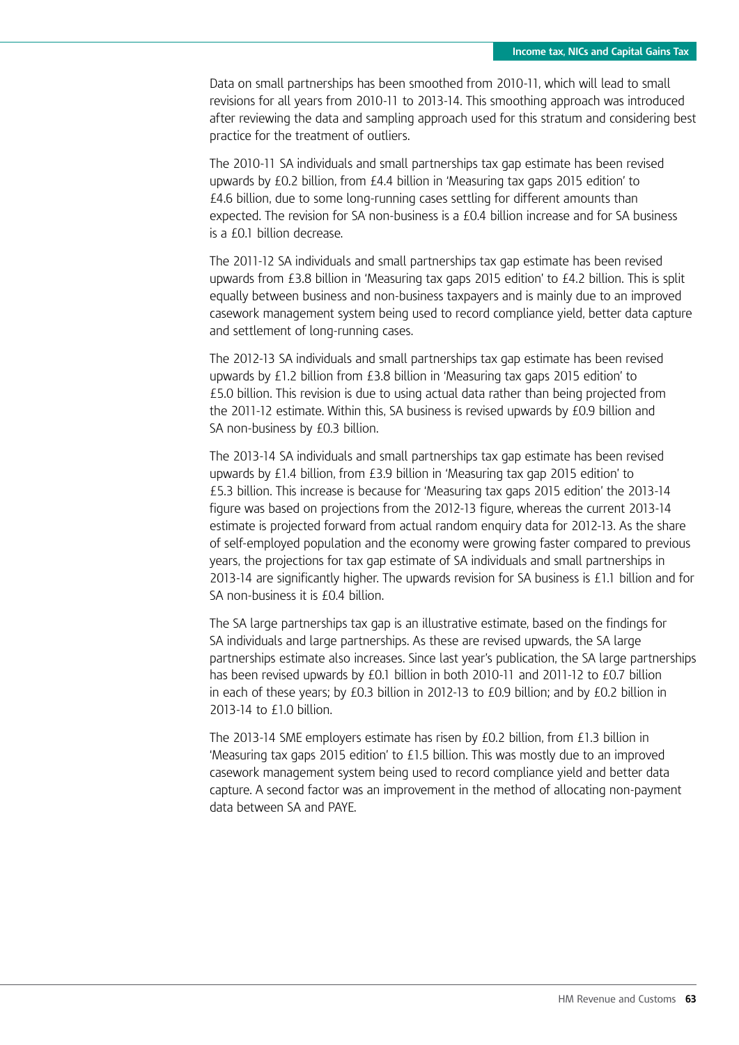Data on small partnerships has been smoothed from 2010-11, which will lead to small revisions for all years from 2010-11 to 2013-14. This smoothing approach was introduced after reviewing the data and sampling approach used for this stratum and considering best practice for the treatment of outliers.

The 2010-11 SA individuals and small partnerships tax gap estimate has been revised upwards by £0.2 billion, from £4.4 billion in 'Measuring tax gaps 2015 edition' to £4.6 billion, due to some long-running cases settling for different amounts than expected. The revision for SA non-business is a £0.4 billion increase and for SA business is a £0.1 billion decrease.

The 2011-12 SA individuals and small partnerships tax gap estimate has been revised upwards from £3.8 billion in 'Measuring tax gaps 2015 edition' to £4.2 billion. This is split equally between business and non-business taxpayers and is mainly due to an improved casework management system being used to record compliance yield, better data capture and settlement of long-running cases.

The 2012-13 SA individuals and small partnerships tax gap estimate has been revised upwards by £1.2 billion from £3.8 billion in 'Measuring tax gaps 2015 edition' to £5.0 billion. This revision is due to using actual data rather than being projected from the 2011-12 estimate. Within this, SA business is revised upwards by £0.9 billion and SA non-business by £0.3 billion.

The 2013-14 SA individuals and small partnerships tax gap estimate has been revised upwards by £1.4 billion, from £3.9 billion in 'Measuring tax gap 2015 edition' to £5.3 billion. This increase is because for 'Measuring tax gaps 2015 edition' the 2013-14 figure was based on projections from the 2012-13 figure, whereas the current 2013-14 estimate is projected forward from actual random enquiry data for 2012-13. As the share of self-employed population and the economy were growing faster compared to previous years, the projections for tax gap estimate of SA individuals and small partnerships in 2013-14 are significantly higher. The upwards revision for SA business is £1.1 billion and for SA non-business it is £0.4 billion.

The SA large partnerships tax gap is an illustrative estimate, based on the findings for SA individuals and large partnerships. As these are revised upwards, the SA large partnerships estimate also increases. Since last year's publication, the SA large partnerships has been revised upwards by £0.1 billion in both 2010-11 and 2011-12 to £0.7 billion in each of these years; by £0.3 billion in 2012-13 to £0.9 billion; and by £0.2 billion in 2013-14 to £1.0 billion.

The 2013-14 SME employers estimate has risen by £0.2 billion, from £1.3 billion in 'Measuring tax gaps 2015 edition' to £1.5 billion. This was mostly due to an improved casework management system being used to record compliance yield and better data capture. A second factor was an improvement in the method of allocating non-payment data between SA and PAYE.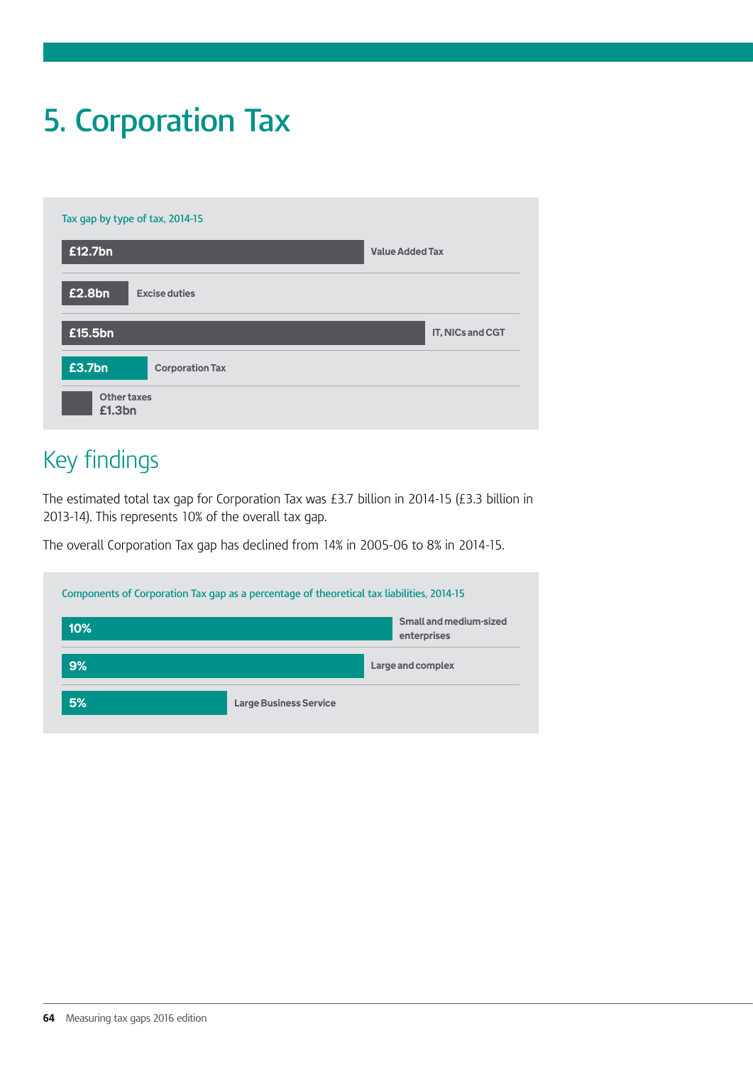# 5. Corporation Tax

Tax gap by type of tax, 2014-15

| Tax | Gap |
|---|---|
| Value Added Tax | £12.7bn |
| Excise duties | £2.8bn |
| IT, NICs and CGT | £15.5bn |
| Corporation Tax | £3.7bn |
| Other taxes | £1.3bn |

## Key findings

The estimated total tax gap for Corporation Tax was £3.7 billion in 2014-15 (£3.3 billion in 2013-14). This represents 10% of the overall tax gap.

The overall Corporation Tax gap has declined from 14% in 2005-06 to 8% in 2014-15.

Components of Corporation Tax gap as a percentage of theoretical tax liabilities, 2014-15

| Component | Percentage |
|---|---|
| Small and medium-sized enterprises | 10% |
| Large and complex | 9% |
| Large Business Service | 5% |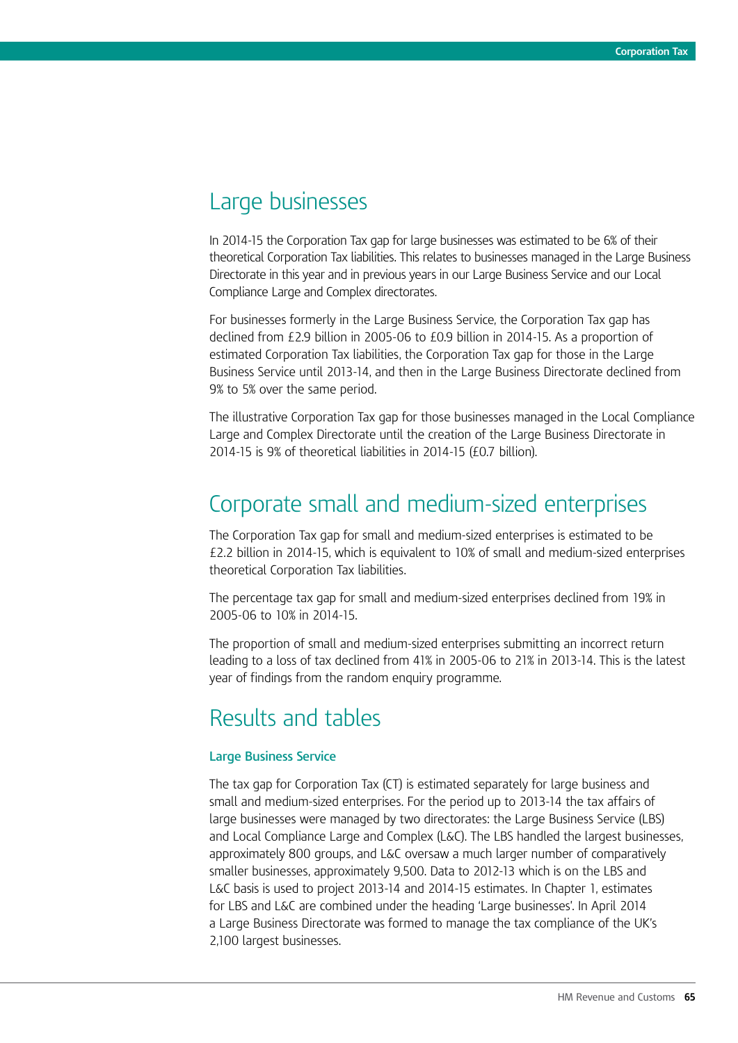## Large businesses

In 2014-15 the Corporation Tax gap for large businesses was estimated to be 6% of their theoretical Corporation Tax liabilities. This relates to businesses managed in the Large Business Directorate in this year and in previous years in our Large Business Service and our Local Compliance Large and Complex directorates.

For businesses formerly in the Large Business Service, the Corporation Tax gap has declined from £2.9 billion in 2005-06 to £0.9 billion in 2014-15. As a proportion of estimated Corporation Tax liabilities, the Corporation Tax gap for those in the Large Business Service until 2013-14, and then in the Large Business Directorate declined from 9% to 5% over the same period.

The illustrative Corporation Tax gap for those businesses managed in the Local Compliance Large and Complex Directorate until the creation of the Large Business Directorate in 2014-15 is 9% of theoretical liabilities in 2014-15 (£0.7 billion).

## Corporate small and medium-sized enterprises

The Corporation Tax gap for small and medium-sized enterprises is estimated to be £2.2 billion in 2014-15, which is equivalent to 10% of small and medium-sized enterprises theoretical Corporation Tax liabilities.

The percentage tax gap for small and medium-sized enterprises declined from 19% in 2005-06 to 10% in 2014-15.

The proportion of small and medium-sized enterprises submitting an incorrect return leading to a loss of tax declined from 41% in 2005-06 to 21% in 2013-14. This is the latest year of findings from the random enquiry programme.

## Results and tables

### Large Business Service

The tax gap for Corporation Tax (CT) is estimated separately for large business and small and medium-sized enterprises. For the period up to 2013-14 the tax affairs of large businesses were managed by two directorates: the Large Business Service (LBS) and Local Compliance Large and Complex (L&C). The LBS handled the largest businesses, approximately 800 groups, and L&C oversaw a much larger number of comparatively smaller businesses, approximately 9,500. Data to 2012-13 which is on the LBS and L&C basis is used to project 2013-14 and 2014-15 estimates. In Chapter 1, estimates for LBS and L&C are combined under the heading 'Large businesses'. In April 2014 a Large Business Directorate was formed to manage the tax compliance of the UK's 2,100 largest businesses.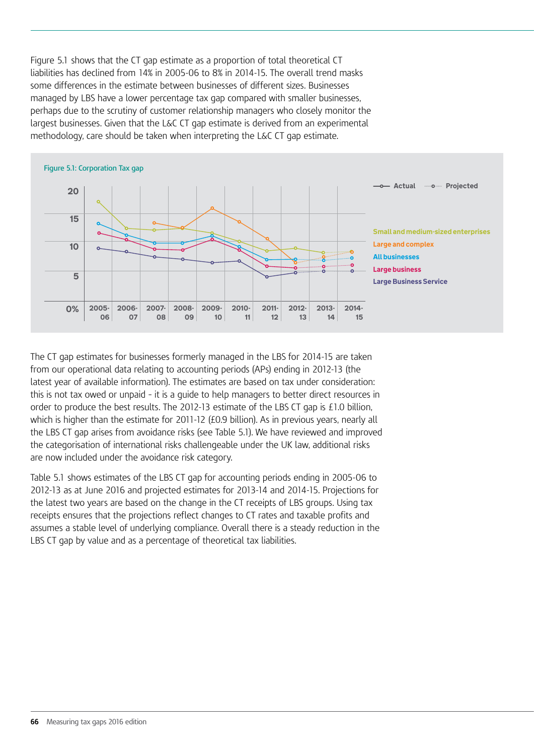Figure 5.1 shows that the CT gap estimate as a proportion of total theoretical CT liabilities has declined from 14% in 2005-06 to 8% in 2014-15. The overall trend masks some differences in the estimate between businesses of different sizes. Businesses managed by LBS have a lower percentage tax gap compared with smaller businesses, perhaps due to the scrutiny of customer relationship managers who closely monitor the largest businesses. Given that the L&C CT gap estimate is derived from an experimental methodology, care should be taken when interpreting the L&C CT gap estimate.

Figure 5.1: Corporation Tax gap

The CT gap estimates for businesses formerly managed in the LBS for 2014-15 are taken from our operational data relating to accounting periods (APs) ending in 2012-13 (the latest year of available information). The estimates are based on tax under consideration: this is not tax owed or unpaid - it is a guide to help managers to better direct resources in order to produce the best results. The 2012-13 estimate of the LBS CT gap is £1.0 billion, which is higher than the estimate for 2011-12 (£0.9 billion). As in previous years, nearly all the LBS CT gap arises from avoidance risks (see Table 5.1). We have reviewed and improved the categorisation of international risks challengeable under the UK law, additional risks are now included under the avoidance risk category.

Table 5.1 shows estimates of the LBS CT gap for accounting periods ending in 2005-06 to 2012-13 as at June 2016 and projected estimates for 2013-14 and 2014-15. Projections for the latest two years are based on the change in the CT receipts of LBS groups. Using tax receipts ensures that the projections reflect changes to CT rates and taxable profits and assumes a stable level of underlying compliance. Overall there is a steady reduction in the LBS CT gap by value and as a percentage of theoretical tax liabilities.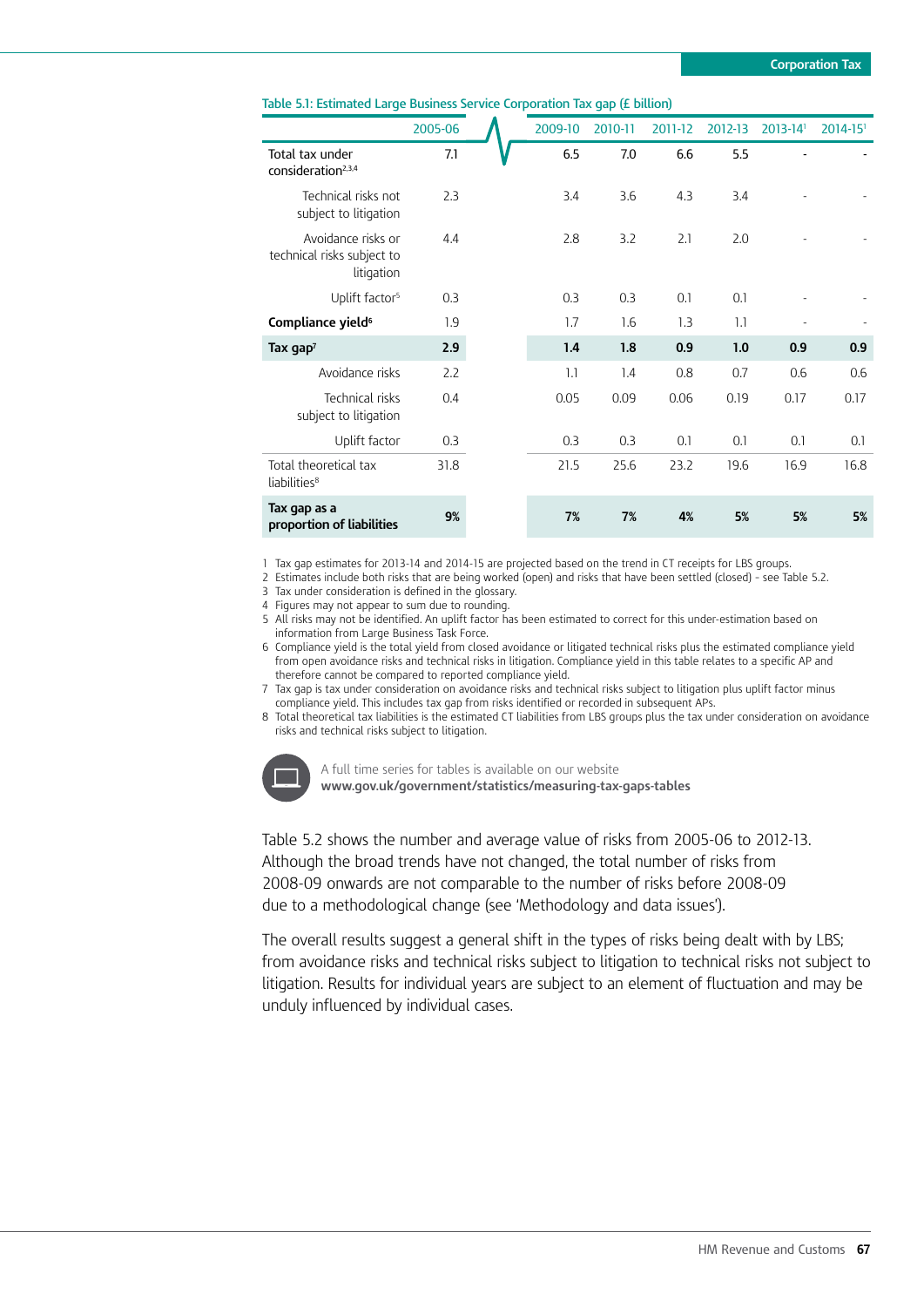Table 5.1: Estimated Large Business Service Corporation Tax gap (£ billion)

| | 2005-06 | 2009-10 | 2010-11 | 2011-12 | 2012-13 | 2013-14[1] | 2014-15[1] |
|---|---|---|---|---|---|---|---|
| Total tax under consideration[2,3,4] | 7.1 | 6.5 | 7.0 | 6.6 | 5.5 | - | - |
| Technical risks not subject to litigation | 2.3 | 3.4 | 3.6 | 4.3 | 3.4 | - | - |
| Avoidance risks or technical risks subject to litigation | 4.4 | 2.8 | 3.2 | 2.1 | 2.0 | - | - |
| Uplift factor[5] | 0.3 | 0.3 | 0.3 | 0.1 | 0.1 | - | - |
| **Compliance yield[6]** | 1.9 | 1.7 | 1.6 | 1.3 | 1.1 | - | - |
| **Tax gap[7]** | **2.9** | **1.4** | **1.8** | **0.9** | **1.0** | **0.9** | **0.9** |
| Avoidance risks | 2.2 | 1.1 | 1.4 | 0.8 | 0.7 | 0.6 | 0.6 |
| Technical risks subject to litigation | 0.4 | 0.05 | 0.09 | 0.06 | 0.19 | 0.17 | 0.17 |
| Uplift factor | 0.3 | 0.3 | 0.3 | 0.1 | 0.1 | 0.1 | 0.1 |
| Total theoretical tax liabilities[8] | 31.8 | 21.5 | 25.6 | 23.2 | 19.6 | 16.9 | 16.8 |
| **Tax gap as a proportion of liabilities** | **9%** | **7%** | **7%** | **4%** | **5%** | **5%** | **5%** |

1 Tax gap estimates for 2013-14 and 2014-15 are projected based on the trend in CT receipts for LBS groups.
2 Estimates include both risks that are being worked (open) and risks that have been settled (closed) - see Table 5.2.
3 Tax under consideration is defined in the glossary.
4 Figures may not appear to sum due to rounding.
5 All risks may not be identified. An uplift factor has been estimated to correct for this under-estimation based on information from Large Business Task Force.
6 Compliance yield is the total yield from closed avoidance or litigated technical risks plus the estimated compliance yield from open avoidance risks and technical risks in litigation. Compliance yield in this table relates to a specific AP and therefore cannot be compared to reported compliance yield.
7 Tax gap is tax under consideration on avoidance risks and technical risks subject to litigation plus uplift factor minus compliance yield. This includes tax gap from risks identified or recorded in subsequent APs.
8 Total theoretical tax liabilities is the estimated CT liabilities from LBS groups plus the tax under consideration on avoidance risks and technical risks subject to litigation.

A full time series for tables is available on our website
**www.gov.uk/government/statistics/measuring-tax-gaps-tables**

Table 5.2 shows the number and average value of risks from 2005-06 to 2012-13. Although the broad trends have not changed, the total number of risks from 2008-09 onwards are not comparable to the number of risks before 2008-09 due to a methodological change (see 'Methodology and data issues').

The overall results suggest a general shift in the types of risks being dealt with by LBS; from avoidance risks and technical risks subject to litigation to technical risks not subject to litigation. Results for individual years are subject to an element of fluctuation and may be unduly influenced by individual cases.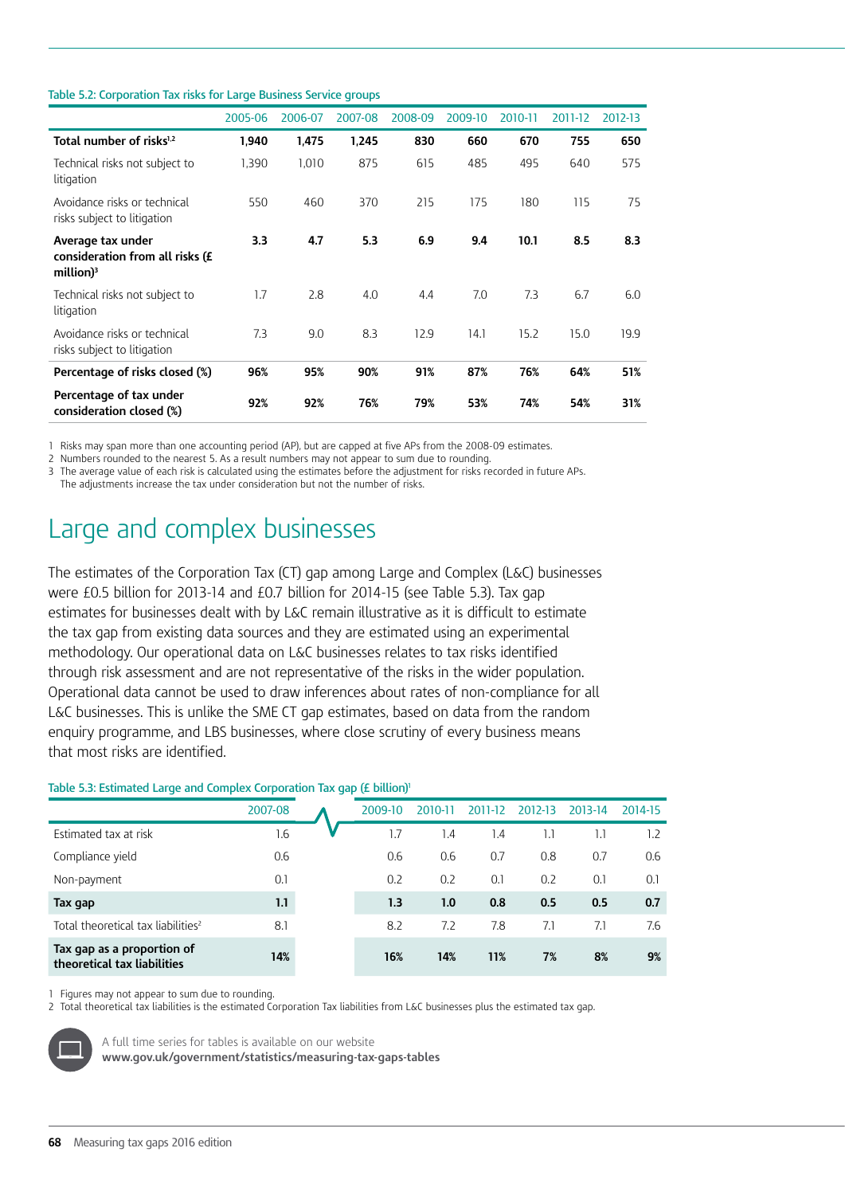Table 5.2: Corporation Tax risks for Large Business Service groups

| | 2005-06 | 2006-07 | 2007-08 | 2008-09 | 2009-10 | 2010-11 | 2011-12 | 2012-13 |
|---|---|---|---|---|---|---|---|---|
| **Total number of risks[1,2]** | **1,940** | **1,475** | **1,245** | **830** | **660** | **670** | **755** | **650** |
| Technical risks not subject to litigation | 1,390 | 1,010 | 875 | 615 | 485 | 495 | 640 | 575 |
| Avoidance risks or technical risks subject to litigation | 550 | 460 | 370 | 215 | 175 | 180 | 115 | 75 |
| **Average tax under consideration from all risks (£ million)[3]** | **3.3** | **4.7** | **5.3** | **6.9** | **9.4** | **10.1** | **8.5** | **8.3** |
| Technical risks not subject to litigation | 1.7 | 2.8 | 4.0 | 4.4 | 7.0 | 7.3 | 6.7 | 6.0 |
| Avoidance risks or technical risks subject to litigation | 7.3 | 9.0 | 8.3 | 12.9 | 14.1 | 15.2 | 15.0 | 19.9 |
| **Percentage of risks closed (%)** | **96%** | **95%** | **90%** | **91%** | **87%** | **76%** | **64%** | **51%** |
| **Percentage of tax under consideration closed (%)** | **92%** | **92%** | **76%** | **79%** | **53%** | **74%** | **54%** | **31%** |

1 Risks may span more than one accounting period (AP), but are capped at five APs from the 2008-09 estimates.
2 Numbers rounded to the nearest 5. As a result numbers may not appear to sum due to rounding.
3 The average value of each risk is calculated using the estimates before the adjustment for risks recorded in future APs. The adjustments increase the tax under consideration but not the number of risks.

# Large and complex businesses

The estimates of the Corporation Tax (CT) gap among Large and Complex (L&C) businesses were £0.5 billion for 2013-14 and £0.7 billion for 2014-15 (see Table 5.3). Tax gap estimates for businesses dealt with by L&C remain illustrative as it is difficult to estimate the tax gap from existing data sources and they are estimated using an experimental methodology. Our operational data on L&C businesses relates to tax risks identified through risk assessment and are not representative of the risks in the wider population. Operational data cannot be used to draw inferences about rates of non-compliance for all L&C businesses. This is unlike the SME CT gap estimates, based on data from the random enquiry programme, and LBS businesses, where close scrutiny of every business means that most risks are identified.

Table 5.3: Estimated Large and Complex Corporation Tax gap (£ billion)[1]

| | 2007-08 | 2009-10 | 2010-11 | 2011-12 | 2012-13 | 2013-14 | 2014-15 |
|---|---|---|---|---|---|---|---|
| Estimated tax at risk | 1.6 | 1.7 | 1.4 | 1.4 | 1.1 | 1.1 | 1.2 |
| Compliance yield | 0.6 | 0.6 | 0.6 | 0.7 | 0.8 | 0.7 | 0.6 |
| Non-payment | 0.1 | 0.2 | 0.2 | 0.1 | 0.2 | 0.1 | 0.1 |
| **Tax gap** | **1.1** | **1.3** | **1.0** | **0.8** | **0.5** | **0.5** | **0.7** |
| Total theoretical tax liabilities[2] | 8.1 | 8.2 | 7.2 | 7.8 | 7.1 | 7.1 | 7.6 |
| **Tax gap as a proportion of theoretical tax liabilities** | **14%** | **16%** | **14%** | **11%** | **7%** | **8%** | **9%** |

1 Figures may not appear to sum due to rounding.
2 Total theoretical tax liabilities is the estimated Corporation Tax liabilities from L&C businesses plus the estimated tax gap.

A full time series for tables is available on our website
**www.gov.uk/government/statistics/measuring-tax-gaps-tables**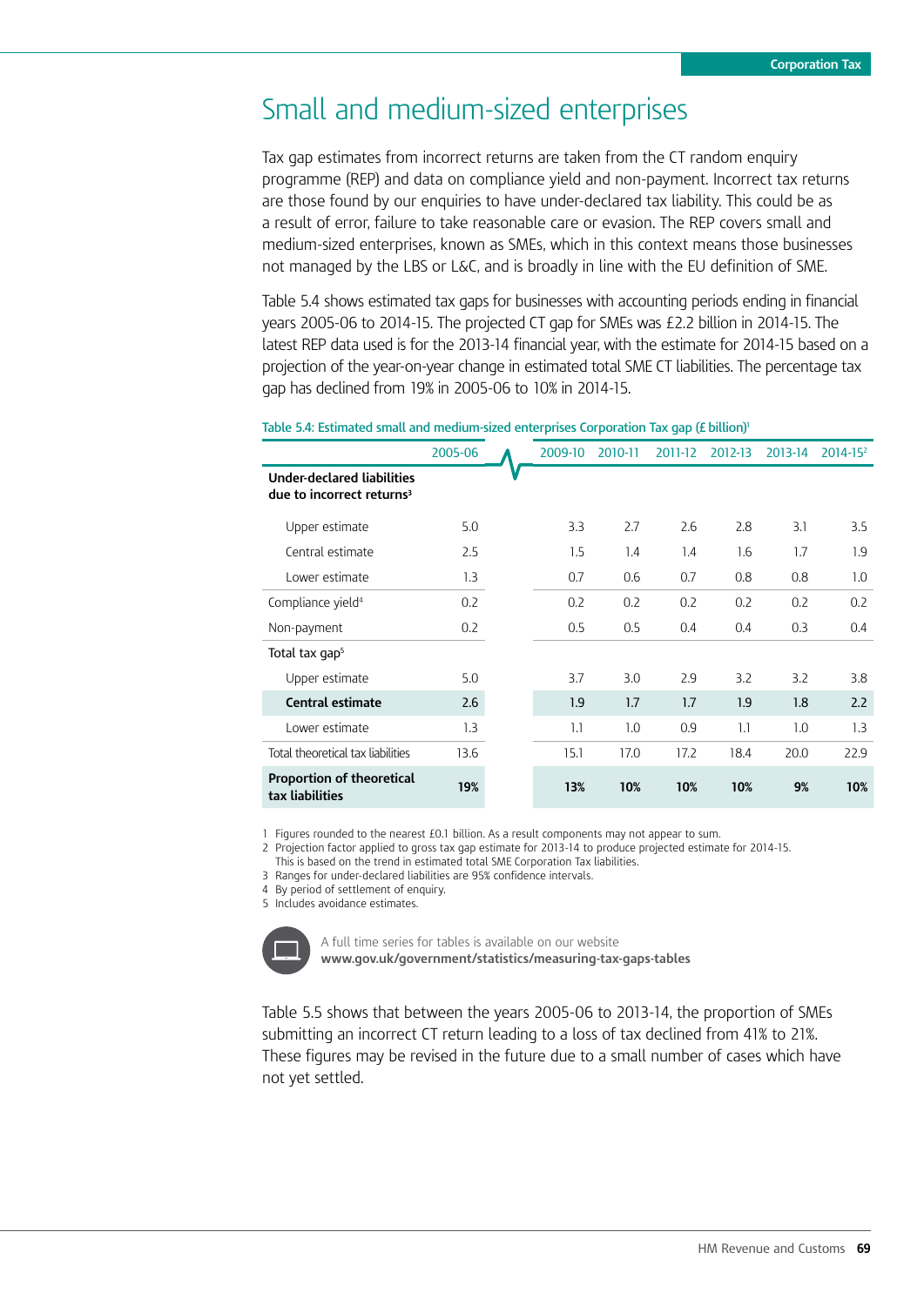# Small and medium-sized enterprises

Tax gap estimates from incorrect returns are taken from the CT random enquiry programme (REP) and data on compliance yield and non-payment. Incorrect tax returns are those found by our enquiries to have under-declared tax liability. This could be as a result of error, failure to take reasonable care or evasion. The REP covers small and medium-sized enterprises, known as SMEs, which in this context means those businesses not managed by the LBS or L&C, and is broadly in line with the EU definition of SME.

Table 5.4 shows estimated tax gaps for businesses with accounting periods ending in financial years 2005-06 to 2014-15. The projected CT gap for SMEs was £2.2 billion in 2014-15. The latest REP data used is for the 2013-14 financial year, with the estimate for 2014-15 based on a projection of the year-on-year change in estimated total SME CT liabilities. The percentage tax gap has declined from 19% in 2005-06 to 10% in 2014-15.

Table 5.4: Estimated small and medium-sized enterprises Corporation Tax gap (£ billion)[1]

| | 2005-06 | 2009-10 | 2010-11 | 2011-12 | 2012-13 | 2013-14 | 2014-15[2] |
|---|---|---|---|---|---|---|---|
| **Under-declared liabilities due to incorrect returns[3]** | | | | | | | |
| Upper estimate | 5.0 | 3.3 | 2.7 | 2.6 | 2.8 | 3.1 | 3.5 |
| Central estimate | 2.5 | 1.5 | 1.4 | 1.4 | 1.6 | 1.7 | 1.9 |
| Lower estimate | 1.3 | 0.7 | 0.6 | 0.7 | 0.8 | 0.8 | 1.0 |
| Compliance yield[4] | 0.2 | 0.2 | 0.2 | 0.2 | 0.2 | 0.2 | 0.2 |
| Non-payment | 0.2 | 0.5 | 0.5 | 0.4 | 0.4 | 0.3 | 0.4 |
| Total tax gap[5] | | | | | | | |
| Upper estimate | 5.0 | 3.7 | 3.0 | 2.9 | 3.2 | 3.2 | 3.8 |
| **Central estimate** | **2.6** | **1.9** | **1.7** | **1.7** | **1.9** | **1.8** | **2.2** |
| Lower estimate | 1.3 | 1.1 | 1.0 | 0.9 | 1.1 | 1.0 | 1.3 |
| Total theoretical tax liabilities | 13.6 | 15.1 | 17.0 | 17.2 | 18.4 | 20.0 | 22.9 |
| **Proportion of theoretical tax liabilities** | **19%** | **13%** | **10%** | **10%** | **10%** | **9%** | **10%** |

1 Figures rounded to the nearest £0.1 billion. As a result components may not appear to sum.
2 Projection factor applied to gross tax gap estimate for 2013-14 to produce projected estimate for 2014-15. This is based on the trend in estimated total SME Corporation Tax liabilities.
3 Ranges for under-declared liabilities are 95% confidence intervals.
4 By period of settlement of enquiry.
5 Includes avoidance estimates.

A full time series for tables is available on our website
**www.gov.uk/government/statistics/measuring-tax-gaps-tables**

Table 5.5 shows that between the years 2005-06 to 2013-14, the proportion of SMEs submitting an incorrect CT return leading to a loss of tax declined from 41% to 21%. These figures may be revised in the future due to a small number of cases which have not yet settled.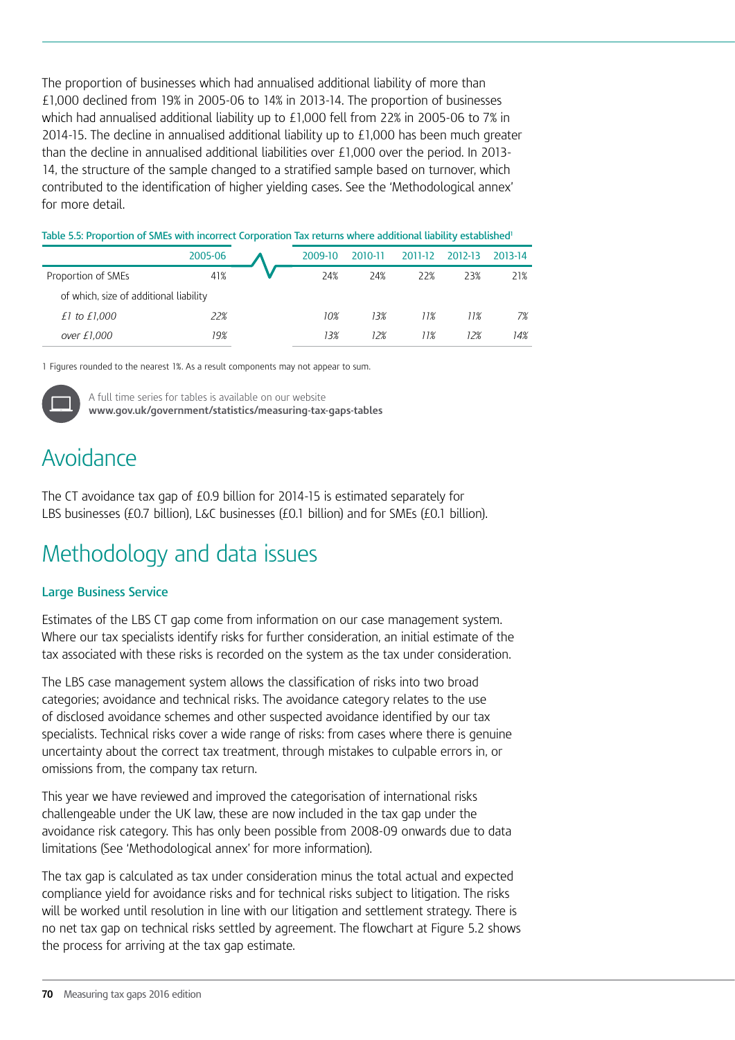The proportion of businesses which had annualised additional liability of more than £1,000 declined from 19% in 2005-06 to 14% in 2013-14. The proportion of businesses which had annualised additional liability up to £1,000 fell from 22% in 2005-06 to 7% in 2014-15. The decline in annualised additional liability up to £1,000 has been much greater than the decline in annualised additional liabilities over £1,000 over the period. In 2013-14, the structure of the sample changed to a stratified sample based on turnover, which contributed to the identification of higher yielding cases. See the 'Methodological annex' for more detail.

**Table 5.5: Proportion of SMEs with incorrect Corporation Tax returns where additional liability established[1]**

| | 2005-06 | | 2009-10 | 2010-11 | 2011-12 | 2012-13 | 2013-14 |
|---|---|---|---|---|---|---|---|
| Proportion of SMEs | 41% | | 24% | 24% | 22% | 23% | 21% |
| of which, size of additional liability | | | | | | | |
| *£1 to £1,000* | *22%* | | *10%* | *13%* | *11%* | *11%* | *7%* |
| *over £1,000* | *19%* | | *13%* | *12%* | *11%* | *12%* | *14%* |

1 Figures rounded to the nearest 1%. As a result components may not appear to sum.

A full time series for tables is available on our website
**www.gov.uk/government/statistics/measuring-tax-gaps-tables**

# Avoidance

The CT avoidance tax gap of £0.9 billion for 2014-15 is estimated separately for LBS businesses (£0.7 billion), L&C businesses (£0.1 billion) and for SMEs (£0.1 billion).

# Methodology and data issues

### Large Business Service

Estimates of the LBS CT gap come from information on our case management system. Where our tax specialists identify risks for further consideration, an initial estimate of the tax associated with these risks is recorded on the system as the tax under consideration.

The LBS case management system allows the classification of risks into two broad categories; avoidance and technical risks. The avoidance category relates to the use of disclosed avoidance schemes and other suspected avoidance identified by our tax specialists. Technical risks cover a wide range of risks: from cases where there is genuine uncertainty about the correct tax treatment, through mistakes to culpable errors in, or omissions from, the company tax return.

This year we have reviewed and improved the categorisation of international risks challengeable under the UK law, these are now included in the tax gap under the avoidance risk category. This has only been possible from 2008-09 onwards due to data limitations (See 'Methodological annex' for more information).

The tax gap is calculated as tax under consideration minus the total actual and expected compliance yield for avoidance risks and for technical risks subject to litigation. The risks will be worked until resolution in line with our litigation and settlement strategy. There is no net tax gap on technical risks settled by agreement. The flowchart at Figure 5.2 shows the process for arriving at the tax gap estimate.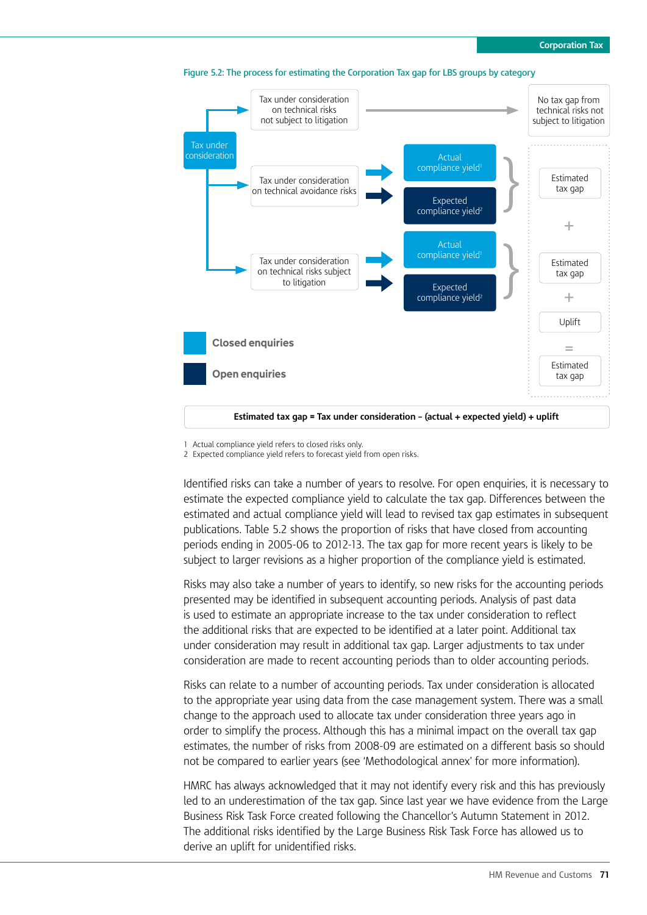Figure 5.2: The process for estimating the Corporation Tax gap for LBS groups by category

Tax under consideration

Tax under consideration on technical risks not subject to litigation → No tax gap from technical risks not subject to litigation

Tax under consideration on technical avoidance risks → Actual compliance yield[1] / Expected compliance yield[2] → Estimated tax gap

+

Tax under consideration on technical risks subject to litigation → Actual compliance yield[1] / Expected compliance yield[2] → Estimated tax gap

+

Uplift

=

Estimated tax gap

Closed enquiries

Open enquiries

**Estimated tax gap = Tax under consideration – (actual + expected yield) + uplift**

1 Actual compliance yield refers to closed risks only.
2 Expected compliance yield refers to forecast yield from open risks.

Identified risks can take a number of years to resolve. For open enquiries, it is necessary to estimate the expected compliance yield to calculate the tax gap. Differences between the estimated and actual compliance yield will lead to revised tax gap estimates in subsequent publications. Table 5.2 shows the proportion of risks that have closed from accounting periods ending in 2005-06 to 2012-13. The tax gap for more recent years is likely to be subject to larger revisions as a higher proportion of the compliance yield is estimated.

Risks may also take a number of years to identify, so new risks for the accounting periods presented may be identified in subsequent accounting periods. Analysis of past data is used to estimate an appropriate increase to the tax under consideration to reflect the additional risks that are expected to be identified at a later point. Additional tax under consideration may result in additional tax gap. Larger adjustments to tax under consideration are made to recent accounting periods than to older accounting periods.

Risks can relate to a number of accounting periods. Tax under consideration is allocated to the appropriate year using data from the case management system. There was a small change to the approach used to allocate tax under consideration three years ago in order to simplify the process. Although this has a minimal impact on the overall tax gap estimates, the number of risks from 2008-09 are estimated on a different basis so should not be compared to earlier years (see 'Methodological annex' for more information).

HMRC has always acknowledged that it may not identify every risk and this has previously led to an underestimation of the tax gap. Since last year we have evidence from the Large Business Risk Task Force created following the Chancellor's Autumn Statement in 2012. The additional risks identified by the Large Business Risk Task Force has allowed us to derive an uplift for unidentified risks.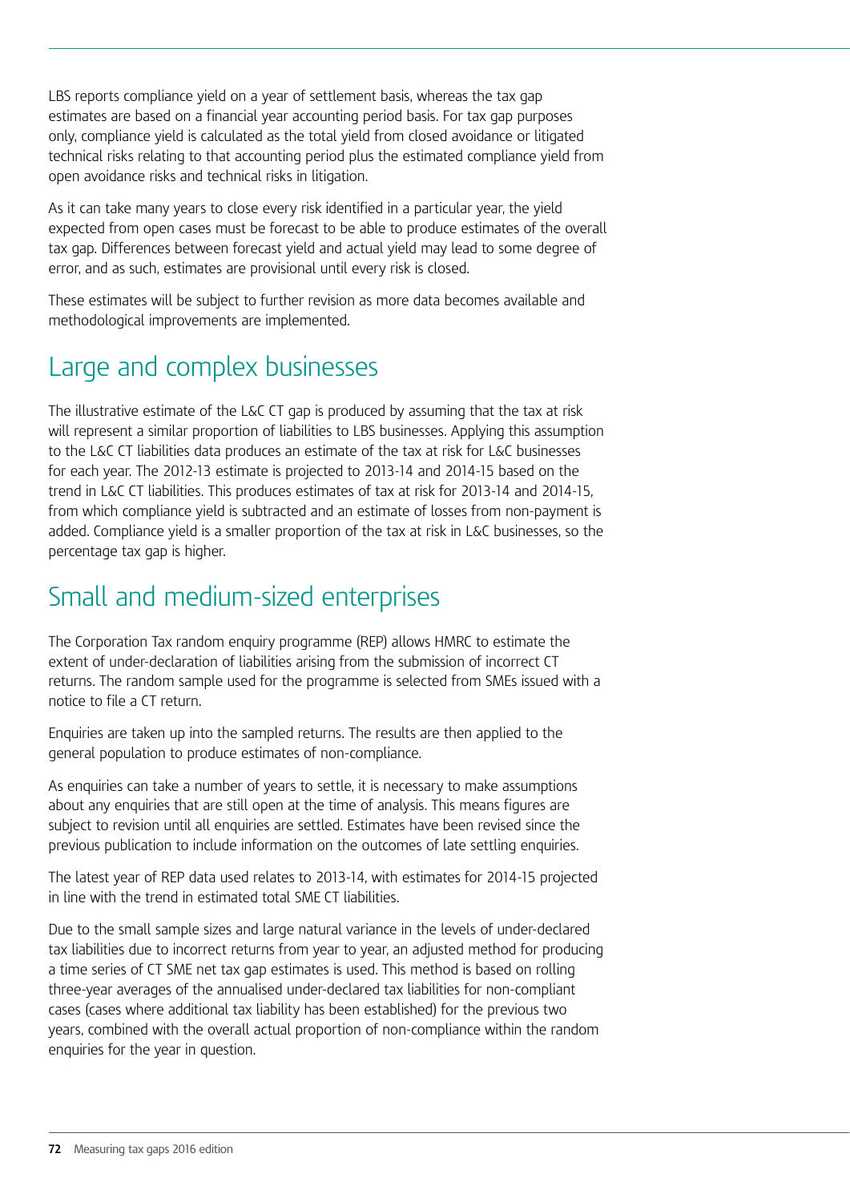LBS reports compliance yield on a year of settlement basis, whereas the tax gap estimates are based on a financial year accounting period basis. For tax gap purposes only, compliance yield is calculated as the total yield from closed avoidance or litigated technical risks relating to that accounting period plus the estimated compliance yield from open avoidance risks and technical risks in litigation.

As it can take many years to close every risk identified in a particular year, the yield expected from open cases must be forecast to be able to produce estimates of the overall tax gap. Differences between forecast yield and actual yield may lead to some degree of error, and as such, estimates are provisional until every risk is closed.

These estimates will be subject to further revision as more data becomes available and methodological improvements are implemented.

## Large and complex businesses

The illustrative estimate of the L&C CT gap is produced by assuming that the tax at risk will represent a similar proportion of liabilities to LBS businesses. Applying this assumption to the L&C CT liabilities data produces an estimate of the tax at risk for L&C businesses for each year. The 2012-13 estimate is projected to 2013-14 and 2014-15 based on the trend in L&C CT liabilities. This produces estimates of tax at risk for 2013-14 and 2014-15, from which compliance yield is subtracted and an estimate of losses from non-payment is added. Compliance yield is a smaller proportion of the tax at risk in L&C businesses, so the percentage tax gap is higher.

## Small and medium-sized enterprises

The Corporation Tax random enquiry programme (REP) allows HMRC to estimate the extent of under-declaration of liabilities arising from the submission of incorrect CT returns. The random sample used for the programme is selected from SMEs issued with a notice to file a CT return.

Enquiries are taken up into the sampled returns. The results are then applied to the general population to produce estimates of non-compliance.

As enquiries can take a number of years to settle, it is necessary to make assumptions about any enquiries that are still open at the time of analysis. This means figures are subject to revision until all enquiries are settled. Estimates have been revised since the previous publication to include information on the outcomes of late settling enquiries.

The latest year of REP data used relates to 2013-14, with estimates for 2014-15 projected in line with the trend in estimated total SME CT liabilities.

Due to the small sample sizes and large natural variance in the levels of under-declared tax liabilities due to incorrect returns from year to year, an adjusted method for producing a time series of CT SME net tax gap estimates is used. This method is based on rolling three-year averages of the annualised under-declared tax liabilities for non-compliant cases (cases where additional tax liability has been established) for the previous two years, combined with the overall actual proportion of non-compliance within the random enquiries for the year in question.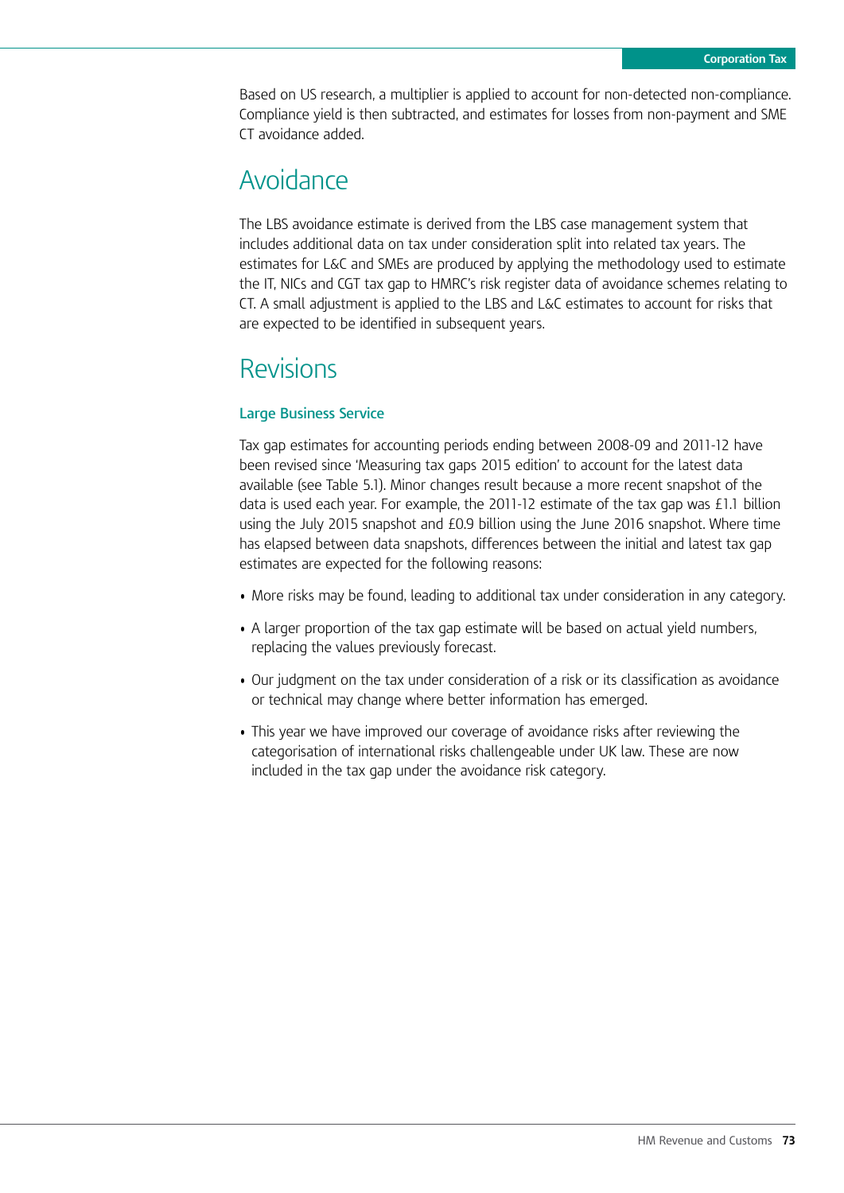Based on US research, a multiplier is applied to account for non-detected non-compliance. Compliance yield is then subtracted, and estimates for losses from non-payment and SME CT avoidance added.

## Avoidance

The LBS avoidance estimate is derived from the LBS case management system that includes additional data on tax under consideration split into related tax years. The estimates for L&C and SMEs are produced by applying the methodology used to estimate the IT, NICs and CGT tax gap to HMRC's risk register data of avoidance schemes relating to CT. A small adjustment is applied to the LBS and L&C estimates to account for risks that are expected to be identified in subsequent years.

## Revisions

### Large Business Service

Tax gap estimates for accounting periods ending between 2008-09 and 2011-12 have been revised since 'Measuring tax gaps 2015 edition' to account for the latest data available (see Table 5.1). Minor changes result because a more recent snapshot of the data is used each year. For example, the 2011-12 estimate of the tax gap was £1.1 billion using the July 2015 snapshot and £0.9 billion using the June 2016 snapshot. Where time has elapsed between data snapshots, differences between the initial and latest tax gap estimates are expected for the following reasons:

- More risks may be found, leading to additional tax under consideration in any category.
- A larger proportion of the tax gap estimate will be based on actual yield numbers, replacing the values previously forecast.
- Our judgment on the tax under consideration of a risk or its classification as avoidance or technical may change where better information has emerged.
- This year we have improved our coverage of avoidance risks after reviewing the categorisation of international risks challengeable under UK law. These are now included in the tax gap under the avoidance risk category.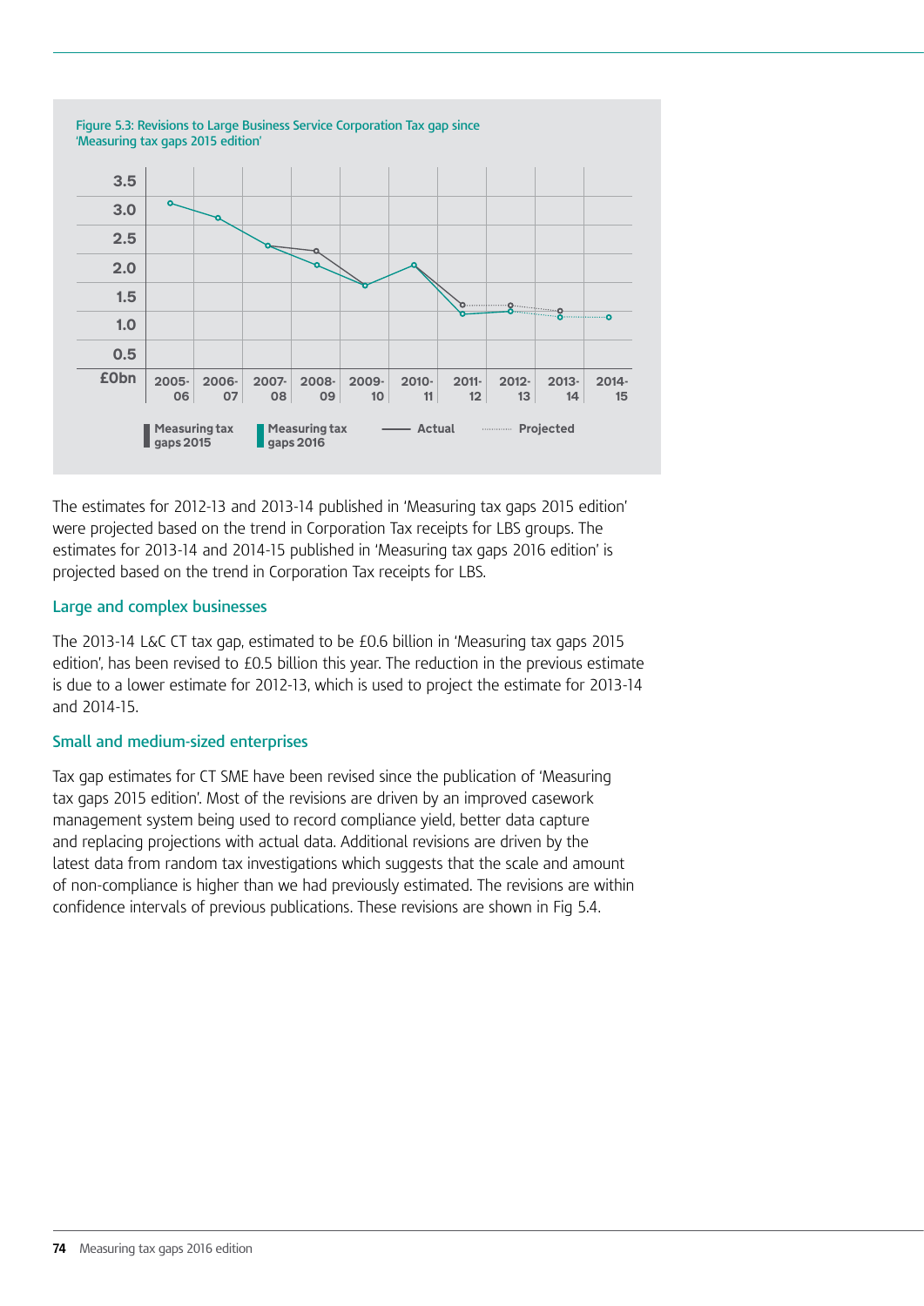Figure 5.3: Revisions to Large Business Service Corporation Tax gap since 'Measuring tax gaps 2015 edition'

The estimates for 2012-13 and 2013-14 published in 'Measuring tax gaps 2015 edition' were projected based on the trend in Corporation Tax receipts for LBS groups. The estimates for 2013-14 and 2014-15 published in 'Measuring tax gaps 2016 edition' is projected based on the trend in Corporation Tax receipts for LBS.

### Large and complex businesses

The 2013-14 L&C CT tax gap, estimated to be £0.6 billion in 'Measuring tax gaps 2015 edition', has been revised to £0.5 billion this year. The reduction in the previous estimate is due to a lower estimate for 2012-13, which is used to project the estimate for 2013-14 and 2014-15.

### Small and medium-sized enterprises

Tax gap estimates for CT SME have been revised since the publication of 'Measuring tax gaps 2015 edition'. Most of the revisions are driven by an improved casework management system being used to record compliance yield, better data capture and replacing projections with actual data. Additional revisions are driven by the latest data from random tax investigations which suggests that the scale and amount of non-compliance is higher than we had previously estimated. The revisions are within confidence intervals of previous publications. These revisions are shown in Fig 5.4.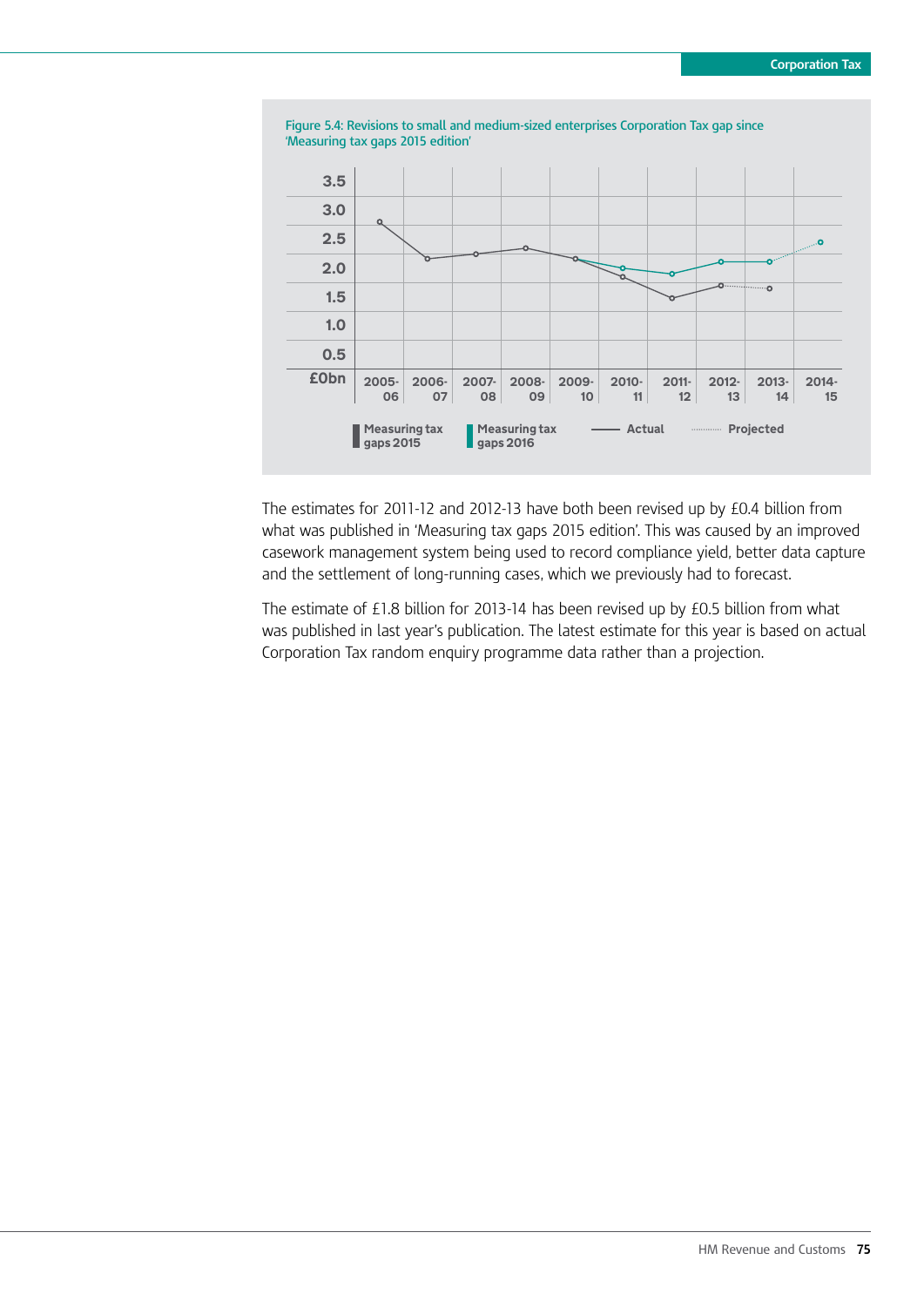Figure 5.4: Revisions to small and medium-sized enterprises Corporation Tax gap since 'Measuring tax gaps 2015 edition'

The estimates for 2011-12 and 2012-13 have both been revised up by £0.4 billion from what was published in 'Measuring tax gaps 2015 edition'. This was caused by an improved casework management system being used to record compliance yield, better data capture and the settlement of long-running cases, which we previously had to forecast.

The estimate of £1.8 billion for 2013-14 has been revised up by £0.5 billion from what was published in last year's publication. The latest estimate for this year is based on actual Corporation Tax random enquiry programme data rather than a projection.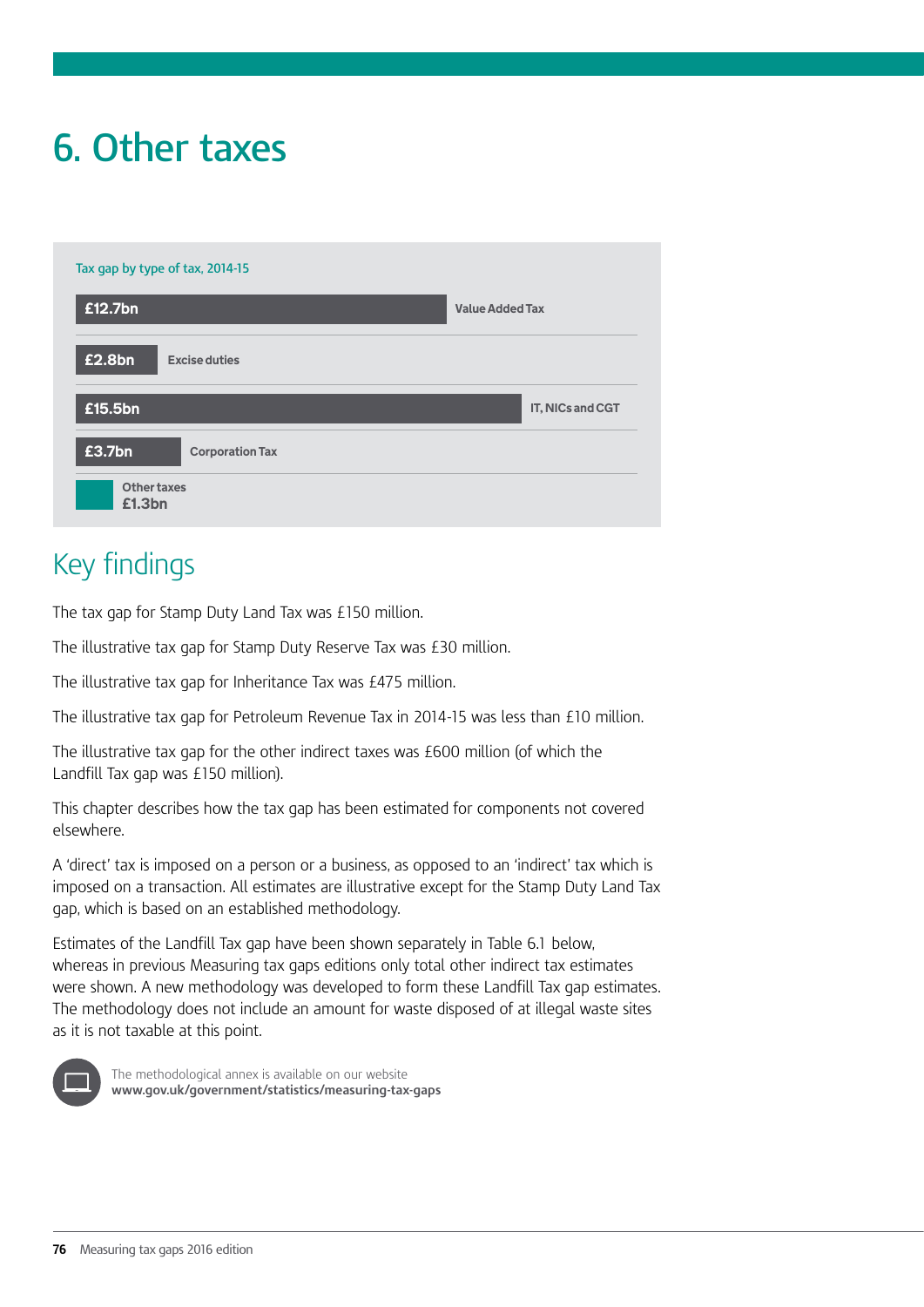# 6. Other taxes

Tax gap by type of tax, 2014-15

| Tax | Tax gap |
|---|---|
| Value Added Tax | £12.7bn |
| Excise duties | £2.8bn |
| IT, NICs and CGT | £15.5bn |
| Corporation Tax | £3.7bn |
| Other taxes | £1.3bn |

## Key findings

The tax gap for Stamp Duty Land Tax was £150 million.

The illustrative tax gap for Stamp Duty Reserve Tax was £30 million.

The illustrative tax gap for Inheritance Tax was £475 million.

The illustrative tax gap for Petroleum Revenue Tax in 2014-15 was less than £10 million.

The illustrative tax gap for the other indirect taxes was £600 million (of which the Landfill Tax gap was £150 million).

This chapter describes how the tax gap has been estimated for components not covered elsewhere.

A 'direct' tax is imposed on a person or a business, as opposed to an 'indirect' tax which is imposed on a transaction. All estimates are illustrative except for the Stamp Duty Land Tax gap, which is based on an established methodology.

Estimates of the Landfill Tax gap have been shown separately in Table 6.1 below, whereas in previous Measuring tax gaps editions only total other indirect tax estimates were shown. A new methodology was developed to form these Landfill Tax gap estimates. The methodology does not include an amount for waste disposed of at illegal waste sites as it is not taxable at this point.

The methodological annex is available on our website
**www.gov.uk/government/statistics/measuring-tax-gaps**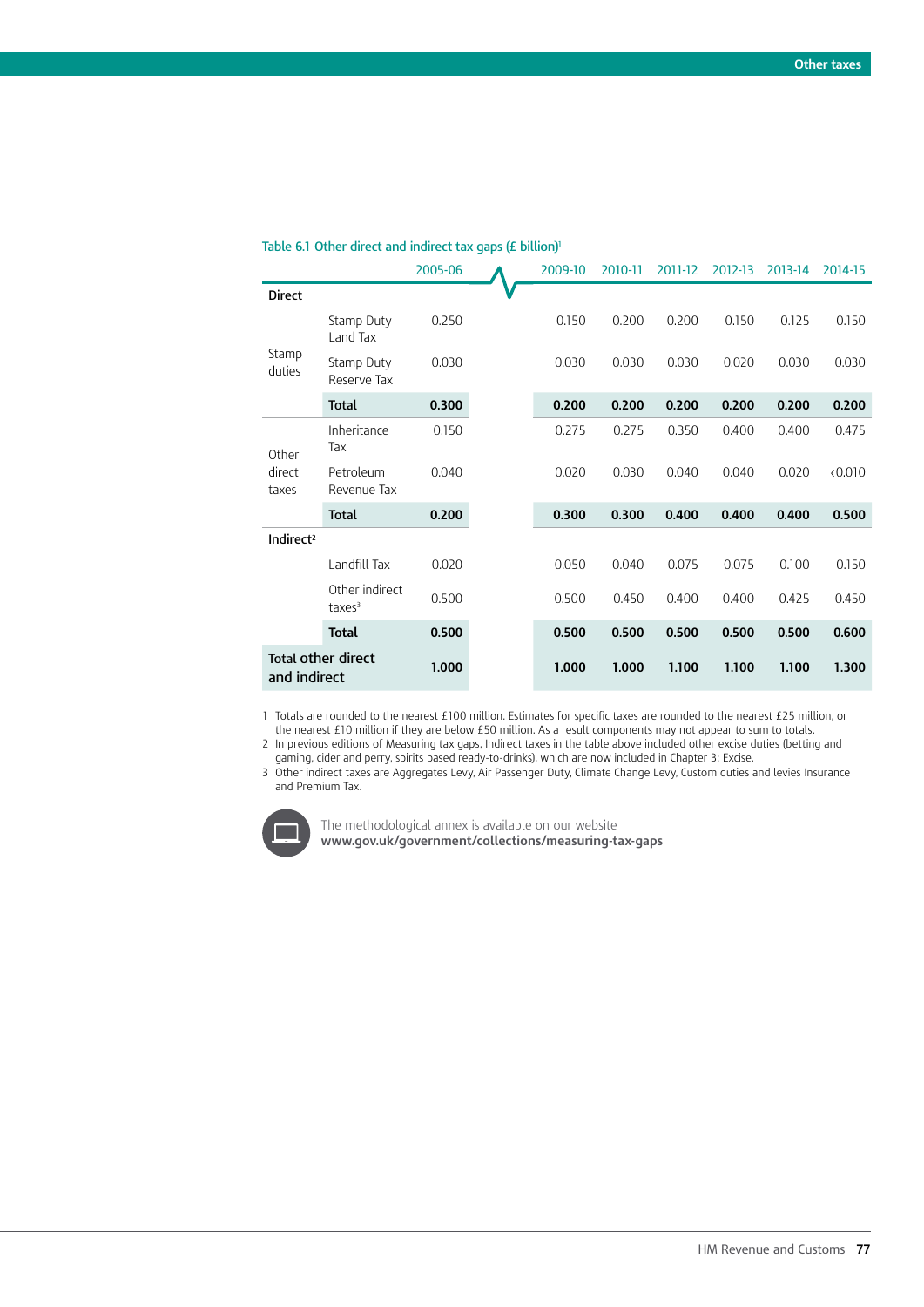Table 6.1 Other direct and indirect tax gaps (£ billion)[1]

| | | 2005-06 | 2009-10 | 2010-11 | 2011-12 | 2012-13 | 2013-14 | 2014-15 |
|---|---|---|---|---|---|---|---|---|
| **Direct** | | | | | | | | |
| Stamp duties | Stamp Duty Land Tax | 0.250 | 0.150 | 0.200 | 0.200 | 0.150 | 0.125 | 0.150 |
| | Stamp Duty Reserve Tax | 0.030 | 0.030 | 0.030 | 0.030 | 0.020 | 0.030 | 0.030 |
| | **Total** | **0.300** | **0.200** | **0.200** | **0.200** | **0.200** | **0.200** | **0.200** |
| Other direct taxes | Inheritance Tax | 0.150 | 0.275 | 0.275 | 0.350 | 0.400 | 0.400 | 0.475 |
| | Petroleum Revenue Tax | 0.040 | 0.020 | 0.030 | 0.040 | 0.040 | 0.020 | <0.010 |
| | **Total** | **0.200** | **0.300** | **0.300** | **0.400** | **0.400** | **0.400** | **0.500** |
| **Indirect**[2] | | | | | | | | |
| | Landfill Tax | 0.020 | 0.050 | 0.040 | 0.075 | 0.075 | 0.100 | 0.150 |
| | Other indirect taxes[3] | 0.500 | 0.500 | 0.450 | 0.400 | 0.400 | 0.425 | 0.450 |
| | **Total** | **0.500** | **0.500** | **0.500** | **0.500** | **0.500** | **0.500** | **0.600** |
| **Total other direct and indirect** | | **1.000** | **1.000** | **1.000** | **1.100** | **1.100** | **1.100** | **1.300** |

1 Totals are rounded to the nearest £100 million. Estimates for specific taxes are rounded to the nearest £25 million, or the nearest £10 million if they are below £50 million. As a result components may not appear to sum to totals.
2 In previous editions of Measuring tax gaps, Indirect taxes in the table above included other excise duties (betting and gaming, cider and perry, spirits based ready-to-drinks), which are now included in Chapter 3: Excise.
3 Other indirect taxes are Aggregates Levy, Air Passenger Duty, Climate Change Levy, Custom duties and levies Insurance and Premium Tax.

The methodological annex is available on our website
**www.gov.uk/government/collections/measuring-tax-gaps**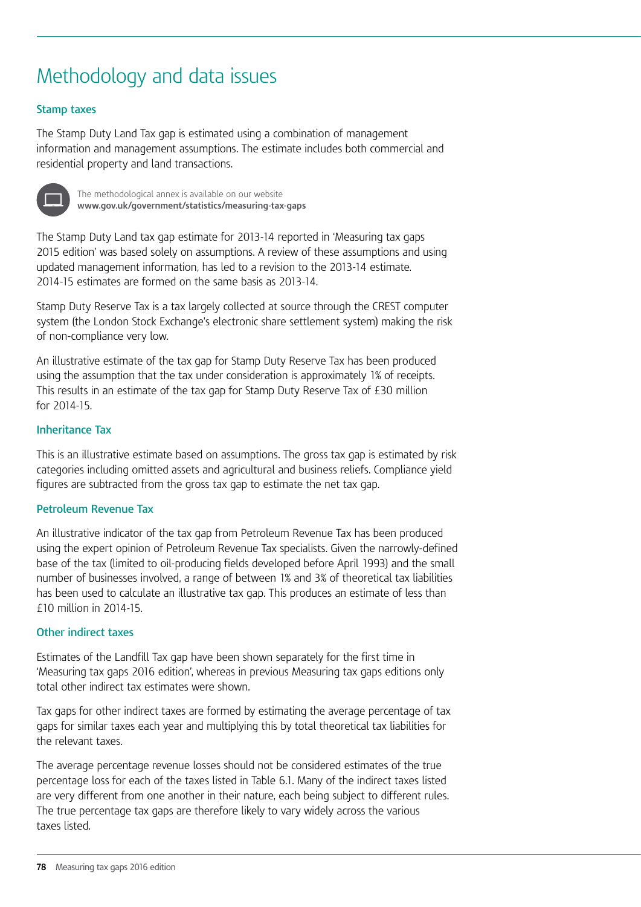# Methodology and data issues

### Stamp taxes

The Stamp Duty Land Tax gap is estimated using a combination of management information and management assumptions. The estimate includes both commercial and residential property and land transactions.

The methodological annex is available on our website
**www.gov.uk/government/statistics/measuring-tax-gaps**

The Stamp Duty Land tax gap estimate for 2013-14 reported in 'Measuring tax gaps 2015 edition' was based solely on assumptions. A review of these assumptions and using updated management information, has led to a revision to the 2013-14 estimate. 2014-15 estimates are formed on the same basis as 2013-14.

Stamp Duty Reserve Tax is a tax largely collected at source through the CREST computer system (the London Stock Exchange's electronic share settlement system) making the risk of non-compliance very low.

An illustrative estimate of the tax gap for Stamp Duty Reserve Tax has been produced using the assumption that the tax under consideration is approximately 1% of receipts. This results in an estimate of the tax gap for Stamp Duty Reserve Tax of £30 million for 2014-15.

### Inheritance Tax

This is an illustrative estimate based on assumptions. The gross tax gap is estimated by risk categories including omitted assets and agricultural and business reliefs. Compliance yield figures are subtracted from the gross tax gap to estimate the net tax gap.

### Petroleum Revenue Tax

An illustrative indicator of the tax gap from Petroleum Revenue Tax has been produced using the expert opinion of Petroleum Revenue Tax specialists. Given the narrowly-defined base of the tax (limited to oil-producing fields developed before April 1993) and the small number of businesses involved, a range of between 1% and 3% of theoretical tax liabilities has been used to calculate an illustrative tax gap. This produces an estimate of less than £10 million in 2014-15.

### Other indirect taxes

Estimates of the Landfill Tax gap have been shown separately for the first time in 'Measuring tax gaps 2016 edition', whereas in previous Measuring tax gaps editions only total other indirect tax estimates were shown.

Tax gaps for other indirect taxes are formed by estimating the average percentage of tax gaps for similar taxes each year and multiplying this by total theoretical tax liabilities for the relevant taxes.

The average percentage revenue losses should not be considered estimates of the true percentage loss for each of the taxes listed in Table 6.1. Many of the indirect taxes listed are very different from one another in their nature, each being subject to different rules. The true percentage tax gaps are therefore likely to vary widely across the various taxes listed.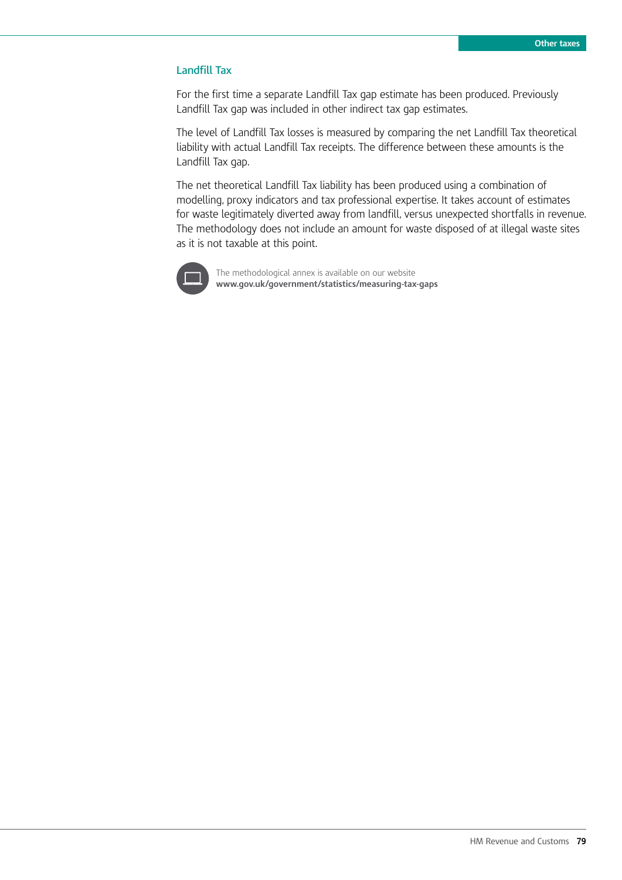## Landfill Tax

For the first time a separate Landfill Tax gap estimate has been produced. Previously Landfill Tax gap was included in other indirect tax gap estimates.

The level of Landfill Tax losses is measured by comparing the net Landfill Tax theoretical liability with actual Landfill Tax receipts. The difference between these amounts is the Landfill Tax gap.

The net theoretical Landfill Tax liability has been produced using a combination of modelling, proxy indicators and tax professional expertise. It takes account of estimates for waste legitimately diverted away from landfill, versus unexpected shortfalls in revenue. The methodology does not include an amount for waste disposed of at illegal waste sites as it is not taxable at this point.

The methodological annex is available on our website
**www.gov.uk/government/statistics/measuring-tax-gaps**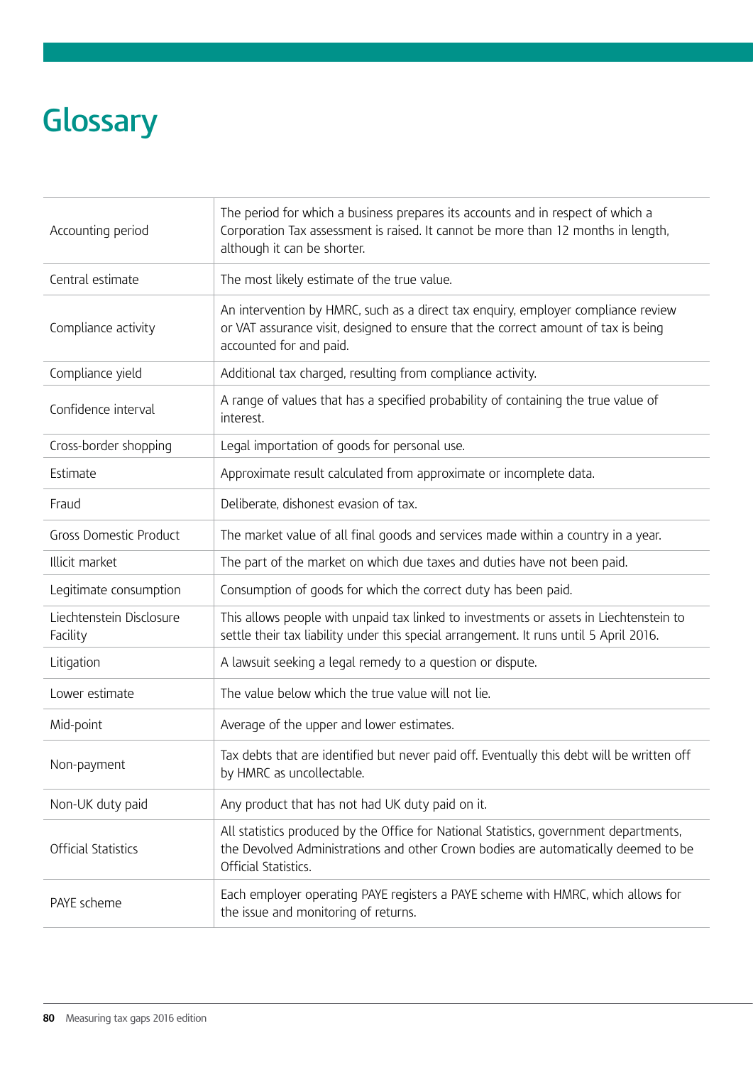# Glossary

| | |
|---|---|
| Accounting period | The period for which a business prepares its accounts and in respect of which a Corporation Tax assessment is raised. It cannot be more than 12 months in length, although it can be shorter. |
| Central estimate | The most likely estimate of the true value. |
| Compliance activity | An intervention by HMRC, such as a direct tax enquiry, employer compliance review or VAT assurance visit, designed to ensure that the correct amount of tax is being accounted for and paid. |
| Compliance yield | Additional tax charged, resulting from compliance activity. |
| Confidence interval | A range of values that has a specified probability of containing the true value of interest. |
| Cross-border shopping | Legal importation of goods for personal use. |
| Estimate | Approximate result calculated from approximate or incomplete data. |
| Fraud | Deliberate, dishonest evasion of tax. |
| Gross Domestic Product | The market value of all final goods and services made within a country in a year. |
| Illicit market | The part of the market on which due taxes and duties have not been paid. |
| Legitimate consumption | Consumption of goods for which the correct duty has been paid. |
| Liechtenstein Disclosure Facility | This allows people with unpaid tax linked to investments or assets in Liechtenstein to settle their tax liability under this special arrangement. It runs until 5 April 2016. |
| Litigation | A lawsuit seeking a legal remedy to a question or dispute. |
| Lower estimate | The value below which the true value will not lie. |
| Mid-point | Average of the upper and lower estimates. |
| Non-payment | Tax debts that are identified but never paid off. Eventually this debt will be written off by HMRC as uncollectable. |
| Non-UK duty paid | Any product that has not had UK duty paid on it. |
| Official Statistics | All statistics produced by the Office for National Statistics, government departments, the Devolved Administrations and other Crown bodies are automatically deemed to be Official Statistics. |
| PAYE scheme | Each employer operating PAYE registers a PAYE scheme with HMRC, which allows for the issue and monitoring of returns. |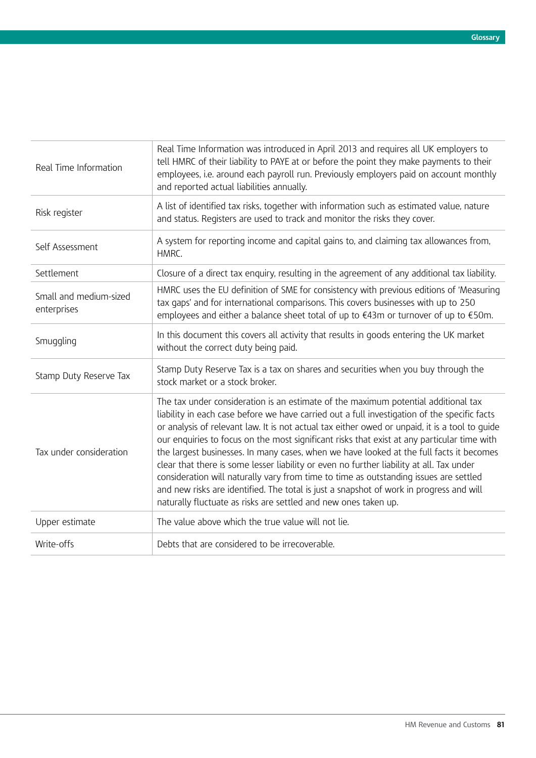| | |
|---|---|
| Real Time Information | Real Time Information was introduced in April 2013 and requires all UK employers to tell HMRC of their liability to PAYE at or before the point they make payments to their employees, i.e. around each payroll run. Previously employers paid on account monthly and reported actual liabilities annually. |
| Risk register | A list of identified tax risks, together with information such as estimated value, nature and status. Registers are used to track and monitor the risks they cover. |
| Self Assessment | A system for reporting income and capital gains to, and claiming tax allowances from, HMRC. |
| Settlement | Closure of a direct tax enquiry, resulting in the agreement of any additional tax liability. |
| Small and medium-sized enterprises | HMRC uses the EU definition of SME for consistency with previous editions of 'Measuring tax gaps' and for international comparisons. This covers businesses with up to 250 employees and either a balance sheet total of up to €43m or turnover of up to €50m. |
| Smuggling | In this document this covers all activity that results in goods entering the UK market without the correct duty being paid. |
| Stamp Duty Reserve Tax | Stamp Duty Reserve Tax is a tax on shares and securities when you buy through the stock market or a stock broker. |
| Tax under consideration | The tax under consideration is an estimate of the maximum potential additional tax liability in each case before we have carried out a full investigation of the specific facts or analysis of relevant law. It is not actual tax either owed or unpaid, it is a tool to guide our enquiries to focus on the most significant risks that exist at any particular time with the largest businesses. In many cases, when we have looked at the full facts it becomes clear that there is some lesser liability or even no further liability at all. Tax under consideration will naturally vary from time to time as outstanding issues are settled and new risks are identified. The total is just a snapshot of work in progress and will naturally fluctuate as risks are settled and new ones taken up. |
| Upper estimate | The value above which the true value will not lie. |
| Write-offs | Debts that are considered to be irrecoverable. |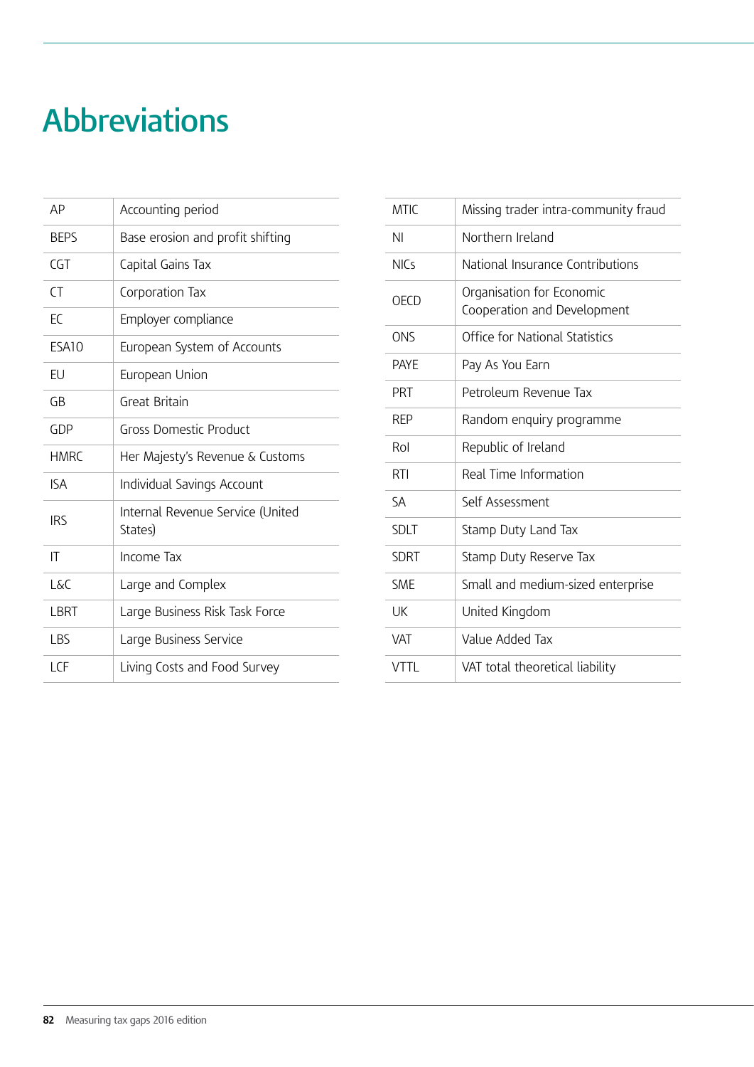# Abbreviations

| | |
|---|---|
| AP | Accounting period |
| BEPS | Base erosion and profit shifting |
| CGT | Capital Gains Tax |
| CT | Corporation Tax |
| EC | Employer compliance |
| ESA10 | European System of Accounts |
| EU | European Union |
| GB | Great Britain |
| GDP | Gross Domestic Product |
| HMRC | Her Majesty's Revenue & Customs |
| ISA | Individual Savings Account |
| IRS | Internal Revenue Service (United States) |
| IT | Income Tax |
| L&C | Large and Complex |
| LBRT | Large Business Risk Task Force |
| LBS | Large Business Service |
| LCF | Living Costs and Food Survey |
| MTIC | Missing trader intra-community fraud |
| NI | Northern Ireland |
| NICs | National Insurance Contributions |
| OECD | Organisation for Economic Cooperation and Development |
| ONS | Office for National Statistics |
| PAYE | Pay As You Earn |
| PRT | Petroleum Revenue Tax |
| REP | Random enquiry programme |
| RoI | Republic of Ireland |
| RTI | Real Time Information |
| SA | Self Assessment |
| SDLT | Stamp Duty Land Tax |
| SDRT | Stamp Duty Reserve Tax |
| SME | Small and medium-sized enterprise |
| UK | United Kingdom |
| VAT | Value Added Tax |
| VTTL | VAT total theoretical liability |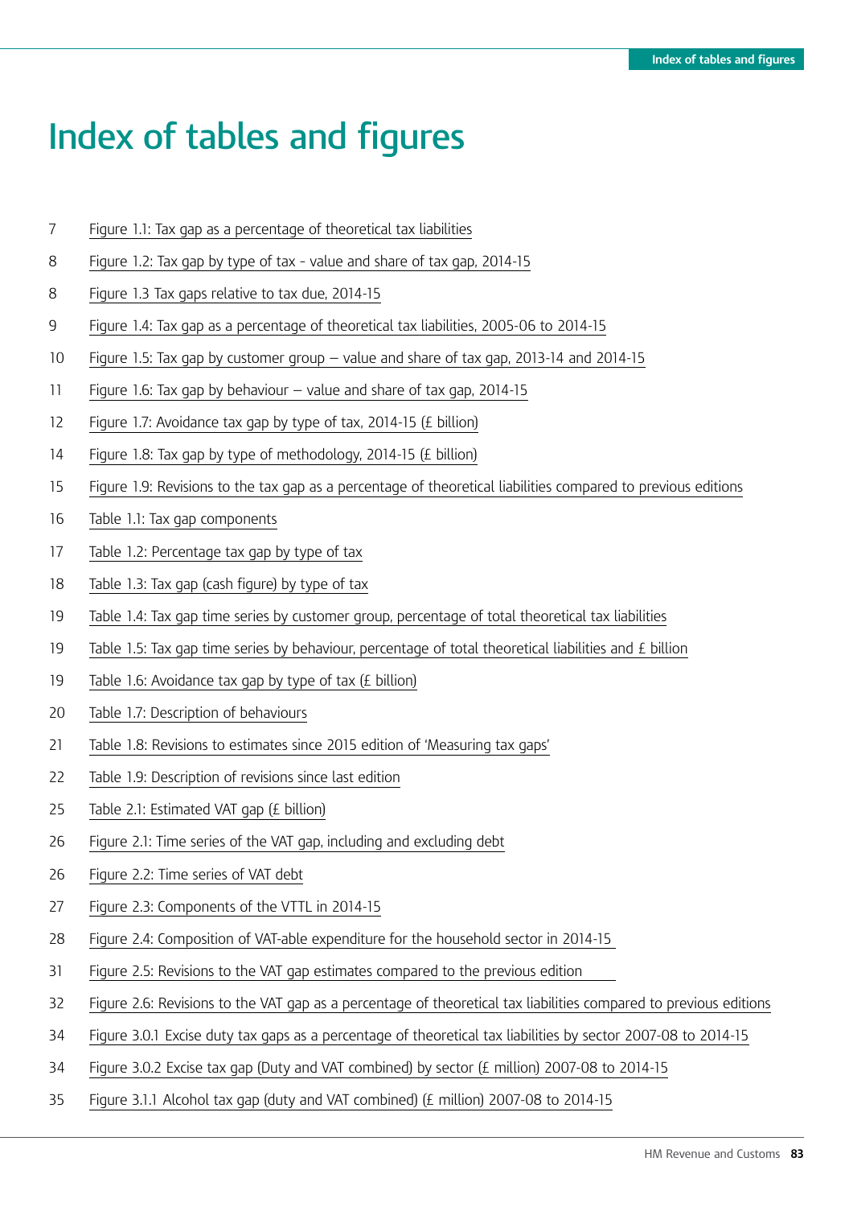# Index of tables and figures

7 Figure 1.1: Tax gap as a percentage of theoretical tax liabilities

8 Figure 1.2: Tax gap by type of tax - value and share of tax gap, 2014-15

8 Figure 1.3 Tax gaps relative to tax due, 2014-15

9 Figure 1.4: Tax gap as a percentage of theoretical tax liabilities, 2005-06 to 2014-15

10 Figure 1.5: Tax gap by customer group – value and share of tax gap, 2013-14 and 2014-15

11 Figure 1.6: Tax gap by behaviour – value and share of tax gap, 2014-15

12 Figure 1.7: Avoidance tax gap by type of tax, 2014-15 (£ billion)

14 Figure 1.8: Tax gap by type of methodology, 2014-15 (£ billion)

15 Figure 1.9: Revisions to the tax gap as a percentage of theoretical liabilities compared to previous editions

16 Table 1.1: Tax gap components

17 Table 1.2: Percentage tax gap by type of tax

18 Table 1.3: Tax gap (cash figure) by type of tax

19 Table 1.4: Tax gap time series by customer group, percentage of total theoretical tax liabilities

19 Table 1.5: Tax gap time series by behaviour, percentage of total theoretical liabilities and £ billion

19 Table 1.6: Avoidance tax gap by type of tax (£ billion)

20 Table 1.7: Description of behaviours

21 Table 1.8: Revisions to estimates since 2015 edition of 'Measuring tax gaps'

22 Table 1.9: Description of revisions since last edition

25 Table 2.1: Estimated VAT gap (£ billion)

26 Figure 2.1: Time series of the VAT gap, including and excluding debt

26 Figure 2.2: Time series of VAT debt

27 Figure 2.3: Components of the VTTL in 2014-15

28 Figure 2.4: Composition of VAT-able expenditure for the household sector in 2014-15

31 Figure 2.5: Revisions to the VAT gap estimates compared to the previous edition

32 Figure 2.6: Revisions to the VAT gap as a percentage of theoretical tax liabilities compared to previous editions

34 Figure 3.0.1 Excise duty tax gaps as a percentage of theoretical tax liabilities by sector 2007-08 to 2014-15

34 Figure 3.0.2 Excise tax gap (Duty and VAT combined) by sector (£ million) 2007-08 to 2014-15

35 Figure 3.1.1 Alcohol tax gap (duty and VAT combined) (£ million) 2007-08 to 2014-15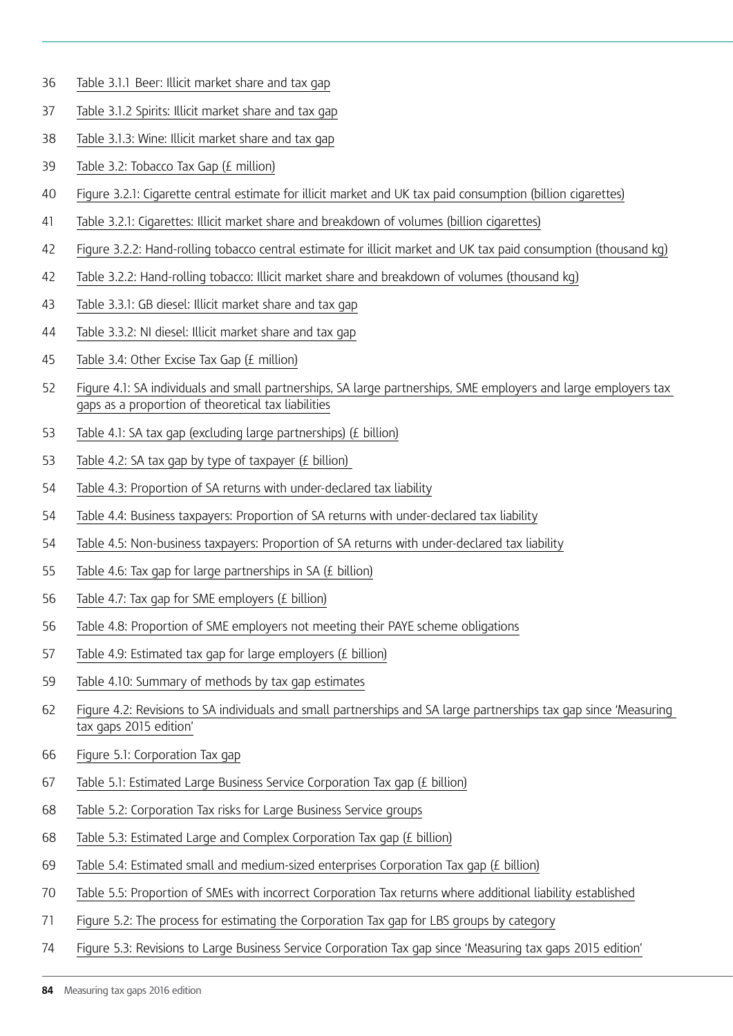36 Table 3.1.1 Beer: Illicit market share and tax gap

37 Table 3.1.2 Spirits: Illicit market share and tax gap

38 Table 3.1.3: Wine: Illicit market share and tax gap

39 Table 3.2: Tobacco Tax Gap (£ million)

40 Figure 3.2.1: Cigarette central estimate for illicit market and UK tax paid consumption (billion cigarettes)

41 Table 3.2.1: Cigarettes: Illicit market share and breakdown of volumes (billion cigarettes)

42 Figure 3.2.2: Hand-rolling tobacco central estimate for illicit market and UK tax paid consumption (thousand kg)

42 Table 3.2.2: Hand-rolling tobacco: Illicit market share and breakdown of volumes (thousand kg)

43 Table 3.3.1: GB diesel: Illicit market share and tax gap

44 Table 3.3.2: NI diesel: Illicit market share and tax gap

45 Table 3.4: Other Excise Tax Gap (£ million)

52 Figure 4.1: SA individuals and small partnerships, SA large partnerships, SME employers and large employers tax gaps as a proportion of theoretical tax liabilities

53 Table 4.1: SA tax gap (excluding large partnerships) (£ billion)

53 Table 4.2: SA tax gap by type of taxpayer (£ billion)

54 Table 4.3: Proportion of SA returns with under-declared tax liability

54 Table 4.4: Business taxpayers: Proportion of SA returns with under-declared tax liability

54 Table 4.5: Non-business taxpayers: Proportion of SA returns with under-declared tax liability

55 Table 4.6: Tax gap for large partnerships in SA (£ billion)

56 Table 4.7: Tax gap for SME employers (£ billion)

56 Table 4.8: Proportion of SME employers not meeting their PAYE scheme obligations

57 Table 4.9: Estimated tax gap for large employers (£ billion)

59 Table 4.10: Summary of methods by tax gap estimates

62 Figure 4.2: Revisions to SA individuals and small partnerships and SA large partnerships tax gap since 'Measuring tax gaps 2015 edition'

66 Figure 5.1: Corporation Tax gap

67 Table 5.1: Estimated Large Business Service Corporation Tax gap (£ billion)

68 Table 5.2: Corporation Tax risks for Large Business Service groups

68 Table 5.3: Estimated Large and Complex Corporation Tax gap (£ billion)

69 Table 5.4: Estimated small and medium-sized enterprises Corporation Tax gap (£ billion)

70 Table 5.5: Proportion of SMEs with incorrect Corporation Tax returns where additional liability established

71 Figure 5.2: The process for estimating the Corporation Tax gap for LBS groups by category

74 Figure 5.3: Revisions to Large Business Service Corporation Tax gap since 'Measuring tax gaps 2015 edition'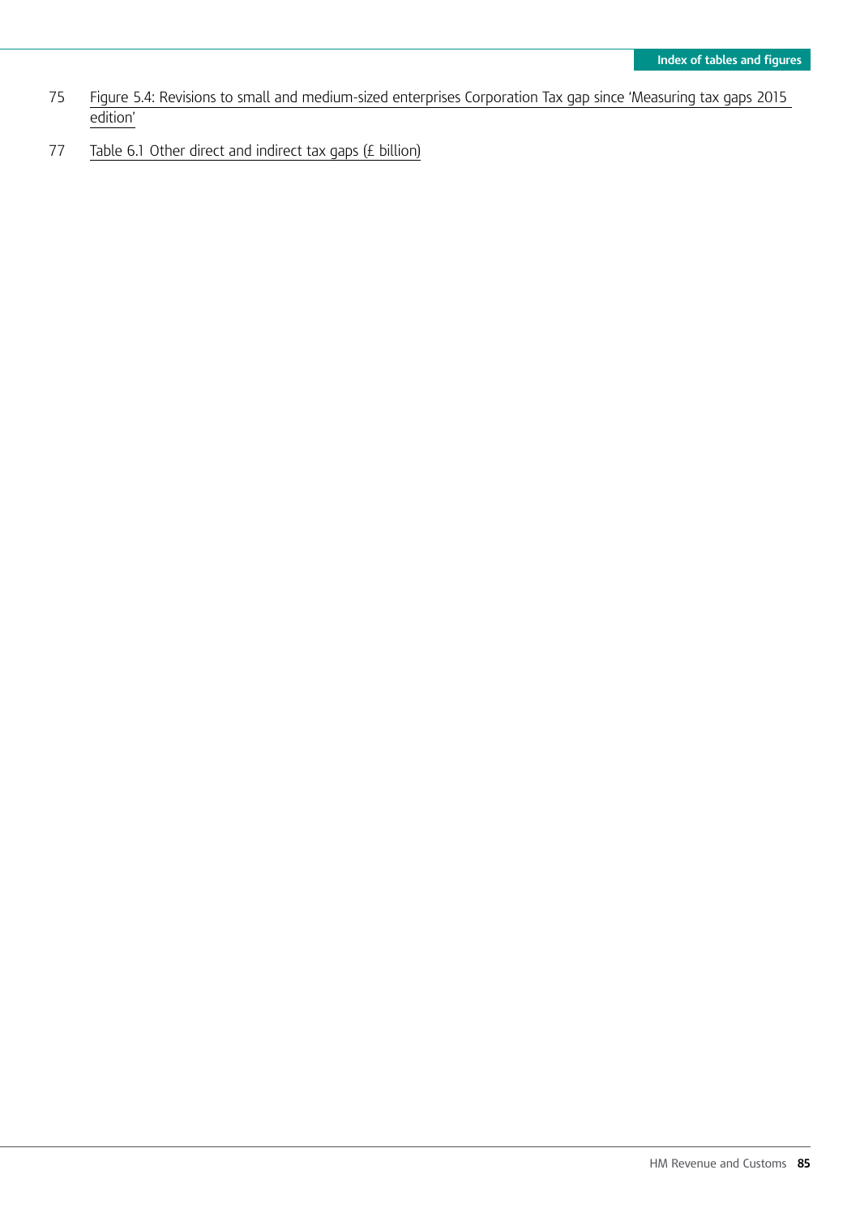75 Figure 5.4: Revisions to small and medium-sized enterprises Corporation Tax gap since 'Measuring tax gaps 2015 edition'

77 Table 6.1 Other direct and indirect tax gaps (£ billion)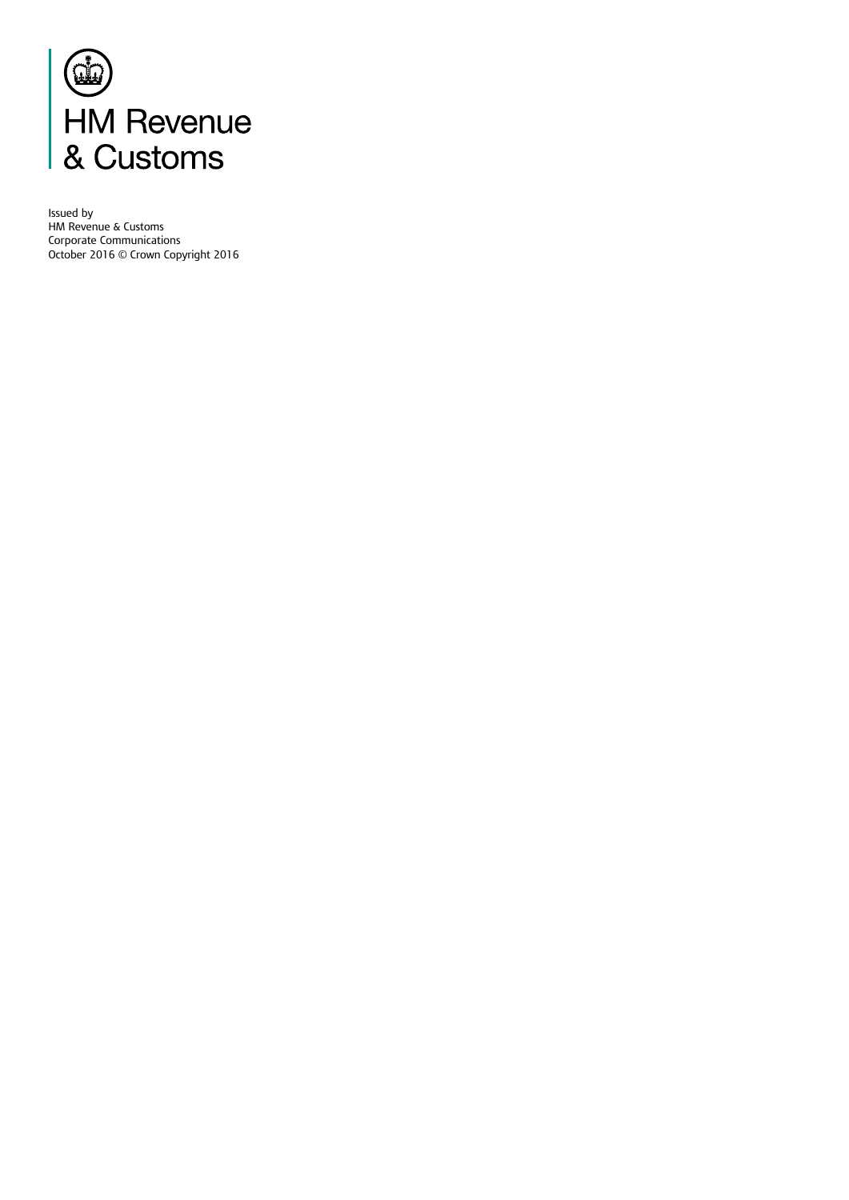HM Revenue & Customs

Issued by
HM Revenue & Customs
Corporate Communications
October 2016 © Crown Copyright 2016